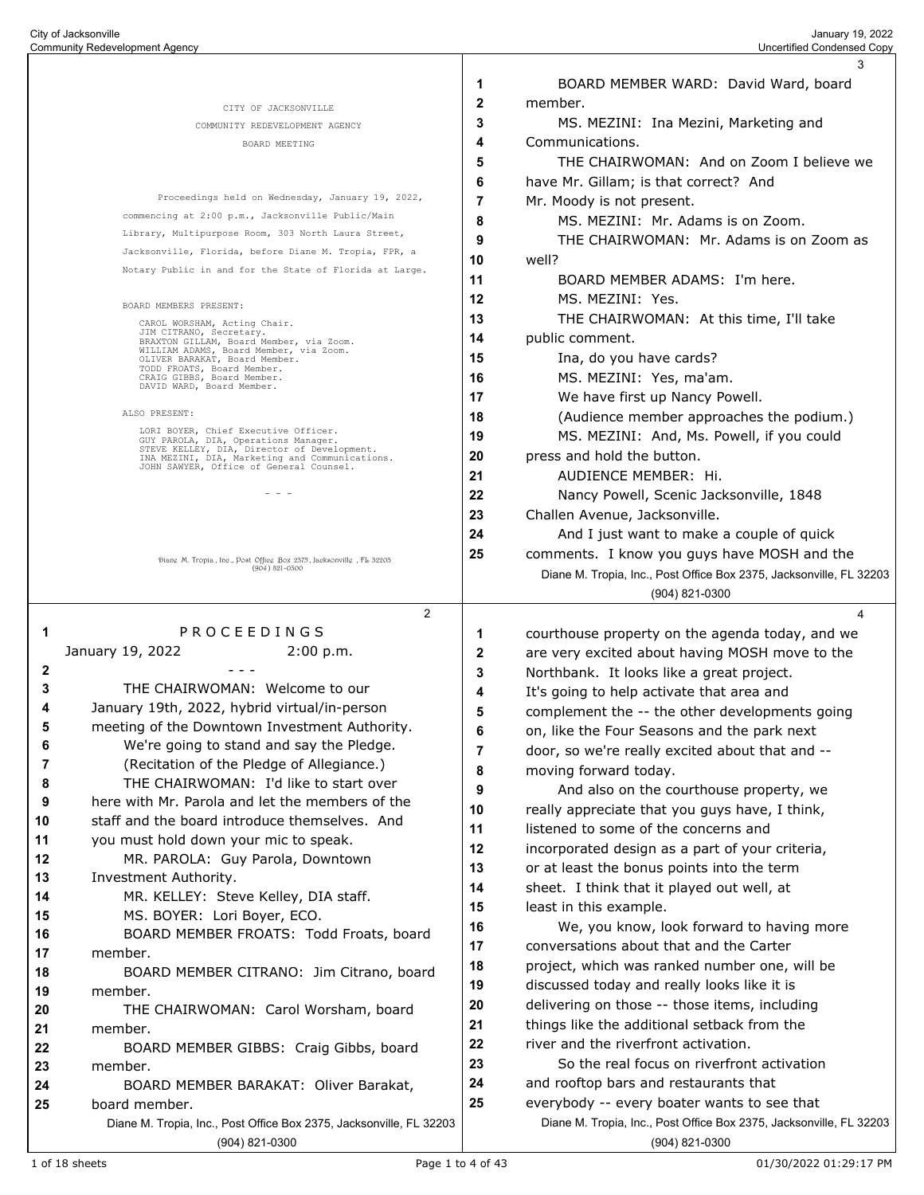CITY OF JACKSONVILLE

COMMUNITY REDEVELOPMENT AGENCY

BOARD MEETING

Proceedings held on Wednesday, January 19, 2022, commencing at 2:00 p.m., Jacksonville Public/Main Library, Multipurpose Room, 303 North Laura Street, Jacksonville, Florida, before Diane M. Tropia, FPR, a Notary Public in and for the State of Florida at Large.

BOARD MEMBERS PRESENT:

CAROL WORSHAM, Acting Chair.
JIM CITRANO, Secretary.
BRAXTON GILLAM, Board Member, via Zoom.
WILLIAM ADAMS, Board Member, via Zoom.
OLIVER BARAKAT, Board Member.
TODD FROATS, Board Member.
CRAIG GIBBS, Board Member.
DAVID WARD, Board Member.

ALSO PRESENT:

LORI BOYER, Chief Executive Officer.
GUY PAROLA, DIA, Operations Manager.
STEVE KELLEY, DIA, Director of Development.
INA MEZINI, DIA, Marketing and Communications.
JOHN SAWYER, Office of General Counsel.

- - -

Diane M. Tropia, Inc., Post Office Box 2375, Jacksonville, FL 32203
(904) 821-0300

---

P R O C E E D I N G S

January 19, 2022 2:00 p.m.

- - -

THE CHAIRWOMAN: Welcome to our January 19th, 2022, hybrid virtual/in-person meeting of the Downtown Investment Authority.

We're going to stand and say the Pledge.

(Recitation of the Pledge of Allegiance.)

THE CHAIRWOMAN: I'd like to start over here with Mr. Parola and let the members of the staff and the board introduce themselves. And you must hold down your mic to speak.

MR. PAROLA: Guy Parola, Downtown Investment Authority.

MR. KELLEY: Steve Kelley, DIA staff.

MS. BOYER: Lori Boyer, ECO.

BOARD MEMBER FROATS: Todd Froats, board member.

BOARD MEMBER CITRANO: Jim Citrano, board member.

THE CHAIRWOMAN: Carol Worsham, board member.

BOARD MEMBER GIBBS: Craig Gibbs, board member.

BOARD MEMBER BARAKAT: Oliver Barakat, board member.

---

BOARD MEMBER WARD: David Ward, board member.

MS. MEZINI: Ina Mezini, Marketing and Communications.

THE CHAIRWOMAN: And on Zoom I believe we have Mr. Gillam; is that correct? And Mr. Moody is not present.

MS. MEZINI: Mr. Adams is on Zoom.

THE CHAIRWOMAN: Mr. Adams is on Zoom as well?

BOARD MEMBER ADAMS: I'm here.

MS. MEZINI: Yes.

THE CHAIRWOMAN: At this time, I'll take public comment.

Ina, do you have cards?

MS. MEZINI: Yes, ma'am.

We have first up Nancy Powell.

(Audience member approaches the podium.)

MS. MEZINI: And, Ms. Powell, if you could press and hold the button.

AUDIENCE MEMBER: Hi.

Nancy Powell, Scenic Jacksonville, 1848 Challen Avenue, Jacksonville.

And I just want to make a couple of quick comments. I know you guys have MOSH and the

---

courthouse property on the agenda today, and we are very excited about having MOSH move to the Northbank. It looks like a great project. It's going to help activate that area and complement the -- the other developments going on, like the Four Seasons and the park next door, so we're really excited about that and -- moving forward today.

And also on the courthouse property, we really appreciate that you guys have, I think, listened to some of the concerns and incorporated design as a part of your criteria, or at least the bonus points into the term sheet. I think that it played out well, at least in this example.

We, you know, look forward to having more conversations about that and the Carter project, which was ranked number one, will be discussed today and really looks like it is delivering on those -- those items, including things like the additional setback from the river and the riverfront activation.

So the real focus on riverfront activation and rooftop bars and restaurants that everybody -- every boater wants to see that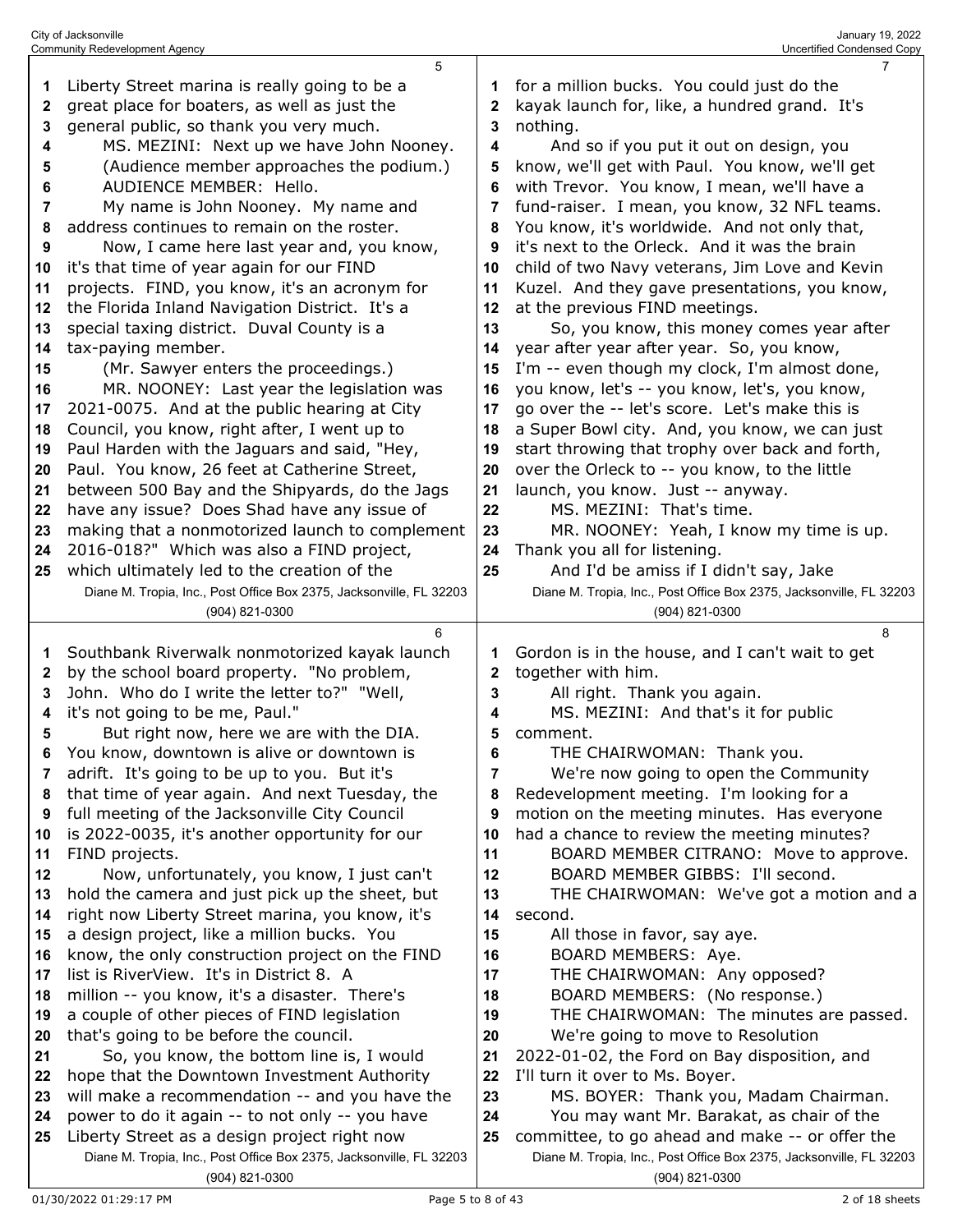Liberty Street marina is really going to be a great place for boaters, as well as just the general public, so thank you very much.

MS. MEZINI: Next up we have John Nooney.

(Audience member approaches the podium.)

AUDIENCE MEMBER: Hello.

My name is John Nooney. My name and address continues to remain on the roster.

Now, I came here last year and, you know, it's that time of year again for our FIND projects. FIND, you know, it's an acronym for the Florida Inland Navigation District. It's a special taxing district. Duval County is a tax-paying member.

(Mr. Sawyer enters the proceedings.)

MR. NOONEY: Last year the legislation was 2021-0075. And at the public hearing at City Council, you know, right after, I went up to Paul Harden with the Jaguars and said, "Hey, Paul. You know, 26 feet at Catherine Street, between 500 Bay and the Shipyards, do the Jags have any issue? Does Shad have any issue of making that a nonmotorized launch to complement 2016-018?" Which was also a FIND project, which ultimately led to the creation of the Southbank Riverwalk nonmotorized kayak launch by the school board property. "No problem, John. Who do I write the letter to?" "Well, it's not going to be me, Paul."

But right now, here we are with the DIA. You know, downtown is alive or downtown is adrift. It's going to be up to you. But it's that time of year again. And next Tuesday, the full meeting of the Jacksonville City Council is 2022-0035, it's another opportunity for our FIND projects.

Now, unfortunately, you know, I just can't hold the camera and just pick up the sheet, but right now Liberty Street marina, you know, it's a design project, like a million bucks. You know, the only construction project on the FIND list is RiverView. It's in District 8. A million -- you know, it's a disaster. There's a couple of other pieces of FIND legislation that's going to be before the council.

So, you know, the bottom line is, I would hope that the Downtown Investment Authority will make a recommendation -- and you have the power to do it again -- to not only -- you have Liberty Street as a design project right now for a million bucks. You could just do the kayak launch for, like, a hundred grand. It's nothing.

And so if you put it out on design, you know, we'll get with Paul. You know, we'll get with Trevor. You know, I mean, we'll have a fund-raiser. I mean, you know, 32 NFL teams. You know, it's worldwide. And not only that, it's next to the Orleck. And it was the brain child of two Navy veterans, Jim Love and Kevin Kuzel. And they gave presentations, you know, at the previous FIND meetings.

So, you know, this money comes year after year after year after year. So, you know, I'm -- even though my clock, I'm almost done, you know, let's -- you know, let's, you know, go over the -- let's score. Let's make this is a Super Bowl city. And, you know, we can just start throwing that trophy over back and forth, over the Orleck to -- you know, to the little launch, you know. Just -- anyway.

MS. MEZINI: That's time.

MR. NOONEY: Yeah, I know my time is up. Thank you all for listening.

And I'd be amiss if I didn't say, Jake Gordon is in the house, and I can't wait to get together with him.

All right. Thank you again.

MS. MEZINI: And that's it for public comment.

THE CHAIRWOMAN: Thank you.

We're now going to open the Community Redevelopment meeting. I'm looking for a motion on the meeting minutes. Has everyone had a chance to review the meeting minutes?

BOARD MEMBER CITRANO: Move to approve.

BOARD MEMBER GIBBS: I'll second.

THE CHAIRWOMAN: We've got a motion and a second.

All those in favor, say aye.

BOARD MEMBERS: Aye.

THE CHAIRWOMAN: Any opposed?

BOARD MEMBERS: (No response.)

THE CHAIRWOMAN: The minutes are passed.

We're going to move to Resolution 2022-01-02, the Ford on Bay disposition, and I'll turn it over to Ms. Boyer.

MS. BOYER: Thank you, Madam Chairman.

You may want Mr. Barakat, as chair of the committee, to go ahead and make -- or offer the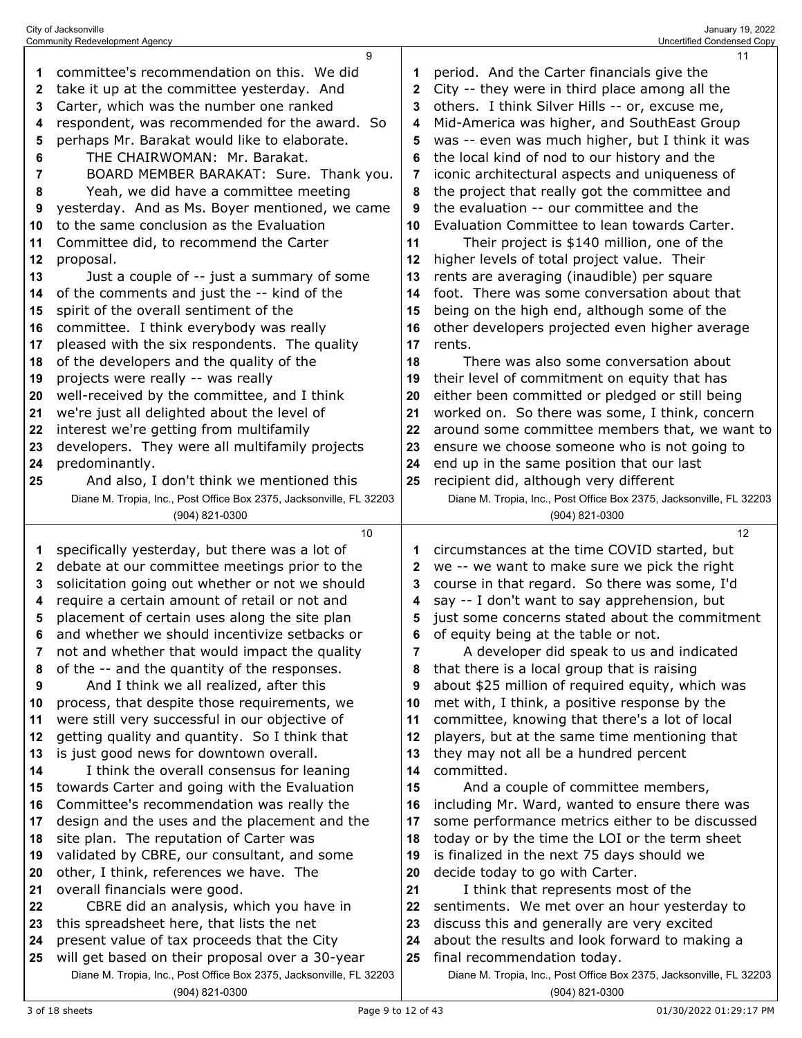committee's recommendation on this. We did take it up at the committee yesterday. And Carter, which was the number one ranked respondent, was recommended for the award. So perhaps Mr. Barakat would like to elaborate.

THE CHAIRWOMAN: Mr. Barakat.

BOARD MEMBER BARAKAT: Sure. Thank you.

Yeah, we did have a committee meeting yesterday. And as Ms. Boyer mentioned, we came to the same conclusion as the Evaluation Committee did, to recommend the Carter proposal.

Just a couple of -- just a summary of some of the comments and just the -- kind of the spirit of the overall sentiment of the committee. I think everybody was really pleased with the six respondents. The quality of the developers and the quality of the projects were really -- was really well-received by the committee, and I think we're just all delighted about the level of interest we're getting from multifamily developers. They were all multifamily projects predominantly.

And also, I don't think we mentioned this specifically yesterday, but there was a lot of debate at our committee meetings prior to the solicitation going out whether or not we should require a certain amount of retail or not and placement of certain uses along the site plan and whether we should incentivize setbacks or not and whether that would impact the quality of the -- and the quantity of the responses.

And I think we all realized, after this process, that despite those requirements, we were still very successful in our objective of getting quality and quantity. So I think that is just good news for downtown overall.

I think the overall consensus for leaning towards Carter and going with the Evaluation Committee's recommendation was really the design and the uses and the placement and the site plan. The reputation of Carter was validated by CBRE, our consultant, and some other, I think, references we have. The overall financials were good.

CBRE did an analysis, which you have in this spreadsheet here, that lists the net present value of tax proceeds that the City will get based on their proposal over a 30-year period. And the Carter financials give the City -- they were in third place among all the others. I think Silver Hills -- or, excuse me, Mid-America was higher, and SouthEast Group was -- even was much higher, but I think it was the local kind of nod to our history and the iconic architectural aspects and uniqueness of the project that really got the committee and the evaluation -- our committee and the Evaluation Committee to lean towards Carter.

Their project is $140 million, one of the higher levels of total project value. Their rents are averaging (inaudible) per square foot. There was some conversation about that being on the high end, although some of the other developers projected even higher average rents.

There was also some conversation about their level of commitment on equity that has either been committed or pledged or still being worked on. So there was some, I think, concern around some committee members that, we want to ensure we choose someone who is not going to end up in the same position that our last recipient did, although very different circumstances at the time COVID started, but we -- we want to make sure we pick the right course in that regard. So there was some, I'd say -- I don't want to say apprehension, but just some concerns stated about the commitment of equity being at the table or not.

A developer did speak to us and indicated that there is a local group that is raising about $25 million of required equity, which was met with, I think, a positive response by the committee, knowing that there's a lot of local players, but at the same time mentioning that they may not all be a hundred percent committed.

And a couple of committee members, including Mr. Ward, wanted to ensure there was some performance metrics either to be discussed today or by the time the LOI or the term sheet is finalized in the next 75 days should we decide today to go with Carter.

I think that represents most of the sentiments. We met over an hour yesterday to discuss this and generally are very excited about the results and look forward to making a final recommendation today.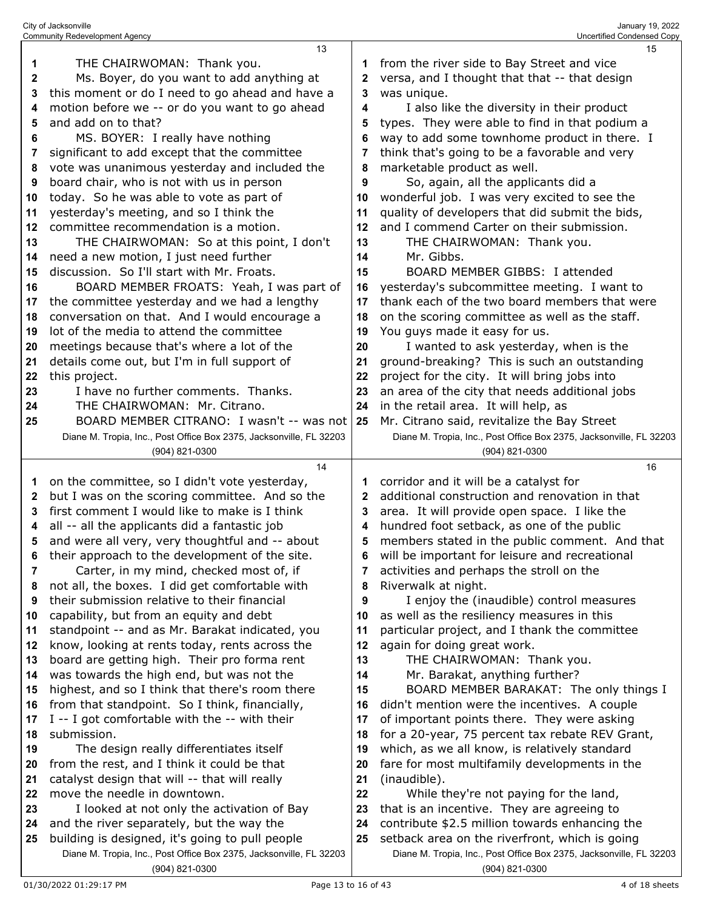THE CHAIRWOMAN: Thank you.

Ms. Boyer, do you want to add anything at this moment or do I need to go ahead and have a motion before we -- or do you want to go ahead and add on to that?

MS. BOYER: I really have nothing significant to add except that the committee vote was unanimous yesterday and included the board chair, who is not with us in person today. So he was able to vote as part of yesterday's meeting, and so I think the committee recommendation is a motion.

THE CHAIRWOMAN: So at this point, I don't need a new motion, I just need further discussion. So I'll start with Mr. Froats.

BOARD MEMBER FROATS: Yeah, I was part of the committee yesterday and we had a lengthy conversation on that. And I would encourage a lot of the media to attend the committee meetings because that's where a lot of the details come out, but I'm in full support of this project.

I have no further comments. Thanks.

THE CHAIRWOMAN: Mr. Citrano.

BOARD MEMBER CITRANO: I wasn't -- was not on the committee, so I didn't vote yesterday, but I was on the scoring committee. And so the first comment I would like to make is I think all -- all the applicants did a fantastic job and were all very, very thoughtful and -- about their approach to the development of the site.

Carter, in my mind, checked most of, if not all, the boxes. I did get comfortable with their submission relative to their financial capability, but from an equity and debt standpoint -- and as Mr. Barakat indicated, you know, looking at rents today, rents across the board are getting high. Their pro forma rent was towards the high end, but was not the highest, and so I think that there's room there from that standpoint. So I think, financially, I -- I got comfortable with the -- with their submission.

The design really differentiates itself from the rest, and I think it could be that catalyst design that will -- that will really move the needle in downtown.

I looked at not only the activation of Bay and the river separately, but the way the building is designed, it's going to pull people from the river side to Bay Street and vice versa, and I thought that that -- that design was unique.

I also like the diversity in their product types. They were able to find in that podium a way to add some townhome product in there. I think that's going to be a favorable and very marketable product as well.

So, again, all the applicants did a wonderful job. I was very excited to see the quality of developers that did submit the bids, and I commend Carter on their submission.

THE CHAIRWOMAN: Thank you.

Mr. Gibbs.

BOARD MEMBER GIBBS: I attended yesterday's subcommittee meeting. I want to thank each of the two board members that were on the scoring committee as well as the staff. You guys made it easy for us.

I wanted to ask yesterday, when is the ground-breaking? This is such an outstanding project for the city. It will bring jobs into an area of the city that needs additional jobs in the retail area. It will help, as Mr. Citrano said, revitalize the Bay Street corridor and it will be a catalyst for additional construction and renovation in that area. It will provide open space. I like the hundred foot setback, as one of the public members stated in the public comment. And that will be important for leisure and recreational activities and perhaps the stroll on the Riverwalk at night.

I enjoy the (inaudible) control measures as well as the resiliency measures in this particular project, and I thank the committee again for doing great work.

THE CHAIRWOMAN: Thank you.

Mr. Barakat, anything further?

BOARD MEMBER BARAKAT: The only things I didn't mention were the incentives. A couple of important points there. They were asking for a 20-year, 75 percent tax rebate REV Grant, which, as we all know, is relatively standard fare for most multifamily developments in the (inaudible).

While they're not paying for the land, that is an incentive. They are agreeing to contribute $2.5 million towards enhancing the setback area on the riverfront, which is going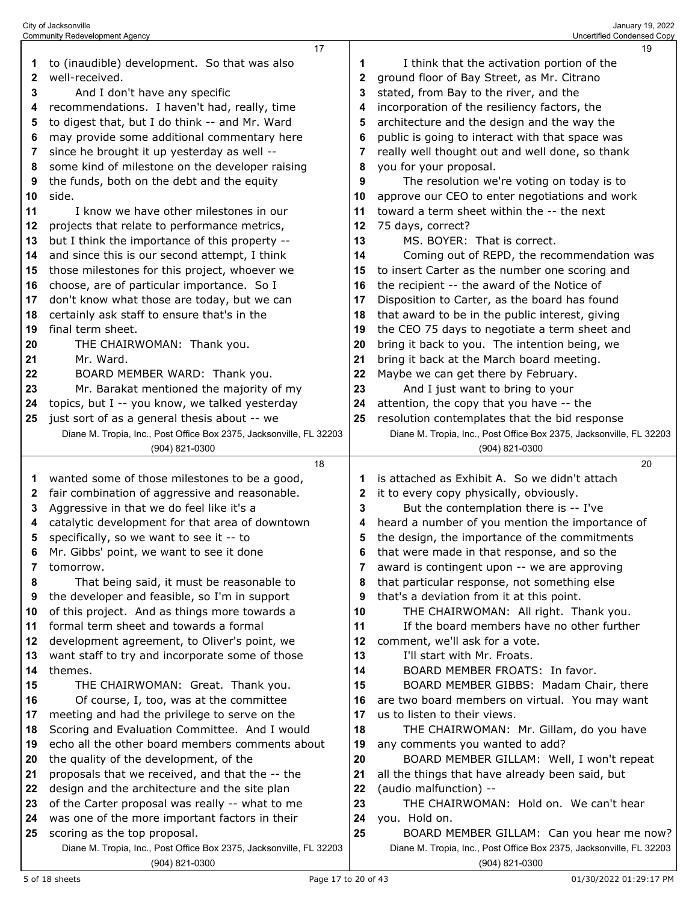17

to (inaudible) development. So that was also well-received.

And I don't have any specific recommendations. I haven't had, really, time to digest that, but I do think -- and Mr. Ward may provide some additional commentary here since he brought it up yesterday as well -- some kind of milestone on the developer raising the funds, both on the debt and the equity side.

I know we have other milestones in our projects that relate to performance metrics, but I think the importance of this property -- and since this is our second attempt, I think those milestones for this project, whoever we choose, are of particular importance. So I don't know what those are today, but we can certainly ask staff to ensure that's in the final term sheet.

THE CHAIRWOMAN: Thank you.

Mr. Ward.

BOARD MEMBER WARD: Thank you.

Mr. Barakat mentioned the majority of my topics, but I -- you know, we talked yesterday just sort of as a general thesis about -- we

18

wanted some of those milestones to be a good, fair combination of aggressive and reasonable. Aggressive in that we do feel like it's a catalytic development for that area of downtown specifically, so we want to see it -- to Mr. Gibbs' point, we want to see it done tomorrow.

That being said, it must be reasonable to the developer and feasible, so I'm in support of this project. And as things more towards a formal term sheet and towards a formal development agreement, to Oliver's point, we want staff to try and incorporate some of those themes.

THE CHAIRWOMAN: Great. Thank you.

Of course, I, too, was at the committee meeting and had the privilege to serve on the Scoring and Evaluation Committee. And I would echo all the other board members comments about the quality of the development, of the proposals that we received, and that the -- the design and the architecture and the site plan of the Carter proposal was really -- what to me was one of the more important factors in their scoring as the top proposal.

19

I think that the activation portion of the ground floor of Bay Street, as Mr. Citrano stated, from Bay to the river, and the incorporation of the resiliency factors, the architecture and the design and the way the public is going to interact with that space was really well thought out and well done, so thank you for your proposal.

The resolution we're voting on today is to approve our CEO to enter negotiations and work toward a term sheet within the -- the next 75 days, correct?

MS. BOYER: That is correct.

Coming out of REPD, the recommendation was to insert Carter as the number one scoring and the recipient -- the award of the Notice of Disposition to Carter, as the board has found that award to be in the public interest, giving the CEO 75 days to negotiate a term sheet and bring it back to you. The intention being, we bring it back at the March board meeting. Maybe we can get there by February.

And I just want to bring to your attention, the copy that you have -- the resolution contemplates that the bid response

20

is attached as Exhibit A. So we didn't attach it to every copy physically, obviously.

But the contemplation there is -- I've heard a number of you mention the importance of the design, the importance of the commitments that were made in that response, and so the award is contingent upon -- we are approving that particular response, not something else that's a deviation from it at this point.

THE CHAIRWOMAN: All right. Thank you.

If the board members have no other further comment, we'll ask for a vote.

I'll start with Mr. Froats.

BOARD MEMBER FROATS: In favor.

BOARD MEMBER GIBBS: Madam Chair, there are two board members on virtual. You may want us to listen to their views.

THE CHAIRWOMAN: Mr. Gillam, do you have any comments you wanted to add?

BOARD MEMBER GILLAM: Well, I won't repeat all the things that have already been said, but (audio malfunction) --

THE CHAIRWOMAN: Hold on. We can't hear you. Hold on.

BOARD MEMBER GILLAM: Can you hear me now?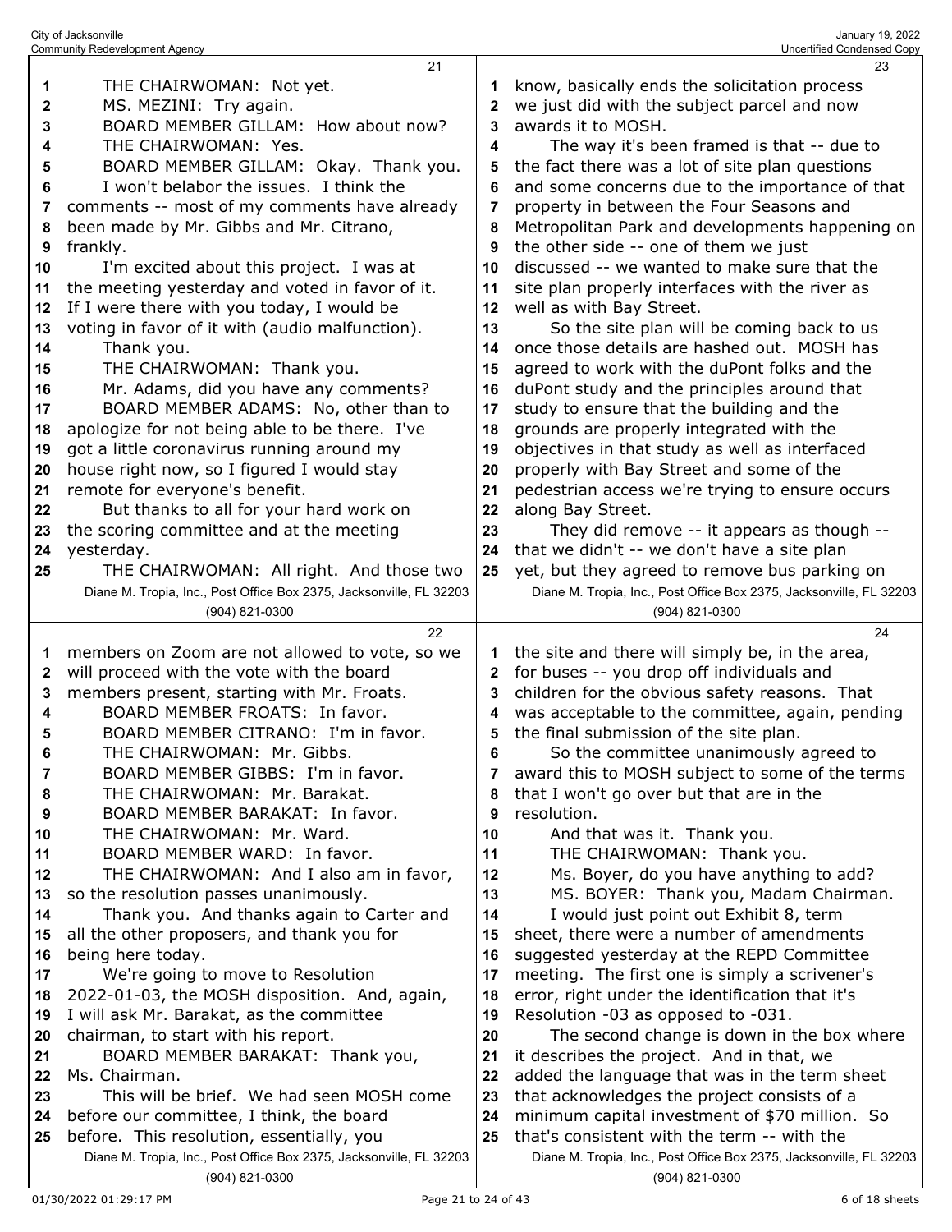THE CHAIRWOMAN: Not yet.

MS. MEZINI: Try again.

BOARD MEMBER GILLAM: How about now?

THE CHAIRWOMAN: Yes.

BOARD MEMBER GILLAM: Okay. Thank you. I won't belabor the issues. I think the comments -- most of my comments have already been made by Mr. Gibbs and Mr. Citrano, frankly.

I'm excited about this project. I was at the meeting yesterday and voted in favor of it. If I were there with you today, I would be voting in favor of it with (audio malfunction). Thank you.

THE CHAIRWOMAN: Thank you.

Mr. Adams, did you have any comments?

BOARD MEMBER ADAMS: No, other than to apologize for not being able to be there. I've got a little coronavirus running around my house right now, so I figured I would stay remote for everyone's benefit.

But thanks to all for your hard work on the scoring committee and at the meeting yesterday.

THE CHAIRWOMAN: All right. And those two members on Zoom are not allowed to vote, so we will proceed with the vote with the board members present, starting with Mr. Froats.

BOARD MEMBER FROATS: In favor.

BOARD MEMBER CITRANO: I'm in favor.

THE CHAIRWOMAN: Mr. Gibbs.

BOARD MEMBER GIBBS: I'm in favor.

THE CHAIRWOMAN: Mr. Barakat.

BOARD MEMBER BARAKAT: In favor.

THE CHAIRWOMAN: Mr. Ward.

BOARD MEMBER WARD: In favor.

THE CHAIRWOMAN: And I also am in favor, so the resolution passes unanimously.

Thank you. And thanks again to Carter and all the other proposers, and thank you for being here today.

We're going to move to Resolution 2022-01-03, the MOSH disposition. And, again, I will ask Mr. Barakat, as the committee chairman, to start with his report.

BOARD MEMBER BARAKAT: Thank you, Ms. Chairman.

This will be brief. We had seen MOSH come before our committee, I think, the board before. This resolution, essentially, you know, basically ends the solicitation process we just did with the subject parcel and now awards it to MOSH.

The way it's been framed is that -- due to the fact there was a lot of site plan questions and some concerns due to the importance of that property in between the Four Seasons and Metropolitan Park and developments happening on the other side -- one of them we just discussed -- we wanted to make sure that the site plan properly interfaces with the river as well as with Bay Street.

So the site plan will be coming back to us once those details are hashed out. MOSH has agreed to work with the duPont folks and the duPont study and the principles around that study to ensure that the building and the grounds are properly integrated with the objectives in that study as well as interfaced properly with Bay Street and some of the pedestrian access we're trying to ensure occurs along Bay Street.

They did remove -- it appears as though -- that we didn't -- we don't have a site plan yet, but they agreed to remove bus parking on the site and there will simply be, in the area, for buses -- you drop off individuals and children for the obvious safety reasons. That was acceptable to the committee, again, pending the final submission of the site plan.

So the committee unanimously agreed to award this to MOSH subject to some of the terms that I won't go over but that are in the resolution.

And that was it. Thank you.

THE CHAIRWOMAN: Thank you.

Ms. Boyer, do you have anything to add?

MS. BOYER: Thank you, Madam Chairman.

I would just point out Exhibit 8, term sheet, there were a number of amendments suggested yesterday at the REPD Committee meeting. The first one is simply a scrivener's error, right under the identification that it's Resolution -03 as opposed to -031.

The second change is down in the box where it describes the project. And in that, we added the language that was in the term sheet that acknowledges the project consists of a minimum capital investment of $70 million. So that's consistent with the term -- with the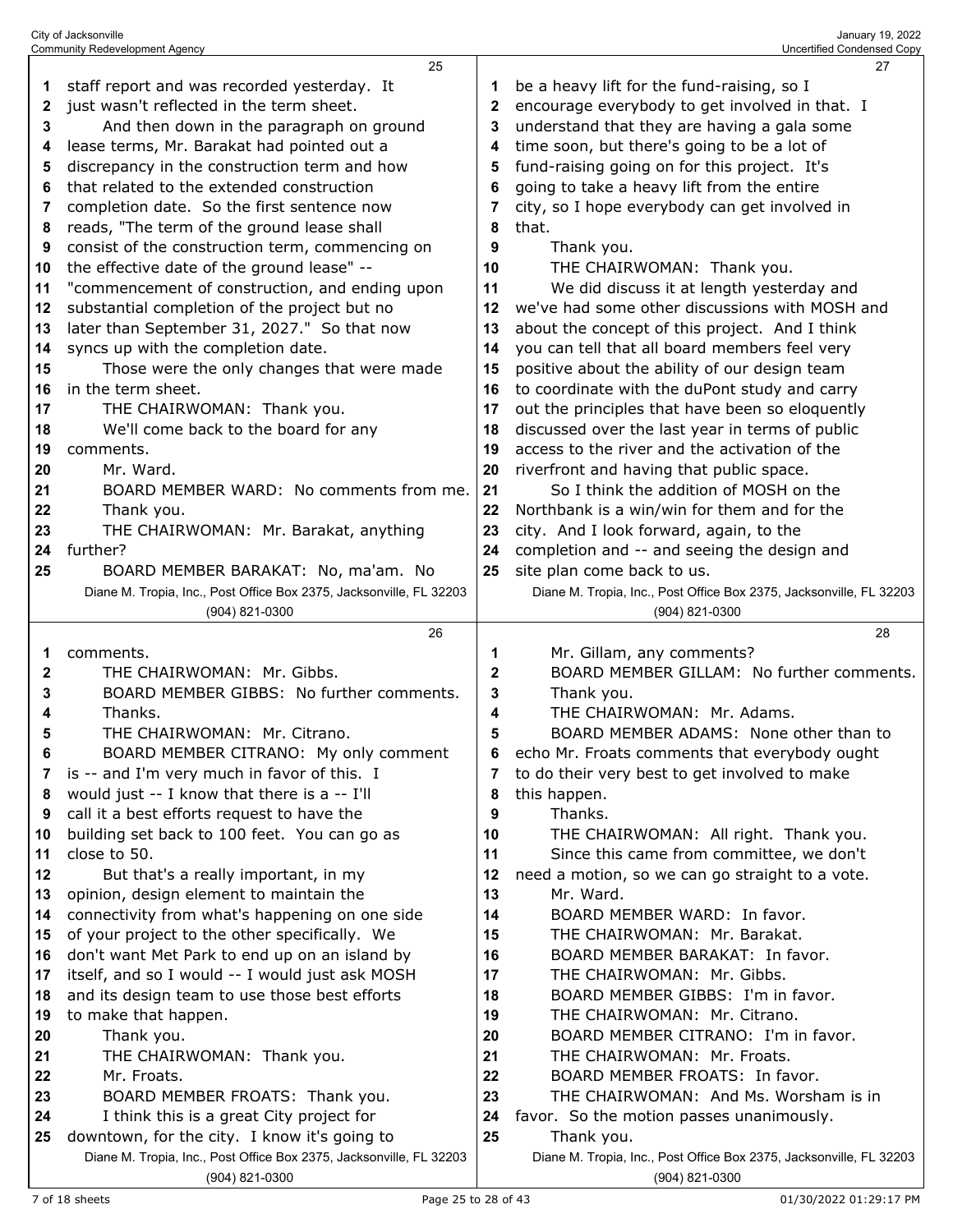staff report and was recorded yesterday. It just wasn't reflected in the term sheet.

And then down in the paragraph on ground lease terms, Mr. Barakat had pointed out a discrepancy in the construction term and how that related to the extended construction completion date. So the first sentence now reads, "The term of the ground lease shall consist of the construction term, commencing on the effective date of the ground lease" -- "commencement of construction, and ending upon substantial completion of the project but no later than September 31, 2027." So that now syncs up with the completion date.

Those were the only changes that were made in the term sheet.

THE CHAIRWOMAN: Thank you.

We'll come back to the board for any comments.

Mr. Ward.

BOARD MEMBER WARD: No comments from me. Thank you.

THE CHAIRWOMAN: Mr. Barakat, anything further?

BOARD MEMBER BARAKAT: No, ma'am. No comments.

THE CHAIRWOMAN: Mr. Gibbs.

BOARD MEMBER GIBBS: No further comments. Thanks.

THE CHAIRWOMAN: Mr. Citrano.

BOARD MEMBER CITRANO: My only comment is -- and I'm very much in favor of this. I would just -- I know that there is a -- I'll call it a best efforts request to have the building set back to 100 feet. You can go as close to 50.

But that's a really important, in my opinion, design element to maintain the connectivity from what's happening on one side of your project to the other specifically. We don't want Met Park to end up on an island by itself, and so I would -- I would just ask MOSH and its design team to use those best efforts to make that happen.

Thank you.

THE CHAIRWOMAN: Thank you.

Mr. Froats.

BOARD MEMBER FROATS: Thank you.

I think this is a great City project for downtown, for the city. I know it's going to be a heavy lift for the fund-raising, so I encourage everybody to get involved in that. I understand that they are having a gala some time soon, but there's going to be a lot of fund-raising going on for this project. It's going to take a heavy lift from the entire city, so I hope everybody can get involved in that.

Thank you.

THE CHAIRWOMAN: Thank you.

We did discuss it at length yesterday and we've had some other discussions with MOSH and about the concept of this project. And I think you can tell that all board members feel very positive about the ability of our design team to coordinate with the duPont study and carry out the principles that have been so eloquently discussed over the last year in terms of public access to the river and the activation of the riverfront and having that public space.

So I think the addition of MOSH on the Northbank is a win/win for them and for the city. And I look forward, again, to the completion and -- and seeing the design and site plan come back to us.

Mr. Gillam, any comments?

BOARD MEMBER GILLAM: No further comments. Thank you.

THE CHAIRWOMAN: Mr. Adams.

BOARD MEMBER ADAMS: None other than to echo Mr. Froats comments that everybody ought to do their very best to get involved to make this happen.

Thanks.

THE CHAIRWOMAN: All right. Thank you.

Since this came from committee, we don't need a motion, so we can go straight to a vote.

Mr. Ward.

BOARD MEMBER WARD: In favor.

THE CHAIRWOMAN: Mr. Barakat.

BOARD MEMBER BARAKAT: In favor.

THE CHAIRWOMAN: Mr. Gibbs.

BOARD MEMBER GIBBS: I'm in favor.

THE CHAIRWOMAN: Mr. Citrano.

BOARD MEMBER CITRANO: I'm in favor.

THE CHAIRWOMAN: Mr. Froats.

BOARD MEMBER FROATS: In favor.

THE CHAIRWOMAN: And Ms. Worsham is in favor. So the motion passes unanimously.

Thank you.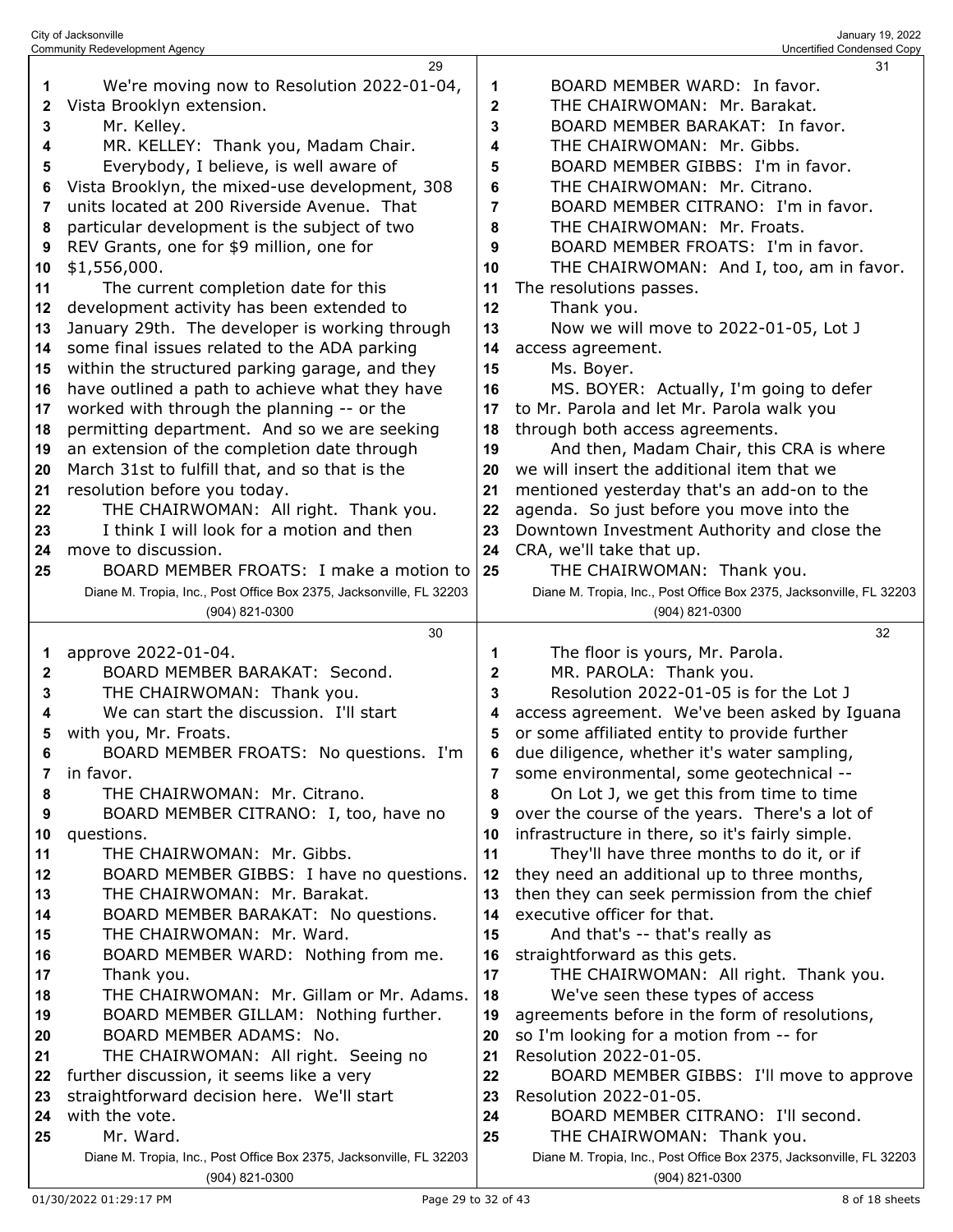We're moving now to Resolution 2022-01-04, Vista Brooklyn extension.

Mr. Kelley.

MR. KELLEY: Thank you, Madam Chair.

Everybody, I believe, is well aware of Vista Brooklyn, the mixed-use development, 308 units located at 200 Riverside Avenue. That particular development is the subject of two REV Grants, one for $9 million, one for $1,556,000.

The current completion date for this development activity has been extended to January 29th. The developer is working through some final issues related to the ADA parking within the structured parking garage, and they have outlined a path to achieve what they have worked with through the planning -- or the permitting department. And so we are seeking an extension of the completion date through March 31st to fulfill that, and so that is the resolution before you today.

THE CHAIRWOMAN: All right. Thank you.

I think I will look for a motion and then move to discussion.

BOARD MEMBER FROATS: I make a motion to approve 2022-01-04.

BOARD MEMBER BARAKAT: Second.

THE CHAIRWOMAN: Thank you.

We can start the discussion. I'll start with you, Mr. Froats.

BOARD MEMBER FROATS: No questions. I'm in favor.

THE CHAIRWOMAN: Mr. Citrano.

BOARD MEMBER CITRANO: I, too, have no questions.

THE CHAIRWOMAN: Mr. Gibbs.

BOARD MEMBER GIBBS: I have no questions.

THE CHAIRWOMAN: Mr. Barakat.

BOARD MEMBER BARAKAT: No questions.

THE CHAIRWOMAN: Mr. Ward.

BOARD MEMBER WARD: Nothing from me. Thank you.

THE CHAIRWOMAN: Mr. Gillam or Mr. Adams.

BOARD MEMBER GILLAM: Nothing further.

BOARD MEMBER ADAMS: No.

THE CHAIRWOMAN: All right. Seeing no further discussion, it seems like a very straightforward decision here. We'll start with the vote.

Mr. Ward.

BOARD MEMBER WARD: In favor.

THE CHAIRWOMAN: Mr. Barakat.

BOARD MEMBER BARAKAT: In favor.

THE CHAIRWOMAN: Mr. Gibbs.

BOARD MEMBER GIBBS: I'm in favor.

THE CHAIRWOMAN: Mr. Citrano.

BOARD MEMBER CITRANO: I'm in favor.

THE CHAIRWOMAN: Mr. Froats.

BOARD MEMBER FROATS: I'm in favor.

THE CHAIRWOMAN: And I, too, am in favor. The resolutions passes.

Thank you.

Now we will move to 2022-01-05, Lot J access agreement.

Ms. Boyer.

MS. BOYER: Actually, I'm going to defer to Mr. Parola and let Mr. Parola walk you through both access agreements.

And then, Madam Chair, this CRA is where we will insert the additional item that we mentioned yesterday that's an add-on to the agenda. So just before you move into the Downtown Investment Authority and close the CRA, we'll take that up.

THE CHAIRWOMAN: Thank you.

The floor is yours, Mr. Parola.

MR. PAROLA: Thank you.

Resolution 2022-01-05 is for the Lot J access agreement. We've been asked by Iguana or some affiliated entity to provide further due diligence, whether it's water sampling, some environmental, some geotechnical --

On Lot J, we get this from time to time over the course of the years. There's a lot of infrastructure in there, so it's fairly simple.

They'll have three months to do it, or if they need an additional up to three months, then they can seek permission from the chief executive officer for that.

And that's -- that's really as straightforward as this gets.

THE CHAIRWOMAN: All right. Thank you.

We've seen these types of access agreements before in the form of resolutions, so I'm looking for a motion from -- for Resolution 2022-01-05.

BOARD MEMBER GIBBS: I'll move to approve Resolution 2022-01-05.

BOARD MEMBER CITRANO: I'll second.

THE CHAIRWOMAN: Thank you.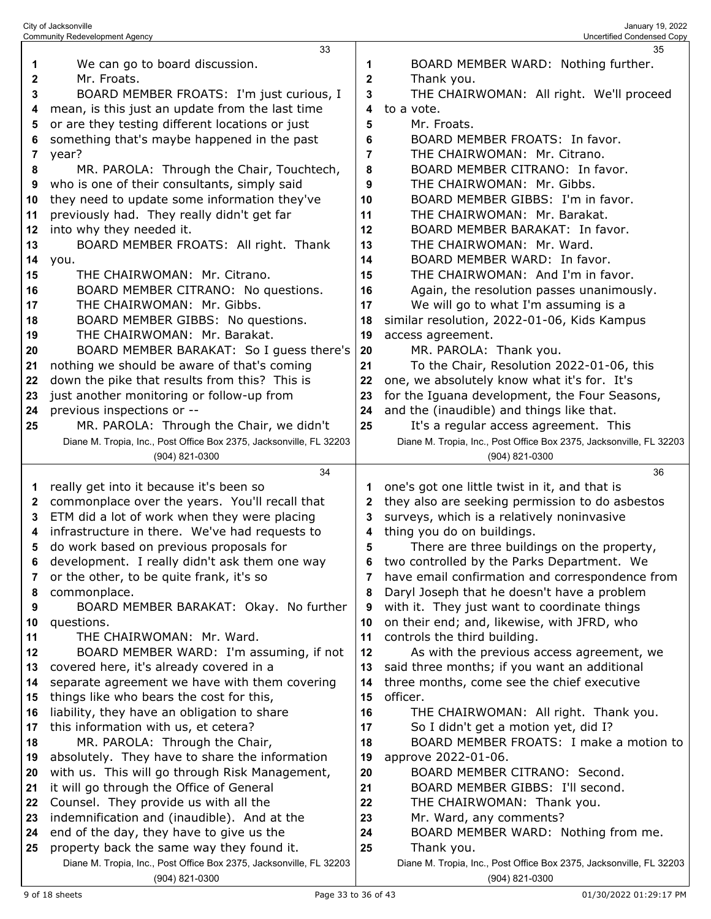We can go to board discussion.

Mr. Froats.

BOARD MEMBER FROATS: I'm just curious, I mean, is this just an update from the last time or are they testing different locations or just something that's maybe happened in the past year?

MR. PAROLA: Through the Chair, Touchtech, who is one of their consultants, simply said they need to update some information they've previously had. They really didn't get far into why they needed it.

BOARD MEMBER FROATS: All right. Thank you.

THE CHAIRWOMAN: Mr. Citrano.

BOARD MEMBER CITRANO: No questions.

THE CHAIRWOMAN: Mr. Gibbs.

BOARD MEMBER GIBBS: No questions.

THE CHAIRWOMAN: Mr. Barakat.

BOARD MEMBER BARAKAT: So I guess there's nothing we should be aware of that's coming down the pike that results from this? This is just another monitoring or follow-up from previous inspections or --

MR. PAROLA: Through the Chair, we didn't really get into it because it's been so commonplace over the years. You'll recall that ETM did a lot of work when they were placing infrastructure in there. We've had requests to do work based on previous proposals for development. I really didn't ask them one way or the other, to be quite frank, it's so commonplace.

BOARD MEMBER BARAKAT: Okay. No further questions.

THE CHAIRWOMAN: Mr. Ward.

BOARD MEMBER WARD: I'm assuming, if not covered here, it's already covered in a separate agreement we have with them covering things like who bears the cost for this, liability, they have an obligation to share this information with us, et cetera?

MR. PAROLA: Through the Chair, absolutely. They have to share the information with us. This will go through Risk Management, it will go through the Office of General Counsel. They provide us with all the indemnification and (inaudible). And at the end of the day, they have to give us the property back the same way they found it.

BOARD MEMBER WARD: Nothing further. Thank you.

THE CHAIRWOMAN: All right. We'll proceed to a vote.

Mr. Froats.

BOARD MEMBER FROATS: In favor.

THE CHAIRWOMAN: Mr. Citrano.

BOARD MEMBER CITRANO: In favor.

THE CHAIRWOMAN: Mr. Gibbs.

BOARD MEMBER GIBBS: I'm in favor.

THE CHAIRWOMAN: Mr. Barakat.

BOARD MEMBER BARAKAT: In favor.

THE CHAIRWOMAN: Mr. Ward.

BOARD MEMBER WARD: In favor.

THE CHAIRWOMAN: And I'm in favor.

Again, the resolution passes unanimously.

We will go to what I'm assuming is a similar resolution, 2022-01-06, Kids Kampus access agreement.

MR. PAROLA: Thank you.

To the Chair, Resolution 2022-01-06, this one, we absolutely know what it's for. It's for the Iguana development, the Four Seasons, and the (inaudible) and things like that.

It's a regular access agreement. This one's got one little twist in it, and that is they also are seeking permission to do asbestos surveys, which is a relatively noninvasive thing you do on buildings.

There are three buildings on the property, two controlled by the Parks Department. We have email confirmation and correspondence from Daryl Joseph that he doesn't have a problem with it. They just want to coordinate things on their end; and, likewise, with JFRD, who controls the third building.

As with the previous access agreement, we said three months; if you want an additional three months, come see the chief executive officer.

THE CHAIRWOMAN: All right. Thank you.

So I didn't get a motion yet, did I?

BOARD MEMBER FROATS: I make a motion to approve 2022-01-06.

BOARD MEMBER CITRANO: Second.

BOARD MEMBER GIBBS: I'll second.

THE CHAIRWOMAN: Thank you.

Mr. Ward, any comments?

BOARD MEMBER WARD: Nothing from me. Thank you.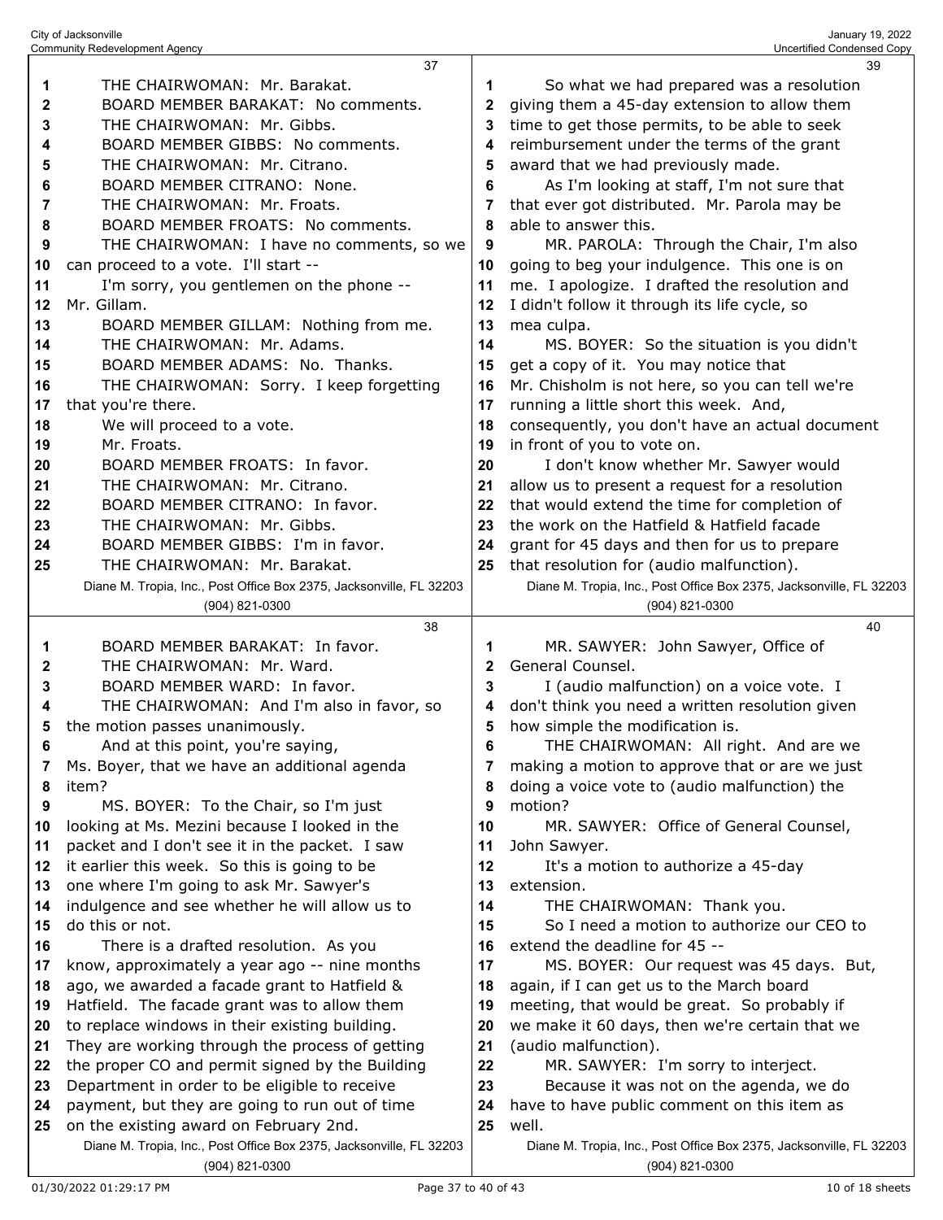THE CHAIRWOMAN: Mr. Barakat.

BOARD MEMBER BARAKAT: No comments.

THE CHAIRWOMAN: Mr. Gibbs.

BOARD MEMBER GIBBS: No comments.

THE CHAIRWOMAN: Mr. Citrano.

BOARD MEMBER CITRANO: None.

THE CHAIRWOMAN: Mr. Froats.

BOARD MEMBER FROATS: No comments.

THE CHAIRWOMAN: I have no comments, so we can proceed to a vote. I'll start --

I'm sorry, you gentlemen on the phone -- Mr. Gillam.

BOARD MEMBER GILLAM: Nothing from me.

THE CHAIRWOMAN: Mr. Adams.

BOARD MEMBER ADAMS: No. Thanks.

THE CHAIRWOMAN: Sorry. I keep forgetting that you're there.

We will proceed to a vote.

Mr. Froats.

BOARD MEMBER FROATS: In favor.

THE CHAIRWOMAN: Mr. Citrano.

BOARD MEMBER CITRANO: In favor.

THE CHAIRWOMAN: Mr. Gibbs.

BOARD MEMBER GIBBS: I'm in favor.

THE CHAIRWOMAN: Mr. Barakat.

BOARD MEMBER BARAKAT: In favor.

THE CHAIRWOMAN: Mr. Ward.

BOARD MEMBER WARD: In favor.

THE CHAIRWOMAN: And I'm also in favor, so the motion passes unanimously.

And at this point, you're saying, Ms. Boyer, that we have an additional agenda item?

MS. BOYER: To the Chair, so I'm just looking at Ms. Mezini because I looked in the packet and I don't see it in the packet. I saw it earlier this week. So this is going to be one where I'm going to ask Mr. Sawyer's indulgence and see whether he will allow us to do this or not.

There is a drafted resolution. As you know, approximately a year ago -- nine months ago, we awarded a facade grant to Hatfield & Hatfield. The facade grant was to allow them to replace windows in their existing building. They are working through the process of getting the proper CO and permit signed by the Building Department in order to be eligible to receive payment, but they are going to run out of time on the existing award on February 2nd.

So what we had prepared was a resolution giving them a 45-day extension to allow them time to get those permits, to be able to seek reimbursement under the terms of the grant award that we had previously made.

As I'm looking at staff, I'm not sure that that ever got distributed. Mr. Parola may be able to answer this.

MR. PAROLA: Through the Chair, I'm also going to beg your indulgence. This one is on me. I apologize. I drafted the resolution and I didn't follow it through its life cycle, so mea culpa.

MS. BOYER: So the situation is you didn't get a copy of it. You may notice that Mr. Chisholm is not here, so you can tell we're running a little short this week. And, consequently, you don't have an actual document in front of you to vote on.

I don't know whether Mr. Sawyer would allow us to present a request for a resolution that would extend the time for completion of the work on the Hatfield & Hatfield facade grant for 45 days and then for us to prepare that resolution for (audio malfunction).

MR. SAWYER: John Sawyer, Office of General Counsel.

I (audio malfunction) on a voice vote. I don't think you need a written resolution given how simple the modification is.

THE CHAIRWOMAN: All right. And are we making a motion to approve that or are we just doing a voice vote to (audio malfunction) the motion?

MR. SAWYER: Office of General Counsel, John Sawyer.

It's a motion to authorize a 45-day extension.

THE CHAIRWOMAN: Thank you.

So I need a motion to authorize our CEO to extend the deadline for 45 --

MS. BOYER: Our request was 45 days. But, again, if I can get us to the March board meeting, that would be great. So probably if we make it 60 days, then we're certain that we (audio malfunction).

MR. SAWYER: I'm sorry to interject.

Because it was not on the agenda, we do have to have public comment on this item as well.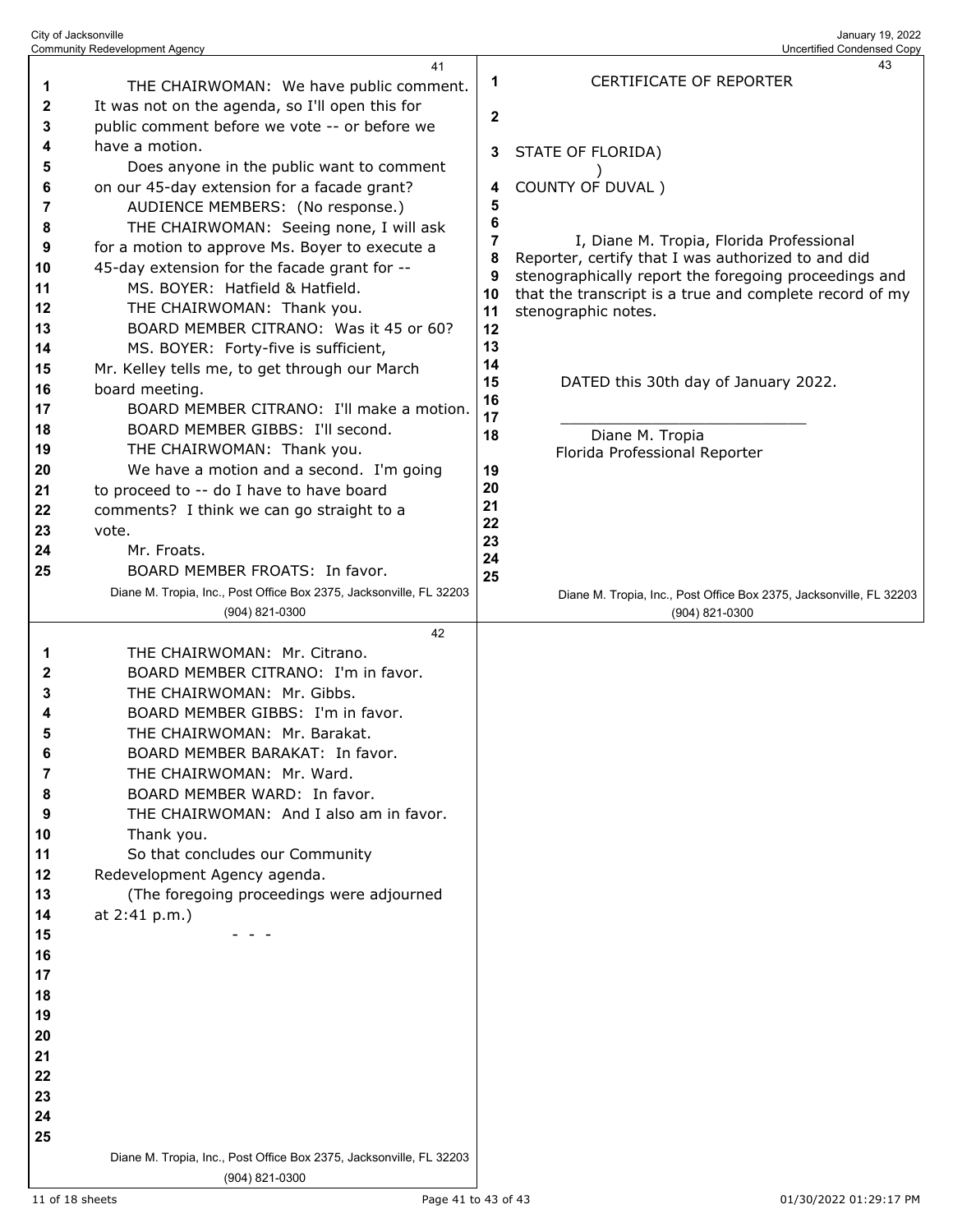THE CHAIRWOMAN: We have public comment. It was not on the agenda, so I'll open this for public comment before we vote -- or before we have a motion.

Does anyone in the public want to comment on our 45-day extension for a facade grant?

AUDIENCE MEMBERS: (No response.)

THE CHAIRWOMAN: Seeing none, I will ask for a motion to approve Ms. Boyer to execute a 45-day extension for the facade grant for --

MS. BOYER: Hatfield & Hatfield.

THE CHAIRWOMAN: Thank you.

BOARD MEMBER CITRANO: Was it 45 or 60?

MS. BOYER: Forty-five is sufficient, Mr. Kelley tells me, to get through our March board meeting.

BOARD MEMBER CITRANO: I'll make a motion.

BOARD MEMBER GIBBS: I'll second.

THE CHAIRWOMAN: Thank you.

We have a motion and a second. I'm going to proceed to -- do I have to have board comments? I think we can go straight to a vote.

Mr. Froats.

BOARD MEMBER FROATS: In favor.

THE CHAIRWOMAN: Mr. Citrano.

BOARD MEMBER CITRANO: I'm in favor.

THE CHAIRWOMAN: Mr. Gibbs.

BOARD MEMBER GIBBS: I'm in favor.

THE CHAIRWOMAN: Mr. Barakat.

BOARD MEMBER BARAKAT: In favor.

THE CHAIRWOMAN: Mr. Ward.

BOARD MEMBER WARD: In favor.

THE CHAIRWOMAN: And I also am in favor.

Thank you.

So that concludes our Community Redevelopment Agency agenda.

(The foregoing proceedings were adjourned at 2:41 p.m.)

\- - -

CERTIFICATE OF REPORTER

STATE OF FLORIDA)
)
COUNTY OF DUVAL )

I, Diane M. Tropia, Florida Professional Reporter, certify that I was authorized to and did stenographically report the foregoing proceedings and that the transcript is a true and complete record of my stenographic notes.

DATED this 30th day of January 2022.

\_\_\_\_\_\_\_\_\_\_\_\_\_\_\_\_\_\_\_\_\_\_\_\_\_\_\_\_
Diane M. Tropia
Florida Professional Reporter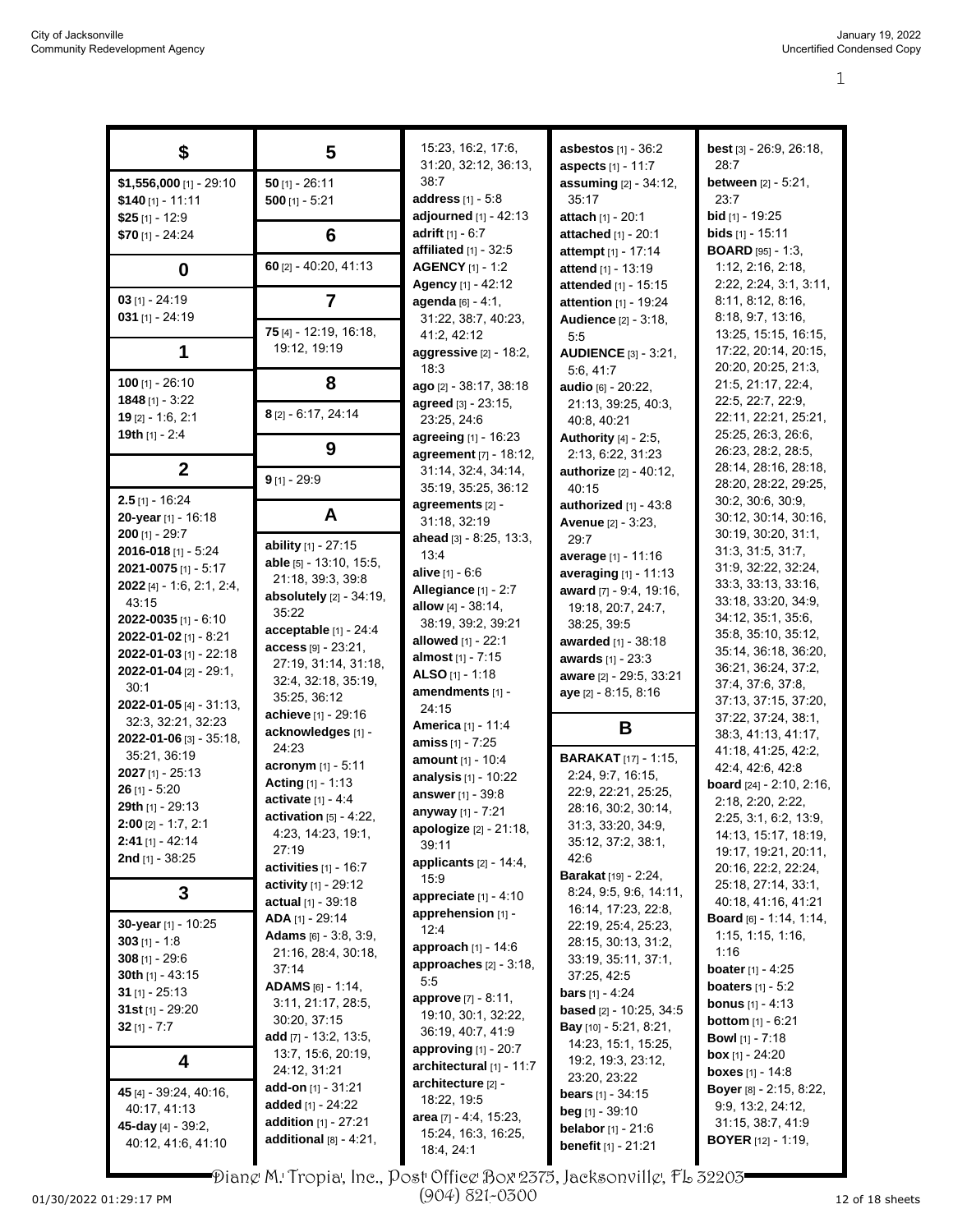## $

**$1,556,000** [1] - 29:10
**$140** [1] - 11:11
**$25** [1] - 12:9
**$70** [1] - 24:24

## 0

**03** [1] - 24:19
**031** [1] - 24:19

## 1

**100** [1] - 26:10
**1848** [1] - 3:22
**19** [2] - 1:6, 2:1
**19th** [1] - 2:4

## 2

**2.5** [1] - 16:24
**20-year** [1] - 16:18
**200** [1] - 29:7
**2016-018** [1] - 5:24
**2021-0075** [1] - 5:17
**2022** [4] - 1:6, 2:1, 2:4, 43:15
**2022-0035** [1] - 6:10
**2022-01-02** [1] - 8:21
**2022-01-03** [1] - 22:18
**2022-01-04** [2] - 29:1, 30:1
**2022-01-05** [4] - 31:13, 32:3, 32:21, 32:23
**2022-01-06** [3] - 35:18, 35:21, 36:19
**2027** [1] - 25:13
**26** [1] - 5:20
**29th** [1] - 29:13
**2:00** [2] - 1:7, 2:1
**2:41** [1] - 42:14
**2nd** [1] - 38:25

## 3

**30-year** [1] - 10:25
**303** [1] - 1:8
**308** [1] - 29:6
**30th** [1] - 43:15
**31** [1] - 25:13
**31st** [1] - 29:20
**32** [1] - 7:7

## 4

**45** [4] - 39:24, 40:16, 40:17, 41:13
**45-day** [4] - 39:2, 40:12, 41:6, 41:10

## 5

**50** [1] - 26:11
**500** [1] - 5:21

## 6

**60** [2] - 40:20, 41:13

## 7

**75** [4] - 12:19, 16:18, 19:12, 19:19

## 8

**8** [2] - 6:17, 24:14

## 9

**9** [1] - 29:9

## A

**ability** [1] - 27:15
**able** [5] - 13:10, 15:5, 21:18, 39:3, 39:8
**absolutely** [2] - 34:19, 35:22
**acceptable** [1] - 24:4
**access** [9] - 23:21, 27:19, 31:14, 31:18, 32:4, 32:18, 35:19, 35:25, 36:12
**achieve** [1] - 29:16
**acknowledges** [1] - 24:23
**acronym** [1] - 5:11
**Acting** [1] - 1:13
**activate** [1] - 4:4
**activation** [5] - 4:22, 4:23, 14:23, 19:1, 27:19
**activities** [1] - 16:7
**activity** [1] - 29:12
**actual** [1] - 39:18
**ADA** [1] - 29:14
**Adams** [6] - 3:8, 3:9, 21:16, 28:4, 30:18, 37:14
**ADAMS** [6] - 1:14, 3:11, 21:17, 28:5, 30:20, 37:15
**add** [7] - 13:2, 13:5, 13:7, 15:6, 20:19, 24:12, 31:21
**add-on** [1] - 31:21
**added** [1] - 24:22
**addition** [1] - 27:21
**additional** [8] - 4:21, 15:23, 16:2, 17:6, 31:20, 32:12, 36:13, 38:7
**address** [1] - 5:8
**adjourned** [1] - 42:13
**adrift** [1] - 6:7
**affiliated** [1] - 32:5
**AGENCY** [1] - 1:2
**Agency** [1] - 42:12
**agenda** [6] - 4:1, 31:22, 38:7, 40:23, 41:2, 42:12
**aggressive** [2] - 18:2, 18:3
**ago** [2] - 38:17, 38:18
**agreed** [3] - 23:15, 23:25, 24:6
**agreeing** [1] - 16:23
**agreement** [7] - 18:12, 31:14, 32:4, 34:14, 35:19, 35:25, 36:12
**agreements** [2] - 31:18, 32:19
**ahead** [3] - 8:25, 13:3, 13:4
**alive** [1] - 6:6
**Allegiance** [1] - 2:7
**allow** [4] - 38:14, 38:19, 39:2, 39:21
**allowed** [1] - 22:1
**almost** [1] - 7:15
**ALSO** [1] - 1:18
**amendments** [1] - 24:15
**America** [1] - 11:4
**amiss** [1] - 7:25
**amount** [1] - 10:4
**analysis** [1] - 10:22
**answer** [1] - 39:8
**anyway** [1] - 7:21
**apologize** [2] - 21:18, 39:11
**applicants** [2] - 14:4, 15:9
**appreciate** [1] - 4:10
**apprehension** [1] - 12:4
**approach** [1] - 14:6
**approaches** [2] - 3:18, 5:5
**approve** [7] - 8:11, 19:10, 30:1, 32:22, 36:19, 40:7, 41:9
**approving** [1] - 20:7
**architectural** [1] - 11:7
**architecture** [2] - 18:22, 19:5
**area** [7] - 4:4, 15:23, 15:24, 16:3, 16:25, 18:4, 24:1
**asbestos** [1] - 36:2
**aspects** [1] - 11:7
**assuming** [2] - 34:12, 35:17
**attach** [1] - 20:1
**attached** [1] - 20:1
**attempt** [1] - 17:14
**attend** [1] - 13:19
**attended** [1] - 15:15
**attention** [1] - 19:24
**Audience** [2] - 3:18, 5:5
**AUDIENCE** [3] - 3:21, 5:6, 41:7
**audio** [6] - 20:22, 21:13, 39:25, 40:3, 40:8, 40:21
**Authority** [4] - 2:5, 2:13, 6:22, 31:23
**authorize** [2] - 40:12, 40:15
**authorized** [1] - 43:8
**Avenue** [2] - 3:23, 29:7
**average** [1] - 11:16
**averaging** [1] - 11:13
**award** [7] - 9:4, 19:16, 19:18, 20:7, 24:7, 38:25, 39:5
**awarded** [1] - 38:18
**awards** [1] - 23:3
**aware** [2] - 29:5, 33:21
**aye** [2] - 8:15, 8:16

## B

**BARAKAT** [17] - 1:15, 2:24, 9:7, 16:15, 22:9, 22:21, 25:25, 28:16, 30:2, 30:14, 31:3, 33:20, 34:9, 35:12, 37:2, 38:1, 42:6
**Barakat** [19] - 2:24, 8:24, 9:5, 9:6, 14:11, 16:14, 17:23, 22:8, 22:19, 25:4, 25:23, 28:15, 30:13, 31:2, 33:19, 35:11, 37:1, 37:25, 42:5
**bars** [1] - 4:24
**based** [2] - 10:25, 34:5
**Bay** [10] - 5:21, 8:21, 14:23, 15:1, 15:25, 19:2, 19:3, 23:12, 23:20, 23:22
**bears** [1] - 34:15
**beg** [1] - 39:10
**belabor** [1] - 21:6
**benefit** [1] - 21:21
**best** [3] - 26:9, 26:18, 28:7
**between** [2] - 5:21, 23:7
**bid** [1] - 19:25
**bids** [1] - 15:11
**BOARD** [95] - 1:3, 1:12, 2:16, 2:18, 2:22, 2:24, 3:1, 3:11, 8:11, 8:12, 8:16, 8:18, 9:7, 13:16, 13:25, 15:15, 16:15, 17:22, 20:14, 20:15, 20:20, 20:25, 21:3, 21:5, 21:17, 22:4, 22:5, 22:7, 22:9, 22:11, 22:21, 25:21, 25:25, 26:3, 26:6, 26:23, 28:2, 28:5, 28:14, 28:16, 28:18, 28:20, 28:22, 29:25, 30:2, 30:6, 30:9, 30:12, 30:14, 30:16, 30:19, 30:20, 31:1, 31:3, 31:5, 31:7, 31:9, 32:22, 32:24, 33:3, 33:13, 33:16, 33:18, 33:20, 34:9, 34:12, 35:1, 35:6, 35:8, 35:10, 35:12, 35:14, 36:18, 36:20, 36:21, 36:24, 37:2, 37:4, 37:6, 37:8, 37:13, 37:15, 37:20, 37:22, 37:24, 38:1, 38:3, 41:13, 41:17, 41:18, 41:25, 42:2, 42:4, 42:6, 42:8
**board** [24] - 2:10, 2:16, 2:18, 2:20, 2:22, 2:25, 3:1, 6:2, 13:9, 14:13, 15:17, 18:19, 19:17, 19:21, 20:11, 20:16, 22:2, 22:24, 25:18, 27:14, 33:1, 40:18, 41:16, 41:21
**Board** [6] - 1:14, 1:14, 1:15, 1:15, 1:16, 1:16
**boater** [1] - 4:25
**boaters** [1] - 5:2
**bonus** [1] - 4:13
**bottom** [1] - 6:21
**Bowl** [1] - 7:18
**box** [1] - 24:20
**boxes** [1] - 14:8
**Boyer** [8] - 2:15, 8:22, 9:9, 13:2, 24:12, 31:15, 38:7, 41:9
**BOYER** [12] - 1:19,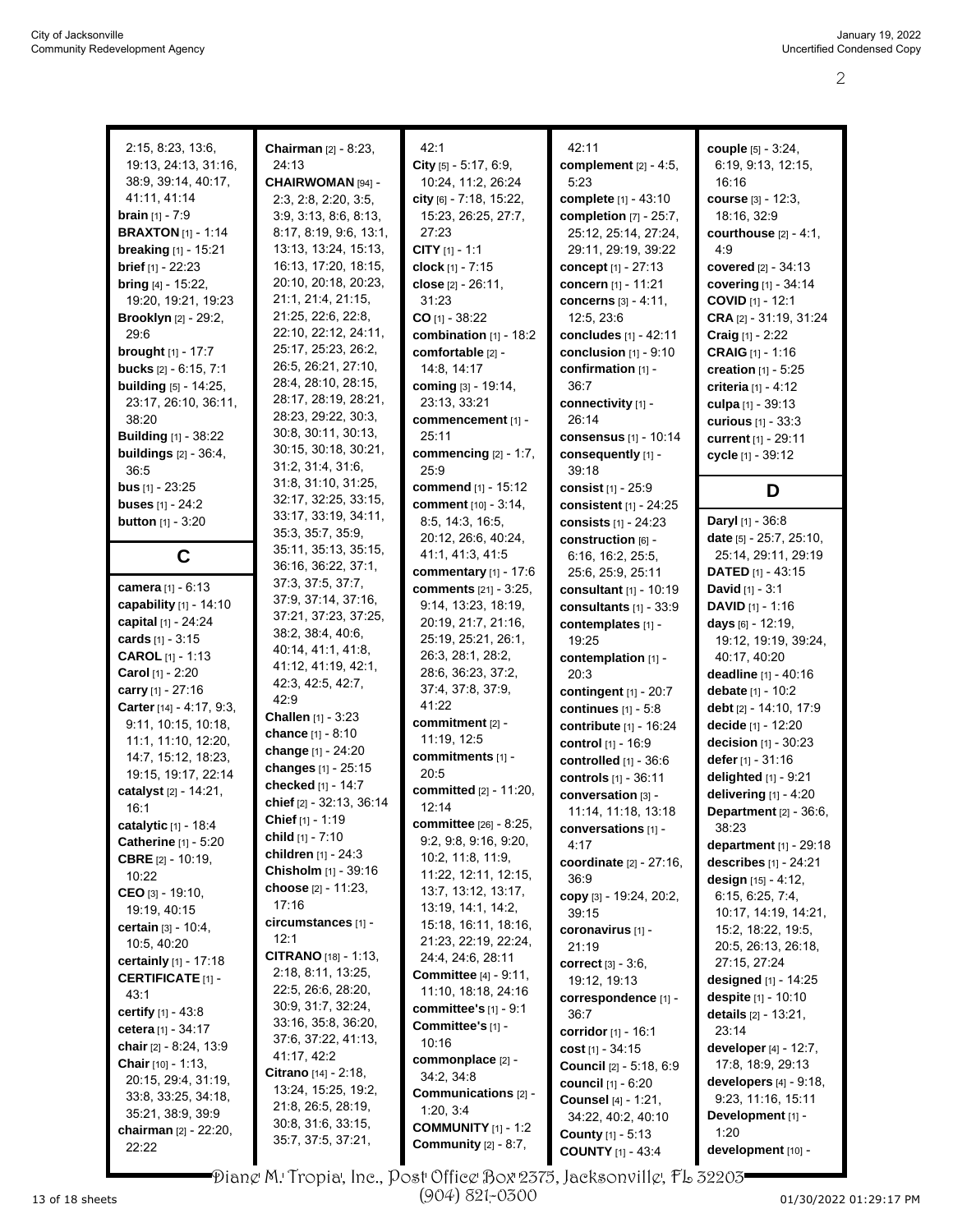2:15, 8:23, 13:6, 19:13, 24:13, 31:16, 38:9, 39:14, 40:17, 41:11, 41:14
**brain** [1] - 7:9
**BRAXTON** [1] - 1:14
**breaking** [1] - 15:21
**brief** [1] - 22:23
**bring** [4] - 15:22, 19:20, 19:21, 19:23
**Brooklyn** [2] - 29:2, 29:6
**brought** [1] - 17:7
**bucks** [2] - 6:15, 7:1
**building** [5] - 14:25, 23:17, 26:10, 36:11, 38:20
**Building** [1] - 38:22
**buildings** [2] - 36:4, 36:5
**bus** [1] - 23:25
**buses** [1] - 24:2
**button** [1] - 3:20

## C

**camera** [1] - 6:13
**capability** [1] - 14:10
**capital** [1] - 24:24
**cards** [1] - 3:15
**CAROL** [1] - 1:13
**Carol** [1] - 2:20
**carry** [1] - 27:16
**Carter** [14] - 4:17, 9:3, 9:11, 10:15, 10:18, 11:1, 11:10, 12:20, 14:7, 15:12, 18:23, 19:15, 19:17, 22:14
**catalyst** [2] - 14:21, 16:1
**catalytic** [1] - 18:4
**Catherine** [1] - 5:20
**CBRE** [2] - 10:19, 10:22
**CEO** [3] - 19:10, 19:19, 40:15
**certain** [3] - 10:4, 10:5, 40:20
**certainly** [1] - 17:18
**CERTIFICATE** [1] - 43:1
**certify** [1] - 43:8
**cetera** [1] - 34:17
**chair** [2] - 8:24, 13:9
**Chair** [10] - 1:13, 20:15, 29:4, 31:19, 33:8, 33:25, 34:18, 35:21, 38:9, 39:9
**chairman** [2] - 22:20, 22:22
**Chairman** [2] - 8:23, 24:13
**CHAIRWOMAN** [94] - 2:3, 2:8, 2:20, 3:5, 3:9, 3:13, 8:6, 8:13, 8:17, 8:19, 9:6, 13:1, 13:13, 13:24, 15:13, 16:13, 17:20, 18:15, 20:10, 20:18, 20:23, 21:1, 21:4, 21:15, 21:25, 22:6, 22:8, 22:10, 22:12, 24:11, 25:17, 25:23, 26:2, 26:5, 26:21, 27:10, 28:4, 28:10, 28:15, 28:17, 28:19, 28:21, 28:23, 29:22, 30:3, 30:8, 30:11, 30:13, 30:15, 30:18, 30:21, 31:2, 31:4, 31:6, 31:8, 31:10, 31:25, 32:17, 32:25, 33:15, 33:17, 33:19, 34:11, 35:3, 35:7, 35:9, 35:11, 35:13, 35:15, 36:16, 36:22, 37:1, 37:3, 37:5, 37:7, 37:9, 37:14, 37:16, 37:21, 37:23, 37:25, 38:2, 38:4, 40:6, 40:14, 41:1, 41:8, 41:12, 41:19, 42:1, 42:3, 42:5, 42:7, 42:9
**Challen** [1] - 3:23
**chance** [1] - 8:10
**change** [1] - 24:20
**changes** [1] - 25:15
**checked** [1] - 14:7
**chief** [2] - 32:13, 36:14
**Chief** [1] - 1:19
**child** [1] - 7:10
**children** [1] - 24:3
**Chisholm** [1] - 39:16
**choose** [2] - 11:23, 17:16
**circumstances** [1] - 12:1
**CITRANO** [18] - 1:13, 2:18, 8:11, 13:25, 22:5, 26:6, 28:20, 30:9, 31:7, 32:24, 33:16, 35:8, 36:20, 37:6, 37:22, 41:13, 41:17, 42:2
**Citrano** [14] - 2:18, 13:24, 15:25, 19:2, 21:8, 26:5, 28:19, 30:8, 31:6, 33:15, 35:7, 37:5, 37:21, 42:1
**City** [5] - 5:17, 6:9, 10:24, 11:2, 26:24
**city** [6] - 7:18, 15:22, 15:23, 26:25, 27:7, 27:23
**CITY** [1] - 1:1
**clock** [1] - 7:15
**close** [2] - 26:11, 31:23
**CO** [1] - 38:22
**combination** [1] - 18:2
**comfortable** [2] - 14:8, 14:17
**coming** [3] - 19:14, 23:13, 33:21
**commencement** [1] - 25:11
**commencing** [2] - 1:7, 25:9
**commend** [1] - 15:12
**comment** [10] - 3:14, 8:5, 14:3, 16:5, 20:12, 26:6, 40:24, 41:1, 41:3, 41:5
**commentary** [1] - 17:6
**comments** [21] - 3:25, 9:14, 13:23, 18:19, 20:19, 21:7, 21:16, 25:19, 25:21, 26:1, 26:3, 28:1, 28:2, 28:6, 36:23, 37:2, 37:4, 37:8, 37:9, 41:22
**commitment** [2] - 11:19, 12:5
**commitments** [1] - 20:5
**committed** [2] - 11:20, 12:14
**committee** [26] - 8:25, 9:2, 9:8, 9:16, 9:20, 10:2, 11:8, 11:9, 11:22, 12:11, 12:15, 13:7, 13:12, 13:17, 13:19, 14:1, 14:2, 15:18, 16:11, 18:16, 21:23, 22:19, 22:24, 24:4, 24:6, 28:11
**Committee** [4] - 9:11, 11:10, 18:18, 24:16
**committee's** [1] - 9:1
**Committee's** [1] - 10:16
**commonplace** [2] - 34:2, 34:8
**Communications** [2] - 1:20, 3:4
**COMMUNITY** [1] - 1:2
**Community** [2] - 8:7, 42:1
42:11
**complement** [2] - 4:5, 5:23
**complete** [1] - 43:10
**completion** [7] - 25:7, 25:12, 25:14, 27:24, 29:11, 29:19, 39:22
**concept** [1] - 27:13
**concern** [1] - 11:21
**concerns** [3] - 4:11, 12:5, 23:6
**concludes** [1] - 42:11
**conclusion** [1] - 9:10
**confirmation** [1] - 36:7
**connectivity** [1] - 26:14
**consensus** [1] - 10:14
**consequently** [1] - 39:18
**consist** [1] - 25:9
**consistent** [1] - 24:25
**consists** [1] - 24:23
**construction** [6] - 6:16, 16:2, 25:5, 25:6, 25:9, 25:11
**consultant** [1] - 10:19
**consultants** [1] - 33:9
**contemplates** [1] - 19:25
**contemplation** [1] - 20:3
**contingent** [1] - 20:7
**continues** [1] - 5:8
**contribute** [1] - 16:24
**control** [1] - 16:9
**controlled** [1] - 36:6
**controls** [1] - 36:11
**conversation** [3] - 11:14, 11:18, 13:18
**conversations** [1] - 4:17
**coordinate** [2] - 27:16, 36:9
**copy** [3] - 19:24, 20:2, 39:15
**coronavirus** [1] - 21:19
**correct** [3] - 3:6, 19:12, 19:13
**correspondence** [1] - 36:7
**corridor** [1] - 16:1
**cost** [1] - 34:15
**Council** [2] - 5:18, 6:9
**council** [1] - 6:20
**Counsel** [4] - 1:21, 34:22, 40:2, 40:10
**County** [1] - 5:13
**COUNTY** [1] - 43:4
**couple** [5] - 3:24, 6:19, 9:13, 12:15, 16:16
**course** [3] - 12:3, 18:16, 32:9
**courthouse** [2] - 4:1, 4:9
**covered** [2] - 34:13
**covering** [1] - 34:14
**COVID** [1] - 12:1
**CRA** [2] - 31:19, 31:24
**Craig** [1] - 2:22
**CRAIG** [1] - 1:16
**creation** [1] - 5:25
**criteria** [1] - 4:12
**culpa** [1] - 39:13
**curious** [1] - 33:3
**current** [1] - 29:11
**cycle** [1] - 39:12

## D

**Daryl** [1] - 36:8
**date** [5] - 25:7, 25:10, 25:14, 29:11, 29:19
**DATED** [1] - 43:15
**David** [1] - 3:1
**DAVID** [1] - 1:16
**days** [6] - 12:19, 19:12, 19:19, 39:24, 40:17, 40:20
**deadline** [1] - 40:16
**debate** [1] - 10:2
**debt** [2] - 14:10, 17:9
**decide** [1] - 12:20
**decision** [1] - 30:23
**defer** [1] - 31:16
**delighted** [1] - 9:21
**delivering** [1] - 4:20
**Department** [2] - 36:6, 38:23
**department** [1] - 29:18
**describes** [1] - 24:21
**design** [15] - 4:12, 6:15, 6:25, 7:4, 10:17, 14:19, 14:21, 15:2, 18:22, 19:5, 20:5, 26:13, 26:18, 27:15, 27:24
**designed** [1] - 14:25
**despite** [1] - 10:10
**details** [2] - 13:21, 23:14
**developer** [4] - 12:7, 17:8, 18:9, 29:13
**developers** [4] - 9:18, 9:23, 11:16, 15:11
**Development** [1] - 1:20
**development** [10] -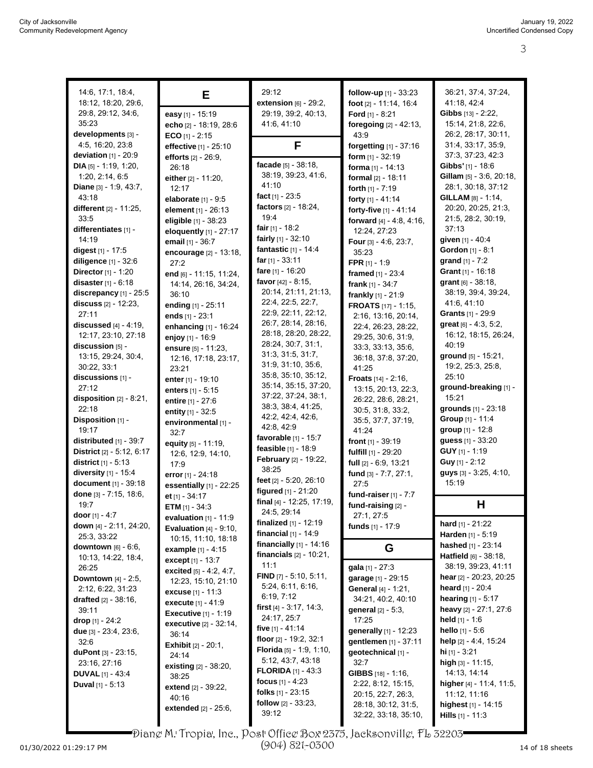14:6, 17:1, 18:4, 18:12, 18:20, 29:6, 29:8, 29:12, 34:6, 35:23
**developments** [3] - 4:5, 16:20, 23:8
**deviation** [1] - 20:9
**DIA** [5] - 1:19, 1:20, 1:20, 2:14, 6:5
**Diane** [3] - 1:9, 43:7, 43:18
**different** [2] - 11:25, 33:5
**differentiates** [1] - 14:19
**digest** [1] - 17:5
**diligence** [1] - 32:6
**Director** [1] - 1:20
**disaster** [1] - 6:18
**discrepancy** [1] - 25:5
**discuss** [2] - 12:23, 27:11
**discussed** [4] - 4:19, 12:17, 23:10, 27:18
**discussion** [5] - 13:15, 29:24, 30:4, 30:22, 33:1
**discussions** [1] - 27:12
**disposition** [2] - 8:21, 22:18
**Disposition** [1] - 19:17
**distributed** [1] - 39:7
**District** [2] - 5:12, 6:17
**district** [1] - 5:13
**diversity** [1] - 15:4
**document** [1] - 39:18
**done** [3] - 7:15, 18:6, 19:7
**door** [1] - 4:7
**down** [4] - 2:11, 24:20, 25:3, 33:22
**downtown** [6] - 6:6, 10:13, 14:22, 18:4, 26:25
**Downtown** [4] - 2:5, 2:12, 6:22, 31:23
**drafted** [2] - 38:16, 39:11
**drop** [1] - 24:2
**due** [3] - 23:4, 23:6, 32:6
**duPont** [3] - 23:15, 23:16, 27:16
**DUVAL** [1] - 43:4
**Duval** [1] - 5:13

## E

**easy** [1] - 15:19
**echo** [2] - 18:19, 28:6
**ECO** [1] - 2:15
**effective** [1] - 25:10
**efforts** [2] - 26:9, 26:18
**either** [2] - 11:20, 12:17
**elaborate** [1] - 9:5
**element** [1] - 26:13
**eligible** [1] - 38:23
**eloquently** [1] - 27:17
**email** [1] - 36:7
**encourage** [2] - 13:18, 27:2
**end** [6] - 11:15, 11:24, 14:14, 26:16, 34:24, 36:10
**ending** [1] - 25:11
**ends** [1] - 23:1
**enhancing** [1] - 16:24
**enjoy** [1] - 16:9
**ensure** [5] - 11:23, 12:16, 17:18, 23:17, 23:21
**enter** [1] - 19:10
**enters** [1] - 5:15
**entire** [1] - 27:6
**entity** [1] - 32:5
**environmental** [1] - 32:7
**equity** [5] - 11:19, 12:6, 12:9, 14:10, 17:9
**error** [1] - 24:18
**essentially** [1] - 22:25
**et** [1] - 34:17
**ETM** [1] - 34:3
**evaluation** [1] - 11:9
**Evaluation** [4] - 9:10, 10:15, 11:10, 18:18
**example** [1] - 4:15
**except** [1] - 13:7
**excited** [5] - 4:2, 4:7, 12:23, 15:10, 21:10
**excuse** [1] - 11:3
**execute** [1] - 41:9
**Executive** [1] - 1:19
**executive** [2] - 32:14, 36:14
**Exhibit** [2] - 20:1, 24:14
**existing** [2] - 38:20, 38:25
**extend** [2] - 39:22, 40:16
**extended** [2] - 25:6, 29:12
**extension** [6] - 29:2, 29:19, 39:2, 40:13, 41:6, 41:10

## F

**facade** [5] - 38:18, 38:19, 39:23, 41:6, 41:10
**fact** [1] - 23:5
**factors** [2] - 18:24, 19:4
**fair** [1] - 18:2
**fairly** [1] - 32:10
**fantastic** [1] - 14:4
**far** [1] - 33:11
**fare** [1] - 16:20
**favor** [42] - 8:15, 20:14, 21:11, 21:13, 22:4, 22:5, 22:7, 22:9, 22:11, 22:12, 26:7, 28:14, 28:16, 28:18, 28:20, 28:22, 28:24, 30:7, 31:1, 31:3, 31:5, 31:7, 31:9, 31:10, 35:6, 35:8, 35:10, 35:12, 35:14, 35:15, 37:20, 37:22, 37:24, 38:1, 38:3, 38:4, 41:25, 42:2, 42:4, 42:6, 42:8, 42:9
**favorable** [1] - 15:7
**feasible** [1] - 18:9
**February** [2] - 19:22, 38:25
**feet** [2] - 5:20, 26:10
**figured** [1] - 21:20
**final** [4] - 12:25, 17:19, 24:5, 29:14
**finalized** [1] - 12:19
**financial** [1] - 14:9
**financially** [1] - 14:16
**financials** [2] - 10:21, 11:1
**FIND** [7] - 5:10, 5:11, 5:24, 6:11, 6:16, 6:19, 7:12
**first** [4] - 3:17, 14:3, 24:17, 25:7
**five** [1] - 41:14
**floor** [2] - 19:2, 32:1
**Florida** [5] - 1:9, 1:10, 5:12, 43:7, 43:18
**FLORIDA** [1] - 43:3
**focus** [1] - 4:23
**folks** [1] - 23:15
**follow** [2] - 33:23, 39:12
**follow-up** [1] - 33:23
**foot** [2] - 11:14, 16:4
**Ford** [1] - 8:21
**foregoing** [2] - 42:13, 43:9
**forgetting** [1] - 37:16
**form** [1] - 32:19
**forma** [1] - 14:13
**formal** [2] - 18:11
**forth** [1] - 7:19
**forty** [1] - 41:14
**forty-five** [1] - 41:14
**forward** [4] - 4:8, 4:16, 12:24, 27:23
**Four** [3] - 4:6, 23:7, 35:23
**FPR** [1] - 1:9
**framed** [1] - 23:4
**frank** [1] - 34:7
**frankly** [1] - 21:9
**FROATS** [17] - 1:15, 2:16, 13:16, 20:14, 22:4, 26:23, 28:22, 29:25, 30:6, 31:9, 33:3, 33:13, 35:6, 36:18, 37:8, 37:20, 41:25
**Froats** [14] - 2:16, 13:15, 20:13, 22:3, 26:22, 28:6, 28:21, 30:5, 31:8, 33:2, 35:5, 37:7, 37:19, 41:24
**front** [1] - 39:19
**fulfill** [1] - 29:20
**full** [2] - 6:9, 13:21
**fund** [3] - 7:7, 27:1, 27:5
**fund-raiser** [1] - 7:7
**fund-raising** [2] - 27:1, 27:5
**funds** [1] - 17:9

## G

**gala** [1] - 27:3
**garage** [1] - 29:15
**General** [4] - 1:21, 34:21, 40:2, 40:10
**general** [2] - 5:3, 17:25
**generally** [1] - 12:23
**gentlemen** [1] - 37:11
**geotechnical** [1] - 32:7
**GIBBS** [18] - 1:16, 2:22, 8:12, 15:15, 20:15, 22:7, 26:3, 28:18, 30:12, 31:5, 32:22, 33:18, 35:10, 36:21, 37:4, 37:24, 41:18, 42:4
**Gibbs** [13] - 2:22, 15:14, 21:8, 22:6, 26:2, 28:17, 30:11, 31:4, 33:17, 35:9, 37:3, 37:23, 42:3
**Gibbs'** [1] - 18:6
**Gillam** [5] - 3:6, 20:18, 28:1, 30:18, 37:12
**GILLAM** [8] - 1:14, 20:20, 20:25, 21:3, 21:5, 28:2, 30:19, 37:13
**given** [1] - 40:4
**Gordon** [1] - 8:1
**grand** [1] - 7:2
**Grant** [1] - 16:18
**grant** [6] - 38:18, 38:19, 39:4, 39:24, 41:6, 41:10
**Grants** [1] - 29:9
**great** [6] - 4:3, 5:2, 16:12, 18:15, 26:24, 40:19
**ground** [5] - 15:21, 19:2, 25:3, 25:8, 25:10
**ground-breaking** [1] - 15:21
**grounds** [1] - 23:18
**Group** [1] - 11:4
**group** [1] - 12:8
**guess** [1] - 33:20
**GUY** [1] - 1:19
**Guy** [1] - 2:12
**guys** [3] - 3:25, 4:10, 15:19

## H

**hard** [1] - 21:22
**Harden** [1] - 5:19
**hashed** [1] - 23:14
**Hatfield** [6] - 38:18, 38:19, 39:23, 41:11
**hear** [2] - 20:23, 20:25
**heard** [1] - 20:4
**hearing** [1] - 5:17
**heavy** [2] - 27:1, 27:6
**held** [1] - 1:6
**hello** [1] - 5:6
**help** [2] - 4:4, 15:24
**hi** [1] - 3:21
**high** [3] - 11:15, 14:13, 14:14
**higher** [4] - 11:4, 11:5, 11:12, 11:16
**highest** [1] - 14:15
**Hills** [1] - 11:3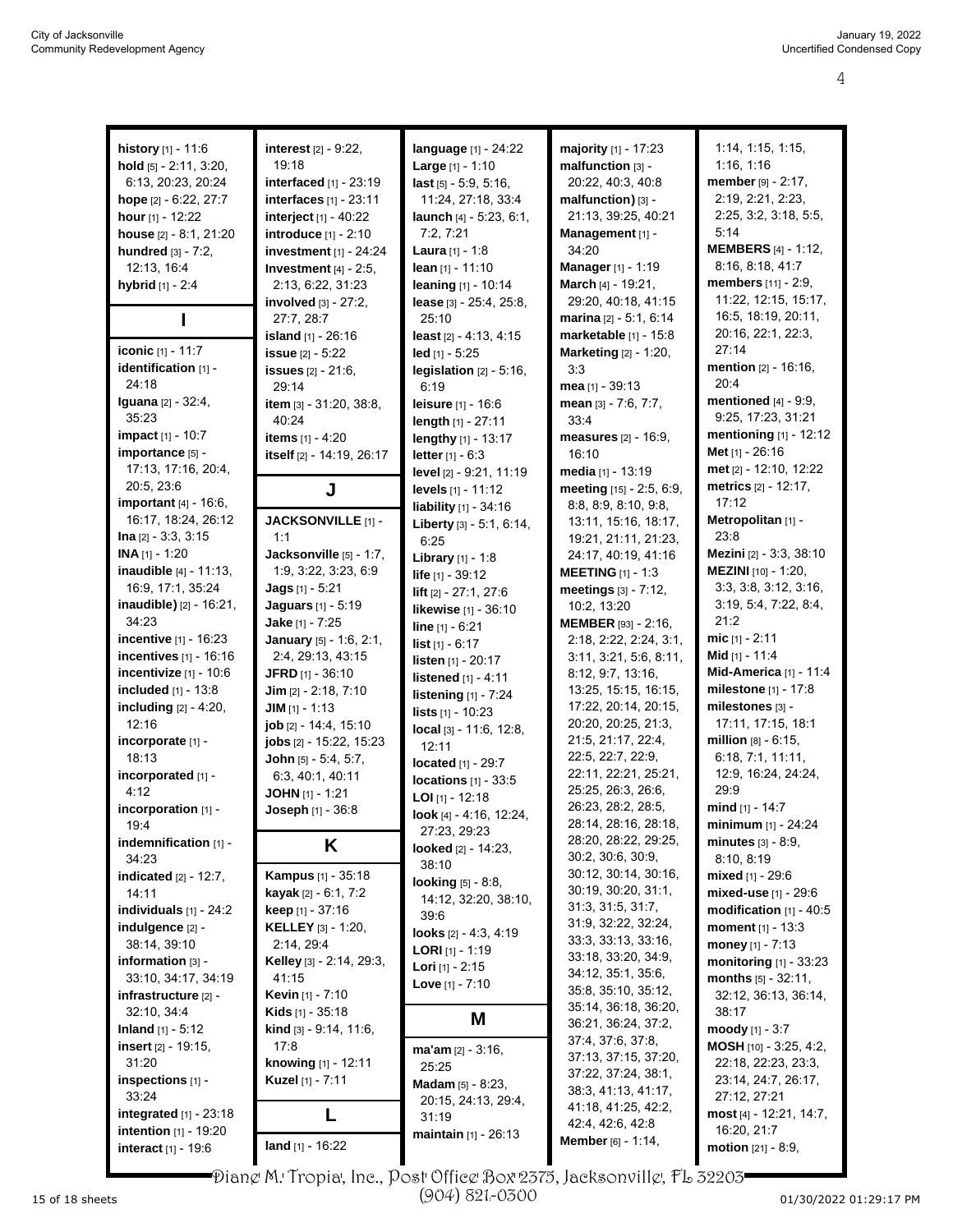**history** [1] - 11:6
**hold** [5] - 2:11, 3:20, 6:13, 20:23, 20:24
**hope** [2] - 6:22, 27:7
**hour** [1] - 12:22
**house** [2] - 8:1, 21:20
**hundred** [3] - 7:2, 12:13, 16:4
**hybrid** [1] - 2:4

## I

**iconic** [1] - 11:7
**identification** [1] - 24:18
**Iguana** [2] - 32:4, 35:23
**impact** [1] - 10:7
**importance** [5] - 17:13, 17:16, 20:4, 20:5, 23:6
**important** [4] - 16:6, 16:17, 18:24, 26:12
**Ina** [2] - 3:3, 3:15
**INA** [1] - 1:20
**inaudible** [4] - 11:13, 16:9, 17:1, 35:24
**inaudible)** [2] - 16:21, 34:23
**incentive** [1] - 16:23
**incentives** [1] - 16:16
**incentivize** [1] - 10:6
**included** [1] - 13:8
**including** [2] - 4:20, 12:16
**incorporate** [1] - 18:13
**incorporated** [1] - 4:12
**incorporation** [1] - 19:4
**indemnification** [1] - 34:23
**indicated** [2] - 12:7, 14:11
**individuals** [1] - 24:2
**indulgence** [2] - 38:14, 39:10
**information** [3] - 33:10, 34:17, 34:19
**infrastructure** [2] - 32:10, 34:4
**Inland** [1] - 5:12
**insert** [2] - 19:15, 31:20
**inspections** [1] - 33:24
**integrated** [1] - 23:18
**intention** [1] - 19:20
**interact** [1] - 19:6
**interest** [2] - 9:22, 19:18
**interfaced** [1] - 23:19
**interfaces** [1] - 23:11
**interject** [1] - 40:22
**introduce** [1] - 2:10
**investment** [1] - 24:24
**Investment** [4] - 2:5, 2:13, 6:22, 31:23
**involved** [3] - 27:2, 27:7, 28:7
**island** [1] - 26:16
**issue** [2] - 5:22
**issues** [2] - 21:6, 29:14
**item** [3] - 31:20, 38:8, 40:24
**items** [1] - 4:20
**itself** [2] - 14:19, 26:17

## J

**JACKSONVILLE** [1] - 1:1
**Jacksonville** [5] - 1:7, 1:9, 3:22, 3:23, 6:9
**Jags** [1] - 5:21
**Jaguars** [1] - 5:19
**Jake** [1] - 7:25
**January** [5] - 1:6, 2:1, 2:4, 29:13, 43:15
**JFRD** [1] - 36:10
**Jim** [2] - 2:18, 7:10
**JIM** [1] - 1:13
**job** [2] - 14:4, 15:10
**jobs** [2] - 15:22, 15:23
**John** [5] - 5:4, 5:7, 6:3, 40:1, 40:11
**JOHN** [1] - 1:21
**Joseph** [1] - 36:8

## K

**Kampus** [1] - 35:18
**kayak** [2] - 6:1, 7:2
**keep** [1] - 37:16
**KELLEY** [3] - 1:20, 2:14, 29:4
**Kelley** [3] - 2:14, 29:3, 41:15
**Kevin** [1] - 7:10
**Kids** [1] - 35:18
**kind** [3] - 9:14, 11:6, 17:8
**knowing** [1] - 12:11
**Kuzel** [1] - 7:11

## L

**land** [1] - 16:22
**language** [1] - 24:22
**Large** [1] - 1:10
**last** [5] - 5:9, 5:16, 11:24, 27:18, 33:4
**launch** [4] - 5:23, 6:1, 7:2, 7:21
**Laura** [1] - 1:8
**lean** [1] - 11:10
**leaning** [1] - 10:14
**lease** [3] - 25:4, 25:8, 25:10
**least** [2] - 4:13, 4:15
**led** [1] - 5:25
**legislation** [2] - 5:16, 6:19
**leisure** [1] - 16:6
**length** [1] - 27:11
**lengthy** [1] - 13:17
**letter** [1] - 6:3
**level** [2] - 9:21, 11:19
**levels** [1] - 11:12
**liability** [1] - 34:16
**Liberty** [3] - 5:1, 6:14, 6:25
**Library** [1] - 1:8
**life** [1] - 39:12
**lift** [2] - 27:1, 27:6
**likewise** [1] - 36:10
**line** [1] - 6:21
**list** [1] - 6:17
**listen** [1] - 20:17
**listened** [1] - 4:11
**listening** [1] - 7:24
**lists** [1] - 10:23
**local** [3] - 11:6, 12:8, 12:11
**located** [1] - 29:7
**locations** [1] - 33:5
**LOI** [1] - 12:18
**look** [4] - 4:16, 12:24, 27:23, 29:23
**looked** [2] - 14:23, 38:10
**looking** [5] - 8:8, 14:12, 32:20, 38:10, 39:6
**looks** [2] - 4:3, 4:19
**LORI** [1] - 1:19
**Lori** [1] - 2:15
**Love** [1] - 7:10

## M

**ma'am** [2] - 3:16, 25:25
**Madam** [5] - 8:23, 20:15, 24:13, 29:4, 31:19
**maintain** [1] - 26:13
**majority** [1] - 17:23
**malfunction** [3] - 20:22, 40:3, 40:8
**malfunction)** [3] - 21:13, 39:25, 40:21
**Management** [1] - 34:20
**Manager** [1] - 1:19
**March** [4] - 19:21, 29:20, 40:18, 41:15
**marina** [2] - 5:1, 6:14
**marketable** [1] - 15:8
**Marketing** [2] - 1:20, 3:3
**mea** [1] - 39:13
**mean** [3] - 7:6, 7:7, 33:4
**measures** [2] - 16:9, 16:10
**media** [1] - 13:19
**meeting** [15] - 2:5, 6:9, 8:8, 8:9, 8:10, 9:8, 13:11, 15:16, 18:17, 19:21, 21:11, 21:23, 24:17, 40:19, 41:16
**MEETING** [1] - 1:3
**meetings** [3] - 7:12, 10:2, 13:20
**MEMBER** [93] - 2:16, 2:18, 2:22, 2:24, 3:1, 3:11, 3:21, 5:6, 8:11, 8:12, 9:7, 13:16, 13:25, 15:15, 16:15, 17:22, 20:14, 20:15, 20:20, 20:25, 21:3, 21:5, 21:17, 22:4, 22:5, 22:7, 22:9, 22:11, 22:21, 25:21, 25:25, 26:3, 26:6, 26:23, 28:2, 28:5, 28:14, 28:16, 28:18, 28:20, 28:22, 29:25, 30:2, 30:6, 30:9, 30:12, 30:14, 30:16, 30:19, 30:20, 31:1, 31:3, 31:5, 31:7, 31:9, 32:22, 32:24, 33:3, 33:13, 33:16, 33:18, 33:20, 34:9, 34:12, 35:1, 35:6, 35:8, 35:10, 35:12, 35:14, 36:18, 36:20, 36:21, 36:24, 37:2, 37:4, 37:6, 37:8, 37:13, 37:15, 37:20, 37:22, 37:24, 38:1, 38:3, 41:13, 41:17, 41:18, 41:25, 42:2, 42:4, 42:6, 42:8
**Member** [6] - 1:14, 1:14, 1:15, 1:15, 1:16, 1:16
**member** [9] - 2:17, 2:19, 2:21, 2:23, 2:25, 3:2, 3:18, 5:5, 5:14
**MEMBERS** [4] - 1:12, 8:16, 8:18, 41:7
**members** [11] - 2:9, 11:22, 12:15, 15:17, 16:5, 18:19, 20:11, 20:16, 22:1, 22:3, 27:14
**mention** [2] - 16:16, 20:4
**mentioned** [4] - 9:9, 9:25, 17:23, 31:21
**mentioning** [1] - 12:12
**Met** [1] - 26:16
**met** [2] - 12:10, 12:22
**metrics** [2] - 12:17, 17:12
**Metropolitan** [1] - 23:8
**Mezini** [2] - 3:3, 38:10
**MEZINI** [10] - 1:20, 3:3, 3:8, 3:12, 3:16, 3:19, 5:4, 7:22, 8:4, 21:2
**mic** [1] - 2:11
**Mid** [1] - 11:4
**Mid-America** [1] - 11:4
**milestone** [1] - 17:8
**milestones** [3] - 17:11, 17:15, 18:1
**million** [8] - 6:15, 6:18, 7:1, 11:11, 12:9, 16:24, 24:24, 29:9
**mind** [1] - 14:7
**minimum** [1] - 24:24
**minutes** [3] - 8:9, 8:10, 8:19
**mixed** [1] - 29:6
**mixed-use** [1] - 29:6
**modification** [1] - 40:5
**moment** [1] - 13:3
**money** [1] - 7:13
**monitoring** [1] - 33:23
**months** [5] - 32:11, 32:12, 36:13, 36:14, 38:17
**moody** [1] - 3:7
**MOSH** [10] - 3:25, 4:2, 22:18, 22:23, 23:3, 23:14, 24:7, 26:17, 27:12, 27:21
**most** [4] - 12:21, 14:7, 16:20, 21:7
**motion** [21] - 8:9,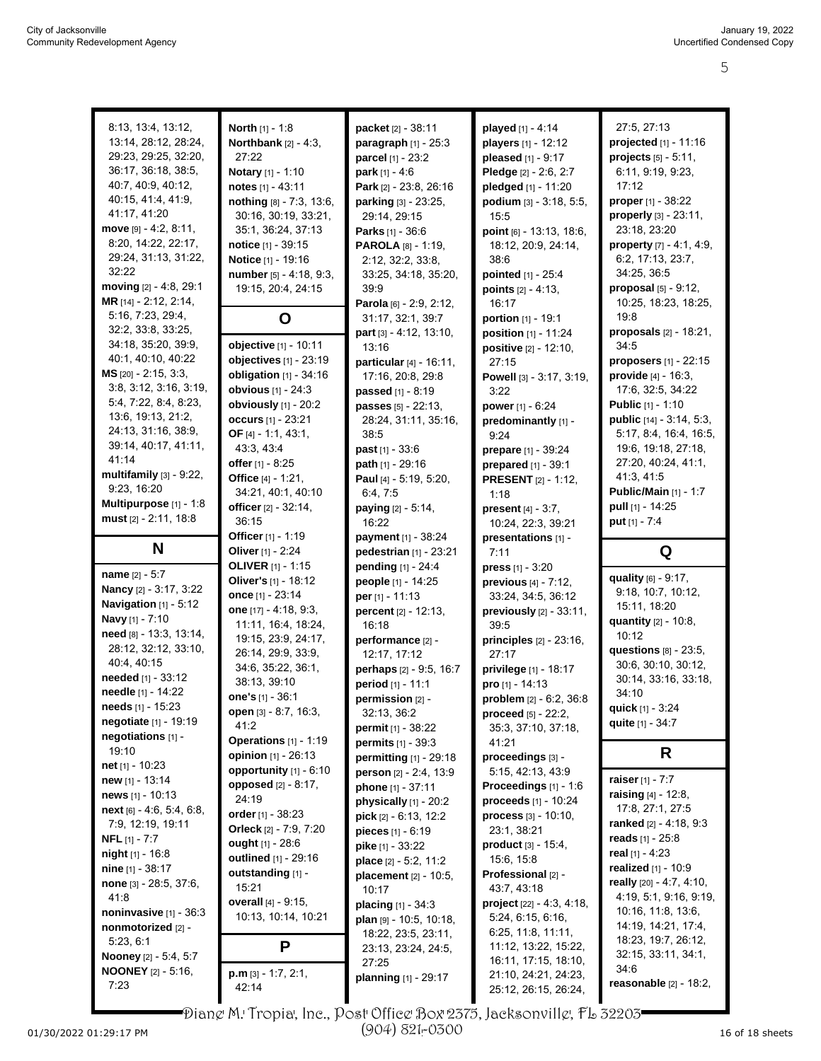8:13, 13:4, 13:12, 13:14, 28:12, 28:24, 29:23, 29:25, 32:20, 36:17, 36:18, 38:5, 40:7, 40:9, 40:12, 40:15, 41:4, 41:9, 41:17, 41:20
**move** [9] - 4:2, 8:11, 8:20, 14:22, 22:17, 29:24, 31:13, 31:22, 32:22
**moving** [2] - 4:8, 29:1
**MR** [14] - 2:12, 2:14, 5:16, 7:23, 29:4, 32:2, 33:8, 33:25, 34:18, 35:20, 39:9, 40:1, 40:10, 40:22
**MS** [20] - 2:15, 3:3, 3:8, 3:12, 3:16, 3:19, 5:4, 7:22, 8:4, 8:23, 13:6, 19:13, 21:2, 24:13, 31:16, 38:9, 39:14, 40:17, 41:11, 41:14
**multifamily** [3] - 9:22, 9:23, 16:20
**Multipurpose** [1] - 1:8
**must** [2] - 2:11, 18:8

## N

**name** [2] - 5:7
**Nancy** [2] - 3:17, 3:22
**Navigation** [1] - 5:12
**Navy** [1] - 7:10
**need** [8] - 13:3, 13:14, 28:12, 32:12, 33:10, 40:4, 40:15
**needed** [1] - 33:12
**needle** [1] - 14:22
**needs** [1] - 15:23
**negotiate** [1] - 19:19
**negotiations** [1] - 19:10
**net** [1] - 10:23
**new** [1] - 13:14
**news** [1] - 10:13
**next** [6] - 4:6, 5:4, 6:8, 7:9, 12:19, 19:11
**NFL** [1] - 7:7
**night** [1] - 16:8
**nine** [1] - 38:17
**none** [3] - 28:5, 37:6, 41:8
**noninvasive** [1] - 36:3
**nonmotorized** [2] - 5:23, 6:1
**Nooney** [2] - 5:4, 5:7
**NOONEY** [2] - 5:16, 7:23
**North** [1] - 1:8
**Northbank** [2] - 4:3, 27:22
**Notary** [1] - 1:10
**notes** [1] - 43:11
**nothing** [8] - 7:3, 13:6, 30:16, 30:19, 33:21, 35:1, 36:24, 37:13
**notice** [1] - 39:15
**Notice** [1] - 19:16
**number** [5] - 4:18, 9:3, 19:15, 20:4, 24:15

## O

**objective** [1] - 10:11
**objectives** [1] - 23:19
**obligation** [1] - 34:16
**obvious** [1] - 24:3
**obviously** [1] - 20:2
**occurs** [1] - 23:21
**OF** [4] - 1:1, 43:1, 43:3, 43:4
**offer** [1] - 8:25
**Office** [4] - 1:21, 34:21, 40:1, 40:10
**officer** [2] - 32:14, 36:15
**Officer** [1] - 1:19
**Oliver** [1] - 2:24
**OLIVER** [1] - 1:15
**Oliver's** [1] - 18:12
**once** [1] - 23:14
**one** [17] - 4:18, 9:3, 11:11, 16:4, 18:24, 19:15, 23:9, 24:17, 26:14, 29:9, 33:9, 34:6, 35:22, 36:1, 38:13, 39:10
**one's** [1] - 36:1
**open** [3] - 8:7, 16:3, 41:2
**Operations** [1] - 1:19
**opinion** [1] - 26:13
**opportunity** [1] - 6:10
**opposed** [2] - 8:17, 24:19
**order** [1] - 38:23
**Orleck** [2] - 7:9, 7:20
**ought** [1] - 28:6
**outlined** [1] - 29:16
**outstanding** [1] - 15:21
**overall** [4] - 9:15, 10:13, 10:14, 10:21

## P

**p.m** [3] - 1:7, 2:1, 42:14
**packet** [2] - 38:11
**paragraph** [1] - 25:3
**parcel** [1] - 23:2
**park** [1] - 4:6
**Park** [2] - 23:8, 26:16
**parking** [3] - 23:25, 29:14, 29:15
**Parks** [1] - 36:6
**PAROLA** [8] - 1:19, 2:12, 32:2, 33:8, 33:25, 34:18, 35:20, 39:9
**Parola** [6] - 2:9, 2:12, 31:17, 32:1, 39:7
**part** [3] - 4:12, 13:10, 13:16
**particular** [4] - 16:11, 17:16, 20:8, 29:8
**passed** [1] - 8:19
**passes** [5] - 22:13, 28:24, 31:11, 35:16, 38:5
**past** [1] - 33:6
**path** [1] - 29:16
**Paul** [4] - 5:19, 5:20, 6:4, 7:5
**paying** [2] - 5:14, 16:22
**payment** [1] - 38:24
**pedestrian** [1] - 23:21
**pending** [1] - 24:4
**people** [1] - 14:25
**per** [1] - 11:13
**percent** [2] - 12:13, 16:18
**performance** [2] - 12:17, 17:12
**perhaps** [2] - 9:5, 16:7
**period** [1] - 11:1
**permission** [2] - 32:13, 36:2
**permit** [1] - 38:22
**permits** [1] - 39:3
**permitting** [1] - 29:18
**person** [2] - 2:4, 13:9
**phone** [1] - 37:11
**physically** [1] - 20:2
**pick** [2] - 6:13, 12:2
**pieces** [1] - 6:19
**pike** [1] - 33:22
**place** [2] - 5:2, 11:2
**placement** [2] - 10:5, 10:17
**placing** [1] - 34:3
**plan** [9] - 10:5, 10:18, 18:22, 23:5, 23:11, 23:13, 23:24, 24:5, 27:25
**planning** [1] - 29:17
**played** [1] - 4:14
**players** [1] - 12:12
**pleased** [1] - 9:17
**Pledge** [2] - 2:6, 2:7
**pledged** [1] - 11:20
**podium** [3] - 3:18, 5:5, 15:5
**point** [6] - 13:13, 18:6, 18:12, 20:9, 24:14, 38:6
**pointed** [1] - 25:4
**points** [2] - 4:13, 16:17
**portion** [1] - 19:1
**position** [1] - 11:24
**positive** [2] - 12:10, 27:15
**Powell** [3] - 3:17, 3:19, 3:22
**power** [1] - 6:24
**predominantly** [1] - 9:24
**prepare** [1] - 39:24
**prepared** [1] - 39:1
**PRESENT** [2] - 1:12, 1:18
**present** [4] - 3:7, 10:24, 22:3, 39:21
**presentations** [1] - 7:11
**press** [1] - 3:20
**previous** [4] - 7:12, 33:24, 34:5, 36:12
**previously** [2] - 33:11, 39:5
**principles** [2] - 23:16, 27:17
**privilege** [1] - 18:17
**pro** [1] - 14:13
**problem** [2] - 6:2, 36:8
**proceed** [5] - 22:2, 35:3, 37:10, 37:18, 41:21
**proceedings** [3] - 5:15, 42:13, 43:9
**Proceedings** [1] - 1:6
**proceeds** [1] - 10:24
**process** [3] - 10:10, 23:1, 38:21
**product** [3] - 15:4, 15:6, 15:8
**Professional** [2] - 43:7, 43:18
**project** [22] - 4:3, 4:18, 5:24, 6:15, 6:16, 6:25, 11:8, 11:11, 11:12, 13:22, 15:22, 16:11, 17:15, 18:10, 21:10, 24:21, 24:23, 25:12, 26:15, 26:24, 27:5, 27:13
**projected** [1] - 11:16
**projects** [5] - 5:11, 6:11, 9:19, 9:23, 17:12
**proper** [1] - 38:22
**properly** [3] - 23:11, 23:18, 23:20
**property** [7] - 4:1, 4:9, 6:2, 17:13, 23:7, 34:25, 36:5
**proposal** [5] - 9:12, 10:25, 18:23, 18:25, 19:8
**proposals** [2] - 18:21, 34:5
**proposers** [1] - 22:15
**provide** [4] - 16:3, 17:6, 32:5, 34:22
**Public** [1] - 1:10
**public** [14] - 3:14, 5:3, 5:17, 8:4, 16:4, 16:5, 19:6, 19:18, 27:18, 27:20, 40:24, 41:1, 41:3, 41:5
**Public/Main** [1] - 1:7
**pull** [1] - 14:25
**put** [1] - 7:4

## Q

**quality** [6] - 9:17, 9:18, 10:7, 10:12, 15:11, 18:20
**quantity** [2] - 10:8, 10:12
**questions** [8] - 23:5, 30:6, 30:10, 30:12, 30:14, 33:16, 33:18, 34:10
**quick** [1] - 3:24
**quite** [1] - 34:7

## R

**raiser** [1] - 7:7
**raising** [4] - 12:8, 17:8, 27:1, 27:5
**ranked** [2] - 4:18, 9:3
**reads** [1] - 25:8
**real** [1] - 4:23
**realized** [1] - 10:9
**really** [20] - 4:7, 4:10, 4:19, 5:1, 9:16, 9:19, 10:16, 11:8, 13:6, 14:19, 14:21, 17:4, 18:23, 19:7, 26:12, 32:15, 33:11, 34:1, 34:6
**reasonable** [2] - 18:2,

Diane M. Tropia, Inc., Post Office Box 2375, Jacksonville, FL 32203
(904) 821-0300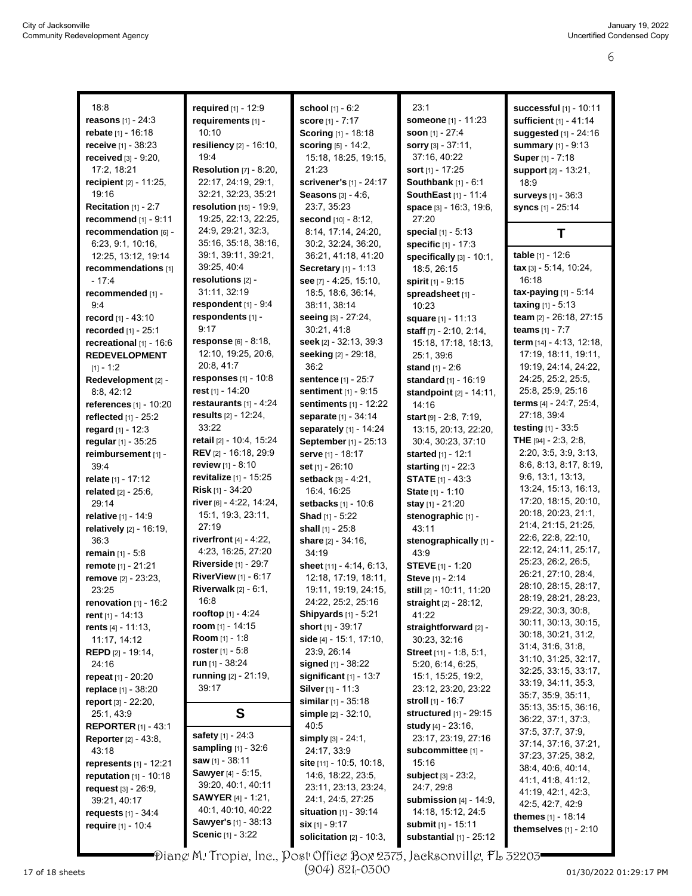18:8
**reasons** [1] - 24:3
**rebate** [1] - 16:18
**receive** [1] - 38:23
**received** [3] - 9:20, 17:2, 18:21
**recipient** [2] - 11:25, 19:16
**Recitation** [1] - 2:7
**recommend** [1] - 9:11
**recommendation** [6] - 6:23, 9:1, 10:16, 12:25, 13:12, 19:14
**recommendations** [1] - 17:4
**recommended** [1] - 9:4
**record** [1] - 43:10
**recorded** [1] - 25:1
**recreational** [1] - 16:6
**REDEVELOPMENT** [1] - 1:2
**Redevelopment** [2] - 8:8, 42:12
**references** [1] - 10:20
**reflected** [1] - 25:2
**regard** [1] - 12:3
**regular** [1] - 35:25
**reimbursement** [1] - 39:4
**relate** [1] - 17:12
**related** [2] - 25:6, 29:14
**relative** [1] - 14:9
**relatively** [2] - 16:19, 36:3
**remain** [1] - 5:8
**remote** [1] - 21:21
**remove** [2] - 23:23, 23:25
**renovation** [1] - 16:2
**rent** [1] - 14:13
**rents** [4] - 11:13, 11:17, 14:12
**REPD** [2] - 19:14, 24:16
**repeat** [1] - 20:20
**replace** [1] - 38:20
**report** [3] - 22:20, 25:1, 43:9
**REPORTER** [1] - 43:1
**Reporter** [2] - 43:8, 43:18
**represents** [1] - 12:21
**reputation** [1] - 10:18
**request** [3] - 26:9, 39:21, 40:17
**requests** [1] - 34:4
**require** [1] - 10:4
**required** [1] - 12:9
**requirements** [1] - 10:10
**resiliency** [2] - 16:10, 19:4
**Resolution** [7] - 8:20, 22:17, 24:19, 29:1, 32:21, 32:23, 35:21
**resolution** [15] - 19:9, 19:25, 22:13, 22:25, 24:9, 29:21, 32:3, 35:16, 35:18, 38:16, 39:1, 39:11, 39:21, 39:25, 40:4
**resolutions** [2] - 31:11, 32:19
**respondent** [1] - 9:4
**respondents** [1] - 9:17
**response** [6] - 8:18, 12:10, 19:25, 20:6, 20:8, 41:7
**responses** [1] - 10:8
**rest** [1] - 14:20
**restaurants** [1] - 4:24
**results** [2] - 12:24, 33:22
**retail** [2] - 10:4, 15:24
**REV** [2] - 16:18, 29:9
**review** [1] - 8:10
**revitalize** [1] - 15:25
**Risk** [1] - 34:20
**river** [6] - 4:22, 14:24, 15:1, 19:3, 23:11, 27:19
**riverfront** [4] - 4:22, 4:23, 16:25, 27:20
**Riverside** [1] - 29:7
**RiverView** [1] - 6:17
**Riverwalk** [2] - 6:1, 16:8
**rooftop** [1] - 4:24
**room** [1] - 14:15
**Room** [1] - 1:8
**roster** [1] - 5:8
**run** [1] - 38:24
**running** [2] - 21:19, 39:17

### S

**safety** [1] - 24:3
**sampling** [1] - 32:6
**saw** [1] - 38:11
**Sawyer** [4] - 5:15, 39:20, 40:1, 40:11
**SAWYER** [4] - 1:21, 40:1, 40:10, 40:22
**Sawyer's** [1] - 38:13
**Scenic** [1] - 3:22
**school** [1] - 6:2
**score** [1] - 7:17
**Scoring** [1] - 18:18
**scoring** [5] - 14:2, 15:18, 18:25, 19:15, 21:23
**scrivener's** [1] - 24:17
**Seasons** [3] - 4:6, 23:7, 35:23
**second** [10] - 8:12, 8:14, 17:14, 24:20, 30:2, 32:24, 36:20, 36:21, 41:18, 41:20
**Secretary** [1] - 1:13
**see** [7] - 4:25, 15:10, 18:5, 18:6, 36:14, 38:11, 38:14
**seeing** [3] - 27:24, 30:21, 41:8
**seek** [2] - 32:13, 39:3
**seeking** [2] - 29:18, 36:2
**sentence** [1] - 25:7
**sentiment** [1] - 9:15
**sentiments** [1] - 12:22
**separate** [1] - 34:14
**separately** [1] - 14:24
**September** [1] - 25:13
**serve** [1] - 18:17
**set** [1] - 26:10
**setback** [3] - 4:21, 16:4, 16:25
**setbacks** [1] - 10:6
**Shad** [1] - 5:22
**shall** [1] - 25:8
**share** [2] - 34:16, 34:19
**sheet** [11] - 4:14, 6:13, 12:18, 17:19, 18:11, 19:11, 19:19, 24:15, 24:22, 25:2, 25:16
**Shipyards** [1] - 5:21
**short** [1] - 39:17
**side** [4] - 15:1, 17:10, 23:9, 26:14
**signed** [1] - 38:22
**significant** [1] - 13:7
**Silver** [1] - 11:3
**similar** [1] - 35:18
**simple** [2] - 32:10, 40:5
**simply** [3] - 24:1, 24:17, 33:9
**site** [11] - 10:5, 10:18, 14:6, 18:22, 23:5, 23:11, 23:13, 23:24, 24:1, 24:5, 27:25
**situation** [1] - 39:14
**six** [1] - 9:17
**solicitation** [2] - 10:3, 23:1
**someone** [1] - 11:23
**soon** [1] - 27:4
**sorry** [3] - 37:11, 37:16, 40:22
**sort** [1] - 17:25
**Southbank** [1] - 6:1
**SouthEast** [1] - 11:4
**space** [3] - 16:3, 19:6, 27:20
**special** [1] - 5:13
**specific** [1] - 17:3
**specifically** [3] - 10:1, 18:5, 26:15
**spirit** [1] - 9:15
**spreadsheet** [1] - 10:23
**square** [1] - 11:13
**staff** [7] - 2:10, 2:14, 15:18, 17:18, 18:13, 25:1, 39:6
**stand** [1] - 2:6
**standard** [1] - 16:19
**standpoint** [2] - 14:11, 14:16
**start** [9] - 2:8, 7:19, 13:15, 20:13, 22:20, 30:4, 30:23, 37:10
**started** [1] - 12:1
**starting** [1] - 22:3
**STATE** [1] - 43:3
**State** [1] - 1:10
**stay** [1] - 21:20
**stenographic** [1] - 43:11
**stenographically** [1] - 43:9
**STEVE** [1] - 1:20
**Steve** [1] - 2:14
**still** [2] - 10:11, 11:20
**straight** [2] - 28:12, 41:22
**straightforward** [2] - 30:23, 32:16
**Street** [11] - 1:8, 5:1, 5:20, 6:14, 6:25, 15:1, 15:25, 19:2, 23:12, 23:20, 23:22
**stroll** [1] - 16:7
**structured** [1] - 29:15
**study** [4] - 23:16, 23:17, 23:19, 27:16
**subcommittee** [1] - 15:16
**subject** [3] - 23:2, 24:7, 29:8
**submission** [4] - 14:9, 14:18, 15:12, 24:5
**submit** [1] - 15:11
**substantial** [1] - 25:12
**successful** [1] - 10:11
**sufficient** [1] - 41:14
**suggested** [1] - 24:16
**summary** [1] - 9:13
**Super** [1] - 7:18
**support** [2] - 13:21, 18:9
**surveys** [1] - 36:3
**syncs** [1] - 25:14

### T

**table** [1] - 12:6
**tax** [3] - 5:14, 10:24, 16:18
**tax-paying** [1] - 5:14
**taxing** [1] - 5:13
**team** [2] - 26:18, 27:15
**teams** [1] - 7:7
**term** [14] - 4:13, 12:18, 17:19, 18:11, 19:11, 19:19, 24:14, 24:22, 24:25, 25:2, 25:5, 25:8, 25:9, 25:16
**terms** [4] - 24:7, 25:4, 27:18, 39:4
**testing** [1] - 33:5
**THE** [94] - 2:3, 2:8, 2:20, 3:5, 3:9, 3:13, 8:6, 8:13, 8:17, 8:19, 9:6, 13:1, 13:13, 13:24, 15:13, 16:13, 17:20, 18:15, 20:10, 20:18, 20:23, 21:1, 21:4, 21:15, 21:25, 22:6, 22:8, 22:10, 22:12, 24:11, 25:17, 25:23, 26:2, 26:5, 26:21, 27:10, 28:4, 28:10, 28:15, 28:17, 28:19, 28:21, 28:23, 29:22, 30:3, 30:8, 30:11, 30:13, 30:15, 30:18, 30:21, 31:2, 31:4, 31:6, 31:8, 31:10, 31:25, 32:17, 32:25, 33:15, 33:17, 33:19, 34:11, 35:3, 35:7, 35:9, 35:11, 35:13, 35:15, 36:16, 36:22, 37:1, 37:3, 37:5, 37:7, 37:9, 37:14, 37:16, 37:21, 37:23, 37:25, 38:2, 38:4, 40:6, 40:14, 41:1, 41:8, 41:12, 41:19, 42:1, 42:3, 42:5, 42:7, 42:9
**themes** [1] - 18:14
**themselves** [1] - 2:10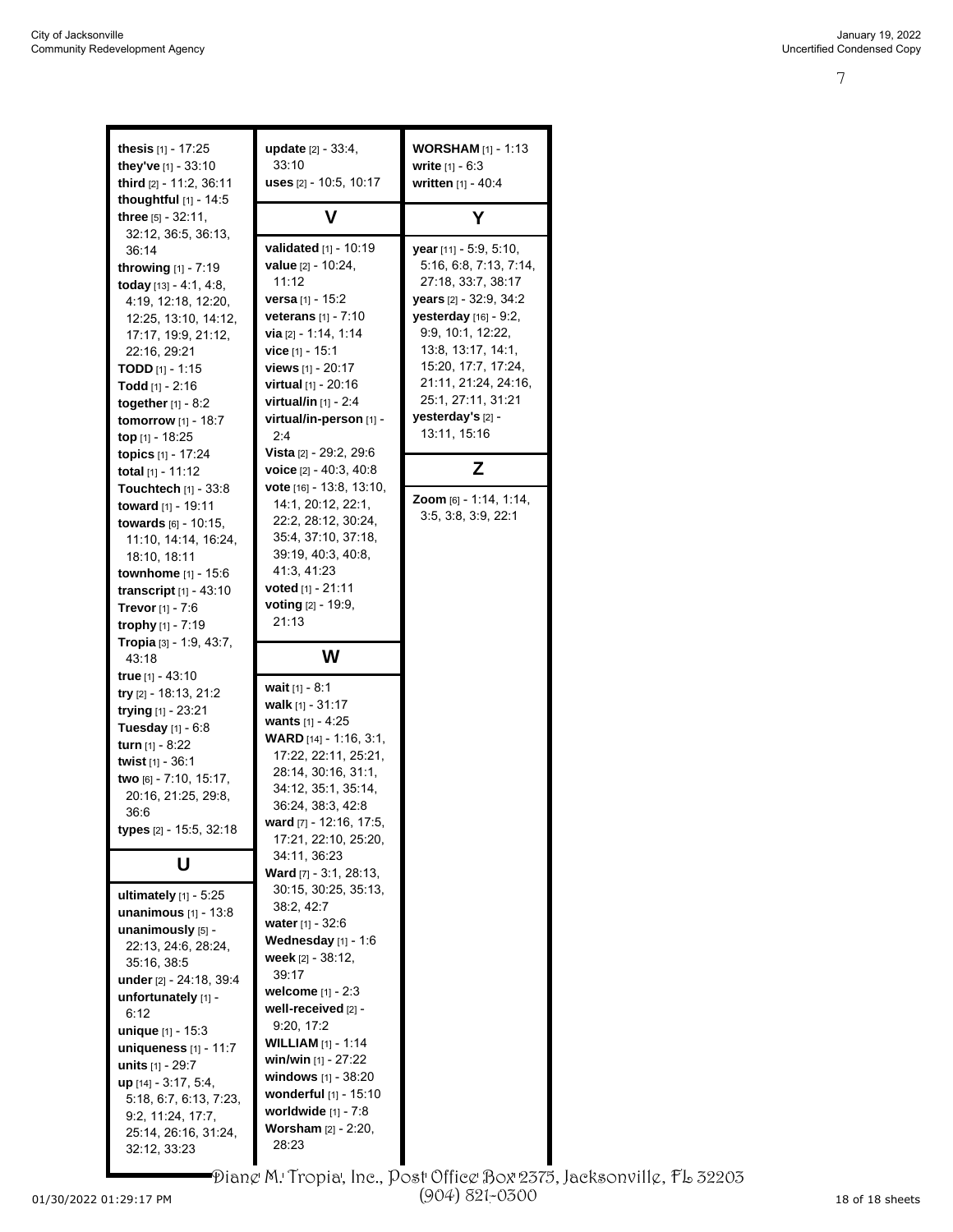**thesis** [1] - 17:25
**they've** [1] - 33:10
**third** [2] - 11:2, 36:11
**thoughtful** [1] - 14:5
**three** [5] - 32:11, 32:12, 36:5, 36:13, 36:14
**throwing** [1] - 7:19
**today** [13] - 4:1, 4:8, 4:19, 12:18, 12:20, 12:25, 13:10, 14:12, 17:17, 19:9, 21:12, 22:16, 29:21
**TODD** [1] - 1:15
**Todd** [1] - 2:16
**together** [1] - 8:2
**tomorrow** [1] - 18:7
**top** [1] - 18:25
**topics** [1] - 17:24
**total** [1] - 11:12
**Touchtech** [1] - 33:8
**toward** [1] - 19:11
**towards** [6] - 10:15, 11:10, 14:14, 16:24, 18:10, 18:11
**townhome** [1] - 15:6
**transcript** [1] - 43:10
**Trevor** [1] - 7:6
**trophy** [1] - 7:19
**Tropia** [3] - 1:9, 43:7, 43:18
**true** [1] - 43:10
**try** [2] - 18:13, 21:2
**trying** [1] - 23:21
**Tuesday** [1] - 6:8
**turn** [1] - 8:22
**twist** [1] - 36:1
**two** [6] - 7:10, 15:17, 20:16, 21:25, 29:8, 36:6
**types** [2] - 15:5, 32:18

## U

**ultimately** [1] - 5:25
**unanimous** [1] - 13:8
**unanimously** [5] - 22:13, 24:6, 28:24, 35:16, 38:5
**under** [2] - 24:18, 39:4
**unfortunately** [1] - 6:12
**unique** [1] - 15:3
**uniqueness** [1] - 11:7
**units** [1] - 29:7
**up** [14] - 3:17, 5:4, 5:18, 6:7, 6:13, 7:23, 9:2, 11:24, 17:7, 25:14, 26:16, 31:24, 32:12, 33:23
**update** [2] - 33:4, 33:10
**uses** [2] - 10:5, 10:17

## V

**validated** [1] - 10:19
**value** [2] - 10:24, 11:12
**versa** [1] - 15:2
**veterans** [1] - 7:10
**via** [2] - 1:14, 1:14
**vice** [1] - 15:1
**views** [1] - 20:17
**virtual** [1] - 20:16
**virtual/in** [1] - 2:4
**virtual/in-person** [1] - 2:4
**Vista** [2] - 29:2, 29:6
**voice** [2] - 40:3, 40:8
**vote** [16] - 13:8, 13:10, 14:1, 20:12, 22:1, 22:2, 28:12, 30:24, 35:4, 37:10, 37:18, 39:19, 40:3, 40:8, 41:3, 41:23
**voted** [1] - 21:11
**voting** [2] - 19:9, 21:13

## W

**wait** [1] - 8:1
**walk** [1] - 31:17
**wants** [1] - 4:25
**WARD** [14] - 1:16, 3:1, 17:22, 22:11, 25:21, 28:14, 30:16, 31:1, 34:12, 35:1, 35:14, 36:24, 38:3, 42:8
**ward** [7] - 12:16, 17:5, 17:21, 22:10, 25:20, 34:11, 36:23
**Ward** [7] - 3:1, 28:13, 30:15, 30:25, 35:13, 38:2, 42:7
**water** [1] - 32:6
**Wednesday** [1] - 1:6
**week** [2] - 38:12, 39:17
**welcome** [1] - 2:3
**well-received** [2] - 9:20, 17:2
**WILLIAM** [1] - 1:14
**win/win** [1] - 27:22
**windows** [1] - 38:20
**wonderful** [1] - 15:10
**worldwide** [1] - 7:8
**Worsham** [2] - 2:20, 28:23
**WORSHAM** [1] - 1:13
**write** [1] - 6:3
**written** [1] - 40:4

## Y

**year** [11] - 5:9, 5:10, 5:16, 6:8, 7:13, 7:14, 27:18, 33:7, 38:17
**years** [2] - 32:9, 34:2
**yesterday** [16] - 9:2, 9:9, 10:1, 12:22, 13:8, 13:17, 14:1, 15:20, 17:7, 17:24, 21:11, 21:24, 24:16, 25:1, 27:11, 31:21
**yesterday's** [2] - 13:11, 15:16

## Z

**Zoom** [6] - 1:14, 1:14, 3:5, 3:8, 3:9, 22:1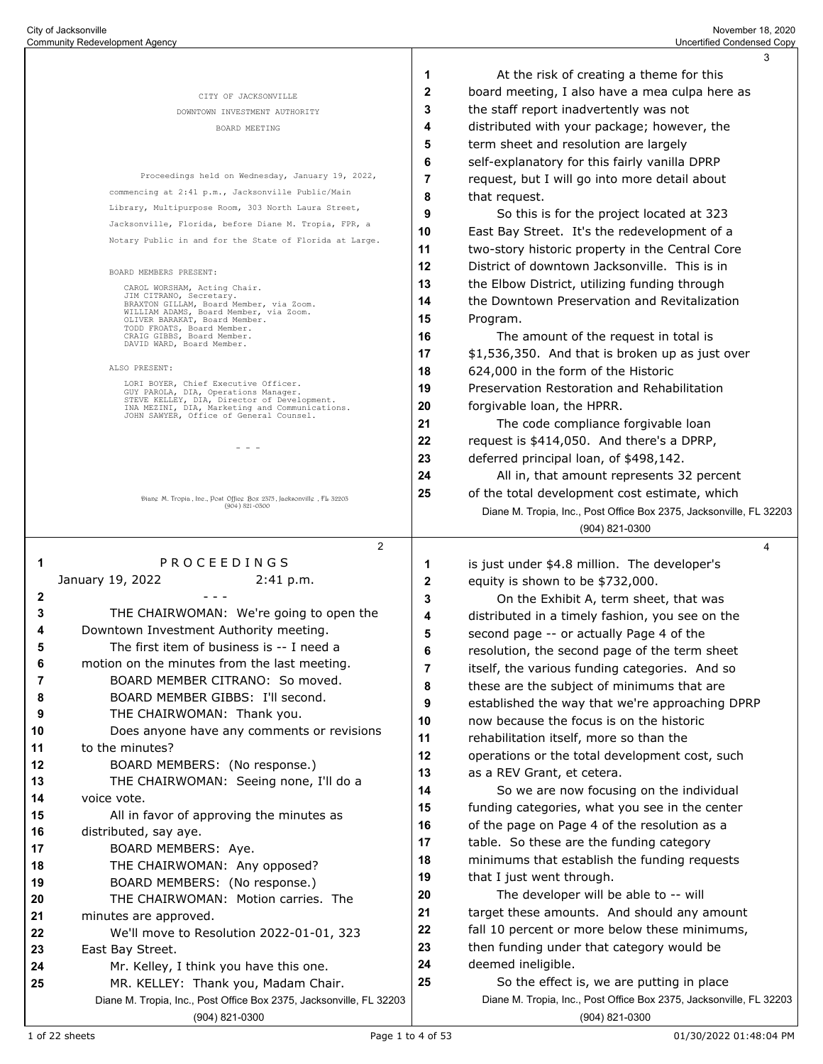CITY OF JACKSONVILLE

DOWNTOWN INVESTMENT AUTHORITY

BOARD MEETING

Proceedings held on Wednesday, January 19, 2022, commencing at 2:41 p.m., Jacksonville Public/Main Library, Multipurpose Room, 303 North Laura Street, Jacksonville, Florida, before Diane M. Tropia, FPR, a Notary Public in and for the State of Florida at Large.

BOARD MEMBERS PRESENT:

CAROL WORSHAM, Acting Chair.
JIM CITRANO, Secretary.
BRAXTON GILLAM, Board Member, via Zoom.
WILLIAM ADAMS, Board Member, via Zoom.
OLIVER BARAKAT, Board Member.
TODD FROATS, Board Member.
CRAIG GIBBS, Board Member.
DAVID WARD, Board Member.

ALSO PRESENT:

LORI BOYER, Chief Executive Officer.
GUY PAROLA, DIA, Operations Manager.
STEVE KELLEY, DIA, Director of Development.
INA MEZINI, DIA, Marketing and Communications.
JOHN SAWYER, Office of General Counsel.

\- - -

P R O C E E D I N G S

January 19, 2022 2:41 p.m.

\- - -

THE CHAIRWOMAN: We're going to open the Downtown Investment Authority meeting.

The first item of business is -- I need a motion on the minutes from the last meeting.

BOARD MEMBER CITRANO: So moved.

BOARD MEMBER GIBBS: I'll second.

THE CHAIRWOMAN: Thank you.

Does anyone have any comments or revisions to the minutes?

BOARD MEMBERS: (No response.)

THE CHAIRWOMAN: Seeing none, I'll do a voice vote.

All in favor of approving the minutes as distributed, say aye.

BOARD MEMBERS: Aye.

THE CHAIRWOMAN: Any opposed?

BOARD MEMBERS: (No response.)

THE CHAIRWOMAN: Motion carries. The minutes are approved.

We'll move to Resolution 2022-01-01, 323 East Bay Street.

Mr. Kelley, I think you have this one.

MR. KELLEY: Thank you, Madam Chair.

At the risk of creating a theme for this board meeting, I also have a mea culpa here as the staff report inadvertently was not distributed with your package; however, the term sheet and resolution are largely self-explanatory for this fairly vanilla DPRP request, but I will go into more detail about that request.

So this is for the project located at 323 East Bay Street. It's the redevelopment of a two-story historic property in the Central Core District of downtown Jacksonville. This is in the Elbow District, utilizing funding through the Downtown Preservation and Revitalization Program.

The amount of the request in total is $1,536,350. And that is broken up as just over 624,000 in the form of the Historic Preservation Restoration and Rehabilitation forgivable loan, the HPRR.

The code compliance forgivable loan request is $414,050. And there's a DPRP, deferred principal loan, of $498,142.

All in, that amount represents 32 percent of the total development cost estimate, which is just under $4.8 million. The developer's equity is shown to be $732,000.

On the Exhibit A, term sheet, that was distributed in a timely fashion, you see on the second page -- or actually Page 4 of the resolution, the second page of the term sheet itself, the various funding categories. And so these are the subject of minimums that are established the way that we're approaching DPRP now because the focus is on the historic rehabilitation itself, more so than the operations or the total development cost, such as a REV Grant, et cetera.

So we are now focusing on the individual funding categories, what you see in the center of the page on Page 4 of the resolution as a table. So these are the funding category minimums that establish the funding requests that I just went through.

The developer will be able to -- will target these amounts. And should any amount fall 10 percent or more below these minimums, then funding under that category would be deemed ineligible.

So the effect is, we are putting in place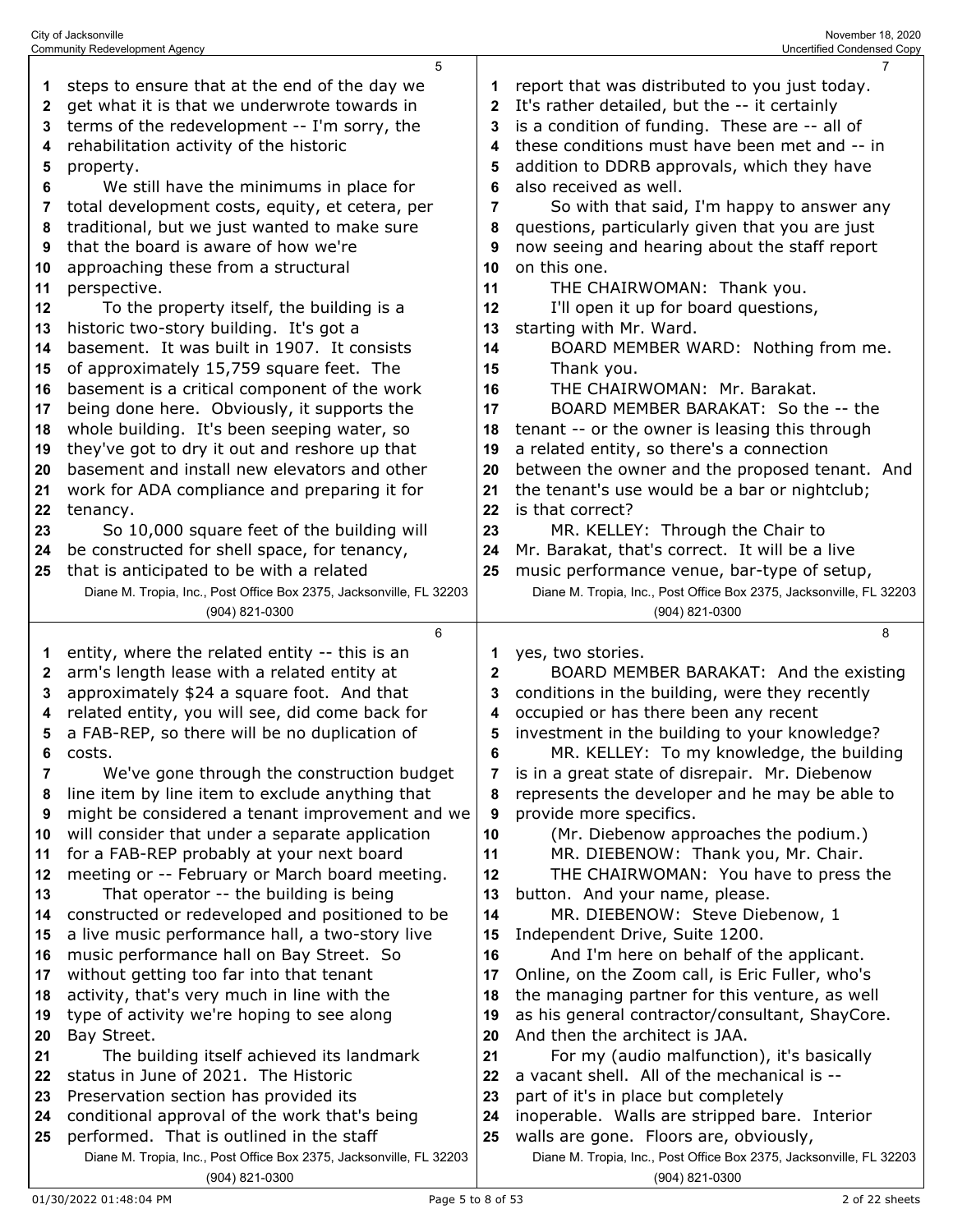steps to ensure that at the end of the day we get what it is that we underwrote towards in terms of the redevelopment -- I'm sorry, the rehabilitation activity of the historic property.

We still have the minimums in place for total development costs, equity, et cetera, per traditional, but we just wanted to make sure that the board is aware of how we're approaching these from a structural perspective.

To the property itself, the building is a historic two-story building. It's got a basement. It was built in 1907. It consists of approximately 15,759 square feet. The basement is a critical component of the work being done here. Obviously, it supports the whole building. It's been seeping water, so they've got to dry it out and reshore up that basement and install new elevators and other work for ADA compliance and preparing it for tenancy.

So 10,000 square feet of the building will be constructed for shell space, for tenancy, that is anticipated to be with a related entity, where the related entity -- this is an arm's length lease with a related entity at approximately $24 a square foot. And that related entity, you will see, did come back for a FAB-REP, so there will be no duplication of costs.

We've gone through the construction budget line item by line item to exclude anything that might be considered a tenant improvement and we will consider that under a separate application for a FAB-REP probably at your next board meeting or -- February or March board meeting.

That operator -- the building is being constructed or redeveloped and positioned to be a live music performance hall, a two-story live music performance hall on Bay Street. So without getting too far into that tenant activity, that's very much in line with the type of activity we're hoping to see along Bay Street.

The building itself achieved its landmark status in June of 2021. The Historic Preservation section has provided its conditional approval of the work that's being performed. That is outlined in the staff report that was distributed to you just today. It's rather detailed, but the -- it certainly is a condition of funding. These are -- all of these conditions must have been met and -- in addition to DDRB approvals, which they have also received as well.

So with that said, I'm happy to answer any questions, particularly given that you are just now seeing and hearing about the staff report on this one.

THE CHAIRWOMAN: Thank you.

I'll open it up for board questions, starting with Mr. Ward.

BOARD MEMBER WARD: Nothing from me. Thank you.

THE CHAIRWOMAN: Mr. Barakat.

BOARD MEMBER BARAKAT: So the -- the tenant -- or the owner is leasing this through a related entity, so there's a connection between the owner and the proposed tenant. And the tenant's use would be a bar or nightclub; is that correct?

MR. KELLEY: Through the Chair to Mr. Barakat, that's correct. It will be a live music performance venue, bar-type of setup, yes, two stories.

BOARD MEMBER BARAKAT: And the existing conditions in the building, were they recently occupied or has there been any recent investment in the building to your knowledge?

MR. KELLEY: To my knowledge, the building is in a great state of disrepair. Mr. Diebenow represents the developer and he may be able to provide more specifics.

(Mr. Diebenow approaches the podium.)

MR. DIEBENOW: Thank you, Mr. Chair.

THE CHAIRWOMAN: You have to press the button. And your name, please.

MR. DIEBENOW: Steve Diebenow, 1 Independent Drive, Suite 1200.

And I'm here on behalf of the applicant. Online, on the Zoom call, is Eric Fuller, who's the managing partner for this venture, as well as his general contractor/consultant, ShayCore. And then the architect is JAA.

For my (audio malfunction), it's basically a vacant shell. All of the mechanical is -- part of it's in place but completely inoperable. Walls are stripped bare. Interior walls are gone. Floors are, obviously,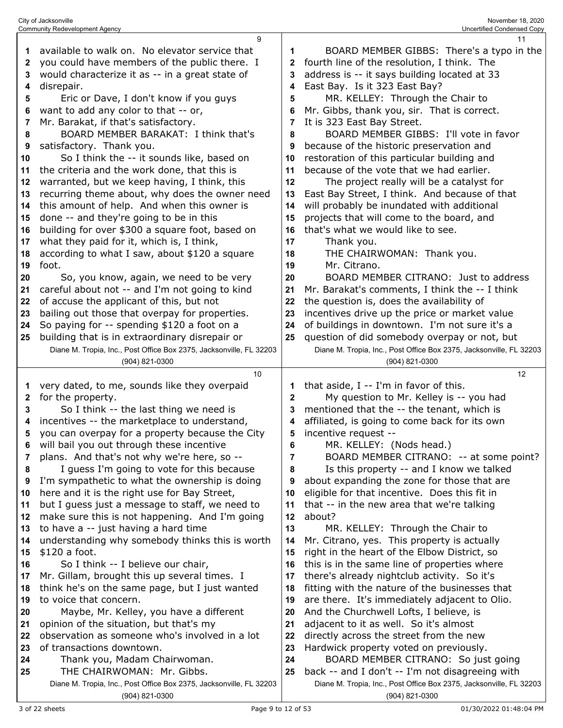available to walk on. No elevator service that you could have members of the public there. I would characterize it as -- in a great state of disrepair.

Eric or Dave, I don't know if you guys want to add any color to that -- or, Mr. Barakat, if that's satisfactory.

BOARD MEMBER BARAKAT: I think that's satisfactory. Thank you.

So I think the -- it sounds like, based on the criteria and the work done, that this is warranted, but we keep having, I think, this recurring theme about, why does the owner need this amount of help. And when this owner is done -- and they're going to be in this building for over $300 a square foot, based on what they paid for it, which is, I think, according to what I saw, about $120 a square foot.

So, you know, again, we need to be very careful about not -- and I'm not going to kind of accuse the applicant of this, but not bailing out those that overpay for properties. So paying for -- spending $120 a foot on a building that is in extraordinary disrepair or very dated, to me, sounds like they overpaid for the property.

So I think -- the last thing we need is incentives -- the marketplace to understand, you can overpay for a property because the City will bail you out through these incentive plans. And that's not why we're here, so --

I guess I'm going to vote for this because I'm sympathetic to what the ownership is doing here and it is the right use for Bay Street, but I guess just a message to staff, we need to make sure this is not happening. And I'm going to have a -- just having a hard time understanding why somebody thinks this is worth $120 a foot.

So I think -- I believe our chair, Mr. Gillam, brought this up several times. I think he's on the same page, but I just wanted to voice that concern.

Maybe, Mr. Kelley, you have a different opinion of the situation, but that's my observation as someone who's involved in a lot of transactions downtown.

Thank you, Madam Chairwoman.

THE CHAIRWOMAN: Mr. Gibbs.

BOARD MEMBER GIBBS: There's a typo in the fourth line of the resolution, I think. The address is -- it says building located at 33 East Bay. Is it 323 East Bay?

MR. KELLEY: Through the Chair to Mr. Gibbs, thank you, sir. That is correct. It is 323 East Bay Street.

BOARD MEMBER GIBBS: I'll vote in favor because of the historic preservation and restoration of this particular building and because of the vote that we had earlier.

The project really will be a catalyst for East Bay Street, I think. And because of that will probably be inundated with additional projects that will come to the board, and that's what we would like to see.

Thank you.

THE CHAIRWOMAN: Thank you.

Mr. Citrano.

BOARD MEMBER CITRANO: Just to address Mr. Barakat's comments, I think the -- I think the question is, does the availability of incentives drive up the price or market value of buildings in downtown. I'm not sure it's a question of did somebody overpay or not, but that aside, I -- I'm in favor of this.

My question to Mr. Kelley is -- you had mentioned that the -- the tenant, which is affiliated, is going to come back for its own incentive request --

MR. KELLEY: (Nods head.)

BOARD MEMBER CITRANO: -- at some point?

Is this property -- and I know we talked about expanding the zone for those that are eligible for that incentive. Does this fit in that -- in the new area that we're talking about?

MR. KELLEY: Through the Chair to Mr. Citrano, yes. This property is actually right in the heart of the Elbow District, so this is in the same line of properties where there's already nightclub activity. So it's fitting with the nature of the businesses that are there. It's immediately adjacent to Olio. And the Churchwell Lofts, I believe, is adjacent to it as well. So it's almost directly across the street from the new Hardwick property voted on previously.

BOARD MEMBER CITRANO: So just going back -- and I don't -- I'm not disagreeing with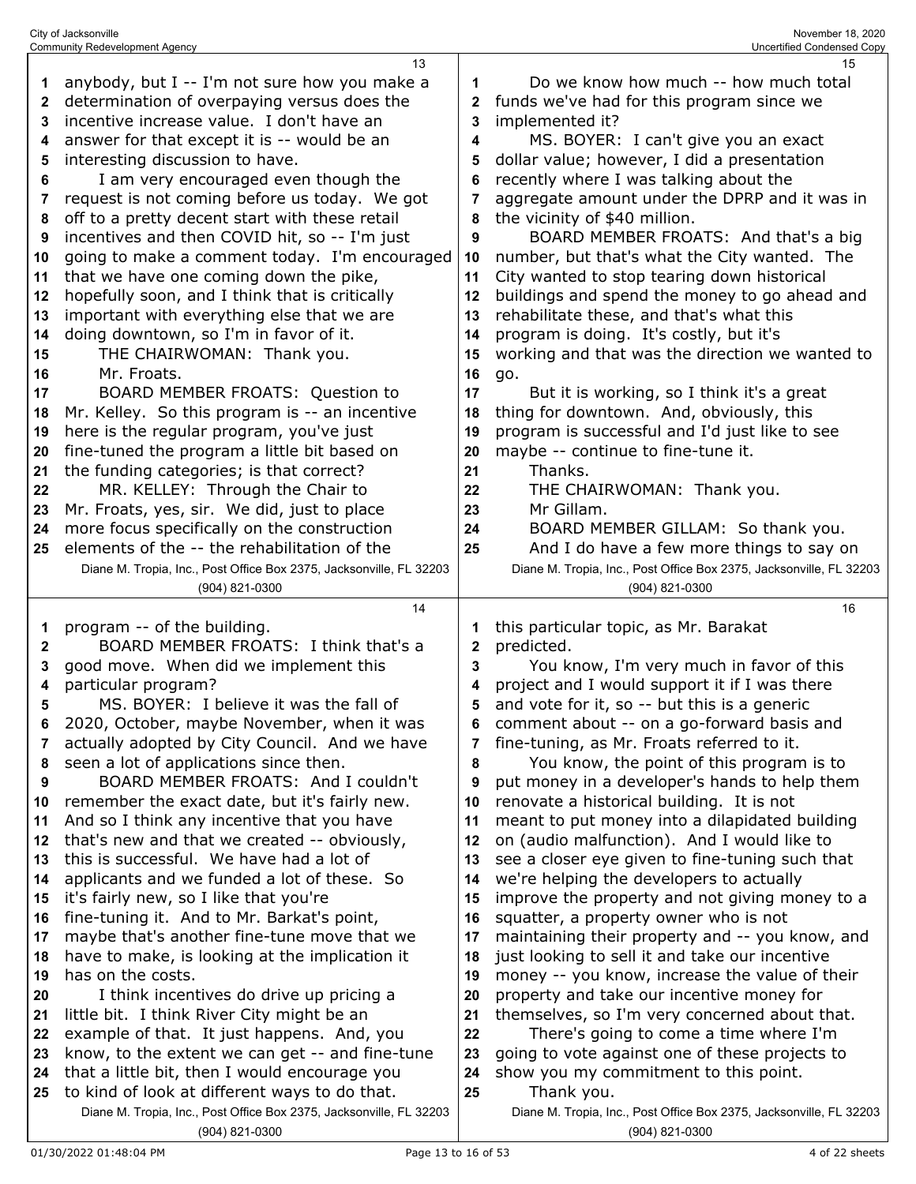anybody, but I -- I'm not sure how you make a determination of overpaying versus does the incentive increase value. I don't have an answer for that except it is -- would be an interesting discussion to have.

I am very encouraged even though the request is not coming before us today. We got off to a pretty decent start with these retail incentives and then COVID hit, so -- I'm just going to make a comment today. I'm encouraged that we have one coming down the pike, hopefully soon, and I think that is critically important with everything else that we are doing downtown, so I'm in favor of it.

THE CHAIRWOMAN: Thank you.

Mr. Froats.

BOARD MEMBER FROATS: Question to Mr. Kelley. So this program is -- an incentive here is the regular program, you've just fine-tuned the program a little bit based on the funding categories; is that correct?

MR. KELLEY: Through the Chair to Mr. Froats, yes, sir. We did, just to place more focus specifically on the construction elements of the -- the rehabilitation of the program -- of the building.

BOARD MEMBER FROATS: I think that's a good move. When did we implement this particular program?

MS. BOYER: I believe it was the fall of 2020, October, maybe November, when it was actually adopted by City Council. And we have seen a lot of applications since then.

BOARD MEMBER FROATS: And I couldn't remember the exact date, but it's fairly new. And so I think any incentive that you have that's new and that we created -- obviously, this is successful. We have had a lot of applicants and we funded a lot of these. So it's fairly new, so I like that you're fine-tuning it. And to Mr. Barkat's point, maybe that's another fine-tune move that we have to make, is looking at the implication it has on the costs.

I think incentives do drive up pricing a little bit. I think River City might be an example of that. It just happens. And, you know, to the extent we can get -- and fine-tune that a little bit, then I would encourage you to kind of look at different ways to do that.

Do we know how much -- how much total funds we've had for this program since we implemented it?

MS. BOYER: I can't give you an exact dollar value; however, I did a presentation recently where I was talking about the aggregate amount under the DPRP and it was in the vicinity of $40 million.

BOARD MEMBER FROATS: And that's a big number, but that's what the City wanted. The City wanted to stop tearing down historical buildings and spend the money to go ahead and rehabilitate these, and that's what this program is doing. It's costly, but it's working and that was the direction we wanted to go.

But it is working, so I think it's a great thing for downtown. And, obviously, this program is successful and I'd just like to see maybe -- continue to fine-tune it.

Thanks.

THE CHAIRWOMAN: Thank you.

Mr Gillam.

BOARD MEMBER GILLAM: So thank you.

And I do have a few more things to say on this particular topic, as Mr. Barakat predicted.

You know, I'm very much in favor of this project and I would support it if I was there and vote for it, so -- but this is a generic comment about -- on a go-forward basis and fine-tuning, as Mr. Froats referred to it.

You know, the point of this program is to put money in a developer's hands to help them renovate a historical building. It is not meant to put money into a dilapidated building on (audio malfunction). And I would like to see a closer eye given to fine-tuning such that we're helping the developers to actually improve the property and not giving money to a squatter, a property owner who is not maintaining their property and -- you know, and just looking to sell it and take our incentive money -- you know, increase the value of their property and take our incentive money for themselves, so I'm very concerned about that.

There's going to come a time where I'm going to vote against one of these projects to show you my commitment to this point.

Thank you.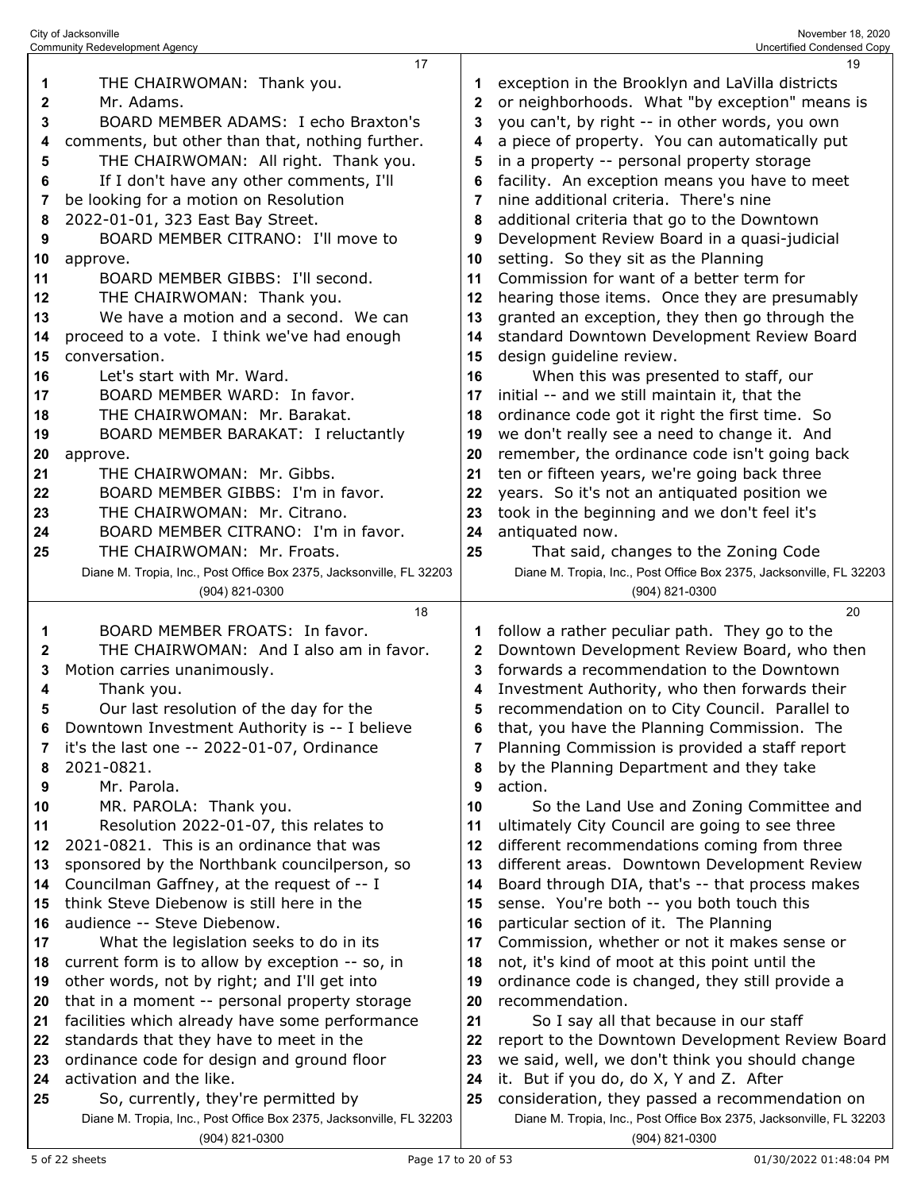17

1 THE CHAIRWOMAN: Thank you.
2 Mr. Adams.
3 BOARD MEMBER ADAMS: I echo Braxton's
4 comments, but other than that, nothing further.
5 THE CHAIRWOMAN: All right. Thank you.
6 If I don't have any other comments, I'll
7 be looking for a motion on Resolution
8 2022-01-01, 323 East Bay Street.
9 BOARD MEMBER CITRANO: I'll move to
10 approve.
11 BOARD MEMBER GIBBS: I'll second.
12 THE CHAIRWOMAN: Thank you.
13 We have a motion and a second. We can
14 proceed to a vote. I think we've had enough
15 conversation.
16 Let's start with Mr. Ward.
17 BOARD MEMBER WARD: In favor.
18 THE CHAIRWOMAN: Mr. Barakat.
19 BOARD MEMBER BARAKAT: I reluctantly
20 approve.
21 THE CHAIRWOMAN: Mr. Gibbs.
22 BOARD MEMBER GIBBS: I'm in favor.
23 THE CHAIRWOMAN: Mr. Citrano.
24 BOARD MEMBER CITRANO: I'm in favor.
25 THE CHAIRWOMAN: Mr. Froats.

18

1 BOARD MEMBER FROATS: In favor.
2 THE CHAIRWOMAN: And I also am in favor.
3 Motion carries unanimously.
4 Thank you.
5 Our last resolution of the day for the
6 Downtown Investment Authority is -- I believe
7 it's the last one -- 2022-01-07, Ordinance
8 2021-0821.
9 Mr. Parola.
10 MR. PAROLA: Thank you.
11 Resolution 2022-01-07, this relates to
12 2021-0821. This is an ordinance that was
13 sponsored by the Northbank councilperson, so
14 Councilman Gaffney, at the request of -- I
15 think Steve Diebenow is still here in the
16 audience -- Steve Diebenow.
17 What the legislation seeks to do in its
18 current form is to allow by exception -- so, in
19 other words, not by right; and I'll get into
20 that in a moment -- personal property storage
21 facilities which already have some performance
22 standards that they have to meet in the
23 ordinance code for design and ground floor
24 activation and the like.
25 So, currently, they're permitted by

19

1 exception in the Brooklyn and LaVilla districts
2 or neighborhoods. What "by exception" means is
3 you can't, by right -- in other words, you own
4 a piece of property. You can automatically put
5 in a property -- personal property storage
6 facility. An exception means you have to meet
7 nine additional criteria. There's nine
8 additional criteria that go to the Downtown
9 Development Review Board in a quasi-judicial
10 setting. So they sit as the Planning
11 Commission for want of a better term for
12 hearing those items. Once they are presumably
13 granted an exception, they then go through the
14 standard Downtown Development Review Board
15 design guideline review.
16 When this was presented to staff, our
17 initial -- and we still maintain it, that the
18 ordinance code got it right the first time. So
19 we don't really see a need to change it. And
20 remember, the ordinance code isn't going back
21 ten or fifteen years, we're going back three
22 years. So it's not an antiquated position we
23 took in the beginning and we don't feel it's
24 antiquated now.
25 That said, changes to the Zoning Code

20

1 follow a rather peculiar path. They go to the
2 Downtown Development Review Board, who then
3 forwards a recommendation to the Downtown
4 Investment Authority, who then forwards their
5 recommendation on to City Council. Parallel to
6 that, you have the Planning Commission. The
7 Planning Commission is provided a staff report
8 by the Planning Department and they take
9 action.
10 So the Land Use and Zoning Committee and
11 ultimately City Council are going to see three
12 different recommendations coming from three
13 different areas. Downtown Development Review
14 Board through DIA, that's -- that process makes
15 sense. You're both -- you both touch this
16 particular section of it. The Planning
17 Commission, whether or not it makes sense or
18 not, it's kind of moot at this point until the
19 ordinance code is changed, they still provide a
20 recommendation.
21 So I say all that because in our staff
22 report to the Downtown Development Review Board
23 we said, well, we don't think you should change
24 it. But if you do, do X, Y and Z. After
25 consideration, they passed a recommendation on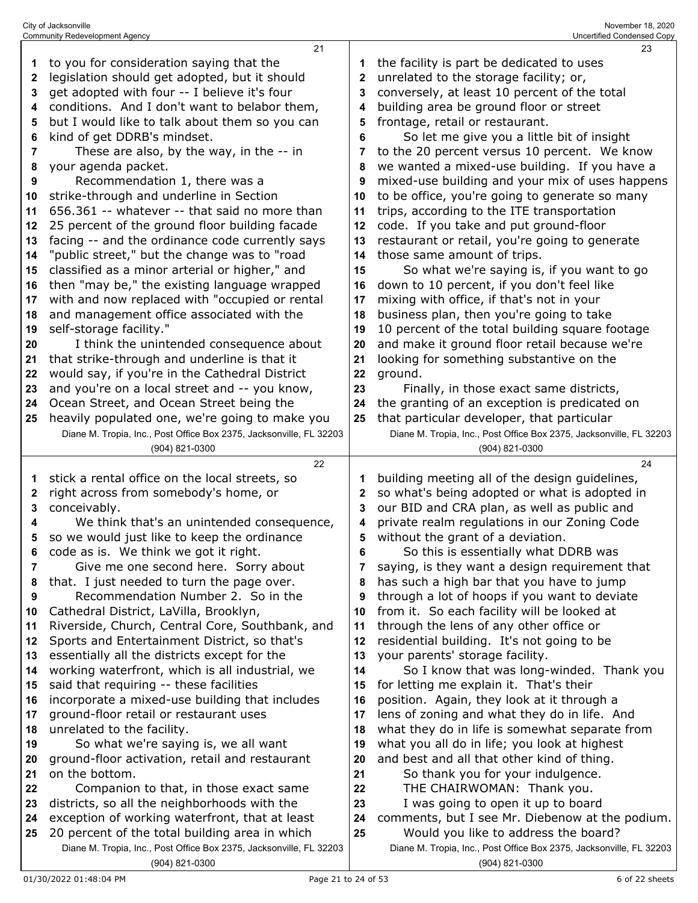to you for consideration saying that the legislation should get adopted, but it should get adopted with four -- I believe it's four conditions. And I don't want to belabor them, but I would like to talk about them so you can kind of get DDRB's mindset.

These are also, by the way, in the -- in your agenda packet.

Recommendation 1, there was a strike-through and underline in Section 656.361 -- whatever -- that said no more than 25 percent of the ground floor building facade facing -- and the ordinance code currently says "public street," but the change was to "road classified as a minor arterial or higher," and then "may be," the existing language wrapped with and now replaced with "occupied or rental and management office associated with the self-storage facility."

I think the unintended consequence about that strike-through and underline is that it would say, if you're in the Cathedral District and you're on a local street and -- you know, Ocean Street, and Ocean Street being the heavily populated one, we're going to make you stick a rental office on the local streets, so right across from somebody's home, or conceivably.

We think that's an unintended consequence, so we would just like to keep the ordinance code as is. We think we got it right.

Give me one second here. Sorry about that. I just needed to turn the page over.

Recommendation Number 2. So in the Cathedral District, LaVilla, Brooklyn, Riverside, Church, Central Core, Southbank, and Sports and Entertainment District, so that's essentially all the districts except for the working waterfront, which is all industrial, we said that requiring -- these facilities incorporate a mixed-use building that includes ground-floor retail or restaurant uses unrelated to the facility.

So what we're saying is, we all want ground-floor activation, retail and restaurant on the bottom.

Companion to that, in those exact same districts, so all the neighborhoods with the exception of working waterfront, that at least 20 percent of the total building area in which the facility is part be dedicated to uses unrelated to the storage facility; or, conversely, at least 10 percent of the total building area be ground floor or street frontage, retail or restaurant.

So let me give you a little bit of insight to the 20 percent versus 10 percent. We know we wanted a mixed-use building. If you have a mixed-use building and your mix of uses happens to be office, you're going to generate so many trips, according to the ITE transportation code. If you take and put ground-floor restaurant or retail, you're going to generate those same amount of trips.

So what we're saying is, if you want to go down to 10 percent, if you don't feel like mixing with office, if that's not in your business plan, then you're going to take 10 percent of the total building square footage and make it ground floor retail because we're looking for something substantive on the ground.

Finally, in those exact same districts, the granting of an exception is predicated on that particular developer, that particular building meeting all of the design guidelines, so what's being adopted or what is adopted in our BID and CRA plan, as well as public and private realm regulations in our Zoning Code without the grant of a deviation.

So this is essentially what DDRB was saying, is they want a design requirement that has such a high bar that you have to jump through a lot of hoops if you want to deviate from it. So each facility will be looked at through the lens of any other office or residential building. It's not going to be your parents' storage facility.

So I know that was long-winded. Thank you for letting me explain it. That's their position. Again, they look at it through a lens of zoning and what they do in life. And what they do in life is somewhat separate from what you all do in life; you look at highest and best and all that other kind of thing.

So thank you for your indulgence.

THE CHAIRWOMAN: Thank you.

I was going to open it up to board comments, but I see Mr. Diebenow at the podium.

Would you like to address the board?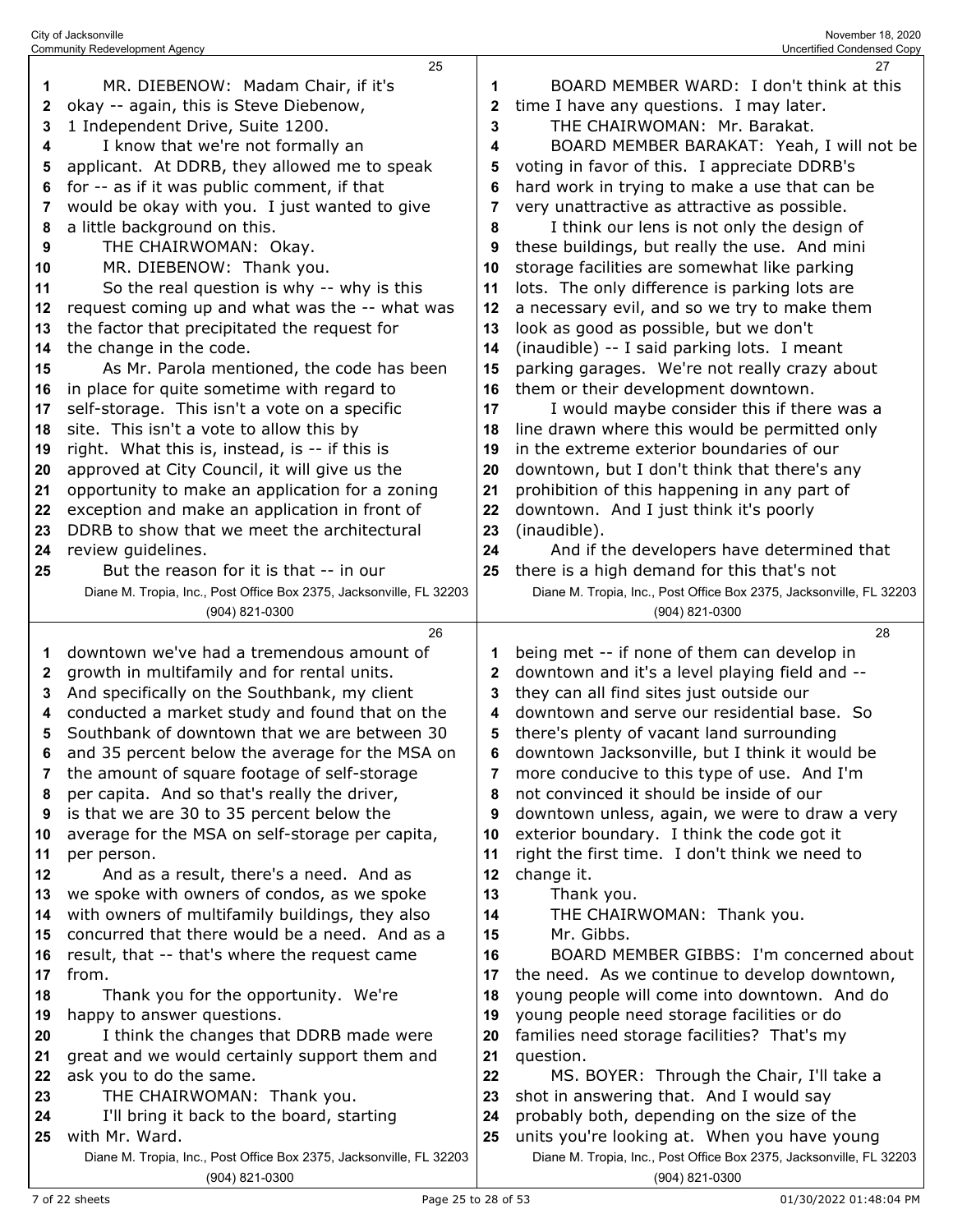MR. DIEBENOW: Madam Chair, if it's okay -- again, this is Steve Diebenow, 1 Independent Drive, Suite 1200.

I know that we're not formally an applicant. At DDRB, they allowed me to speak for -- as if it was public comment, if that would be okay with you. I just wanted to give a little background on this.

THE CHAIRWOMAN: Okay.

MR. DIEBENOW: Thank you.

So the real question is why -- why is this request coming up and what was the -- what was the factor that precipitated the request for the change in the code.

As Mr. Parola mentioned, the code has been in place for quite sometime with regard to self-storage. This isn't a vote on a specific site. This isn't a vote to allow this by right. What this is, instead, is -- if this is approved at City Council, it will give us the opportunity to make an application for a zoning exception and make an application in front of DDRB to show that we meet the architectural review guidelines.

But the reason for it is that -- in our downtown we've had a tremendous amount of growth in multifamily and for rental units. And specifically on the Southbank, my client conducted a market study and found that on the Southbank of downtown that we are between 30 and 35 percent below the average for the MSA on the amount of square footage of self-storage per capita. And so that's really the driver, is that we are 30 to 35 percent below the average for the MSA on self-storage per capita, per person.

And as a result, there's a need. And as we spoke with owners of condos, as we spoke with owners of multifamily buildings, they also concurred that there would be a need. And as a result, that -- that's where the request came from.

Thank you for the opportunity. We're happy to answer questions.

I think the changes that DDRB made were great and we would certainly support them and ask you to do the same.

THE CHAIRWOMAN: Thank you.

I'll bring it back to the board, starting with Mr. Ward.

BOARD MEMBER WARD: I don't think at this time I have any questions. I may later.

THE CHAIRWOMAN: Mr. Barakat.

BOARD MEMBER BARAKAT: Yeah, I will not be voting in favor of this. I appreciate DDRB's hard work in trying to make a use that can be very unattractive as attractive as possible.

I think our lens is not only the design of these buildings, but really the use. And mini storage facilities are somewhat like parking lots. The only difference is parking lots are a necessary evil, and so we try to make them look as good as possible, but we don't (inaudible) -- I said parking lots. I meant parking garages. We're not really crazy about them or their development downtown.

I would maybe consider this if there was a line drawn where this would be permitted only in the extreme exterior boundaries of our downtown, but I don't think that there's any prohibition of this happening in any part of downtown. And I just think it's poorly (inaudible).

And if the developers have determined that there is a high demand for this that's not being met -- if none of them can develop in downtown and it's a level playing field and -- they can all find sites just outside our downtown and serve our residential base. So there's plenty of vacant land surrounding downtown Jacksonville, but I think it would be more conducive to this type of use. And I'm not convinced it should be inside of our downtown unless, again, we were to draw a very exterior boundary. I think the code got it right the first time. I don't think we need to change it.

Thank you.

THE CHAIRWOMAN: Thank you.

Mr. Gibbs.

BOARD MEMBER GIBBS: I'm concerned about the need. As we continue to develop downtown, young people will come into downtown. And do young people need storage facilities or do families need storage facilities? That's my question.

MS. BOYER: Through the Chair, I'll take a shot in answering that. And I would say probably both, depending on the size of the units you're looking at. When you have young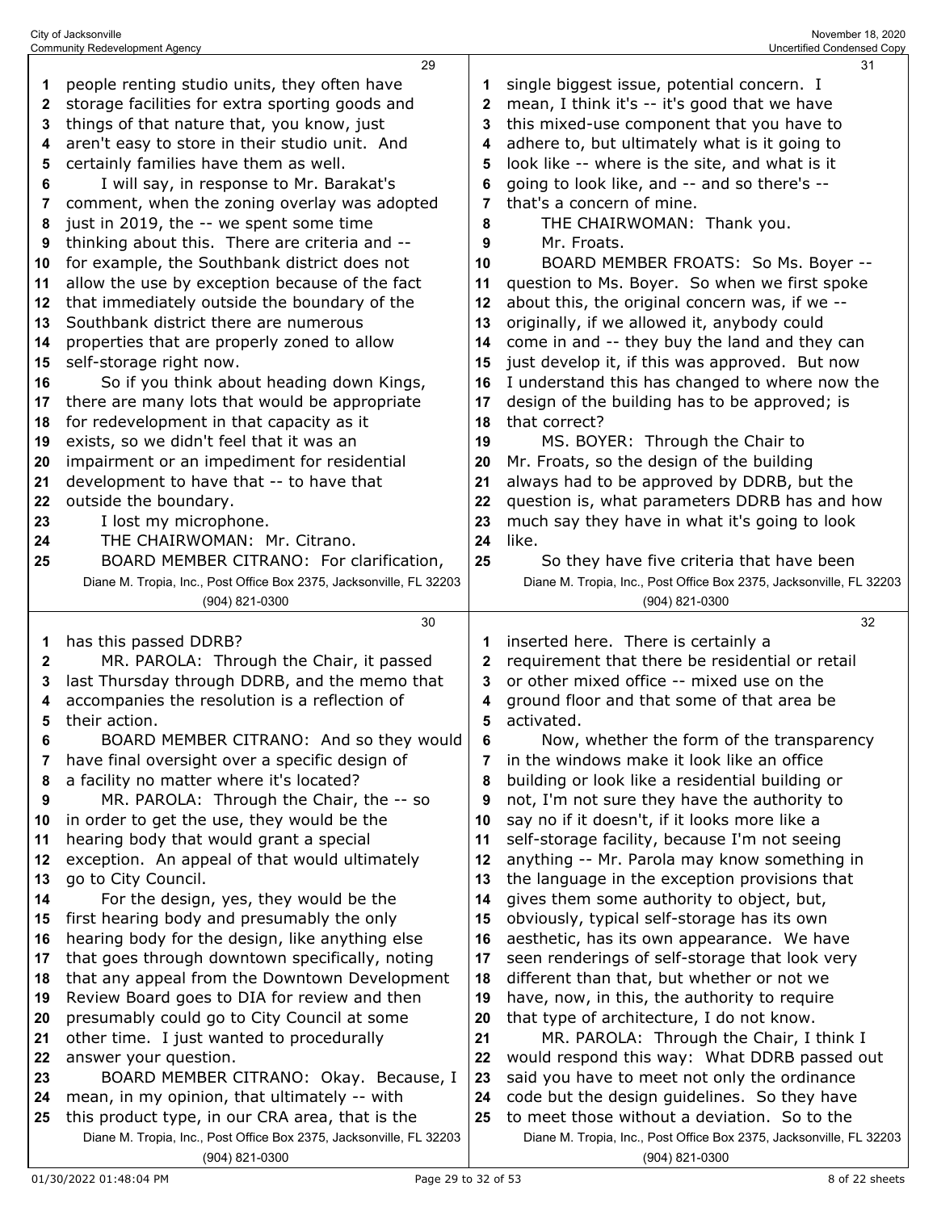people renting studio units, they often have storage facilities for extra sporting goods and things of that nature that, you know, just aren't easy to store in their studio unit. And certainly families have them as well.

I will say, in response to Mr. Barakat's comment, when the zoning overlay was adopted just in 2019, the -- we spent some time thinking about this. There are criteria and -- for example, the Southbank district does not allow the use by exception because of the fact that immediately outside the boundary of the Southbank district there are numerous properties that are properly zoned to allow self-storage right now.

So if you think about heading down Kings, there are many lots that would be appropriate for redevelopment in that capacity as it exists, so we didn't feel that it was an impairment or an impediment for residential development to have that -- to have that outside the boundary.

I lost my microphone.

THE CHAIRWOMAN: Mr. Citrano.

BOARD MEMBER CITRANO: For clarification, has this passed DDRB?

MR. PAROLA: Through the Chair, it passed last Thursday through DDRB, and the memo that accompanies the resolution is a reflection of their action.

BOARD MEMBER CITRANO: And so they would have final oversight over a specific design of a facility no matter where it's located?

MR. PAROLA: Through the Chair, the -- so in order to get the use, they would be the hearing body that would grant a special exception. An appeal of that would ultimately go to City Council.

For the design, yes, they would be the first hearing body and presumably the only hearing body for the design, like anything else that goes through downtown specifically, noting that any appeal from the Downtown Development Review Board goes to DIA for review and then presumably could go to City Council at some other time. I just wanted to procedurally answer your question.

BOARD MEMBER CITRANO: Okay. Because, I mean, in my opinion, that ultimately -- with this product type, in our CRA area, that is the single biggest issue, potential concern. I mean, I think it's -- it's good that we have this mixed-use component that you have to adhere to, but ultimately what is it going to look like -- where is the site, and what is it going to look like, and -- and so there's -- that's a concern of mine.

THE CHAIRWOMAN: Thank you.

Mr. Froats.

BOARD MEMBER FROATS: So Ms. Boyer -- question to Ms. Boyer. So when we first spoke about this, the original concern was, if we -- originally, if we allowed it, anybody could come in and -- they buy the land and they can just develop it, if this was approved. But now I understand this has changed to where now the design of the building has to be approved; is that correct?

MS. BOYER: Through the Chair to Mr. Froats, so the design of the building always had to be approved by DDRB, but the question is, what parameters DDRB has and how much say they have in what it's going to look like.

So they have five criteria that have been inserted here. There is certainly a requirement that there be residential or retail or other mixed office -- mixed use on the ground floor and that some of that area be activated.

Now, whether the form of the transparency in the windows make it look like an office building or look like a residential building or not, I'm not sure they have the authority to say no if it doesn't, if it looks more like a self-storage facility, because I'm not seeing anything -- Mr. Parola may know something in the language in the exception provisions that gives them some authority to object, but, obviously, typical self-storage has its own aesthetic, has its own appearance. We have seen renderings of self-storage that look very different than that, but whether or not we have, now, in this, the authority to require that type of architecture, I do not know.

MR. PAROLA: Through the Chair, I think I would respond this way: What DDRB passed out said you have to meet not only the ordinance code but the design guidelines. So they have to meet those without a deviation. So to the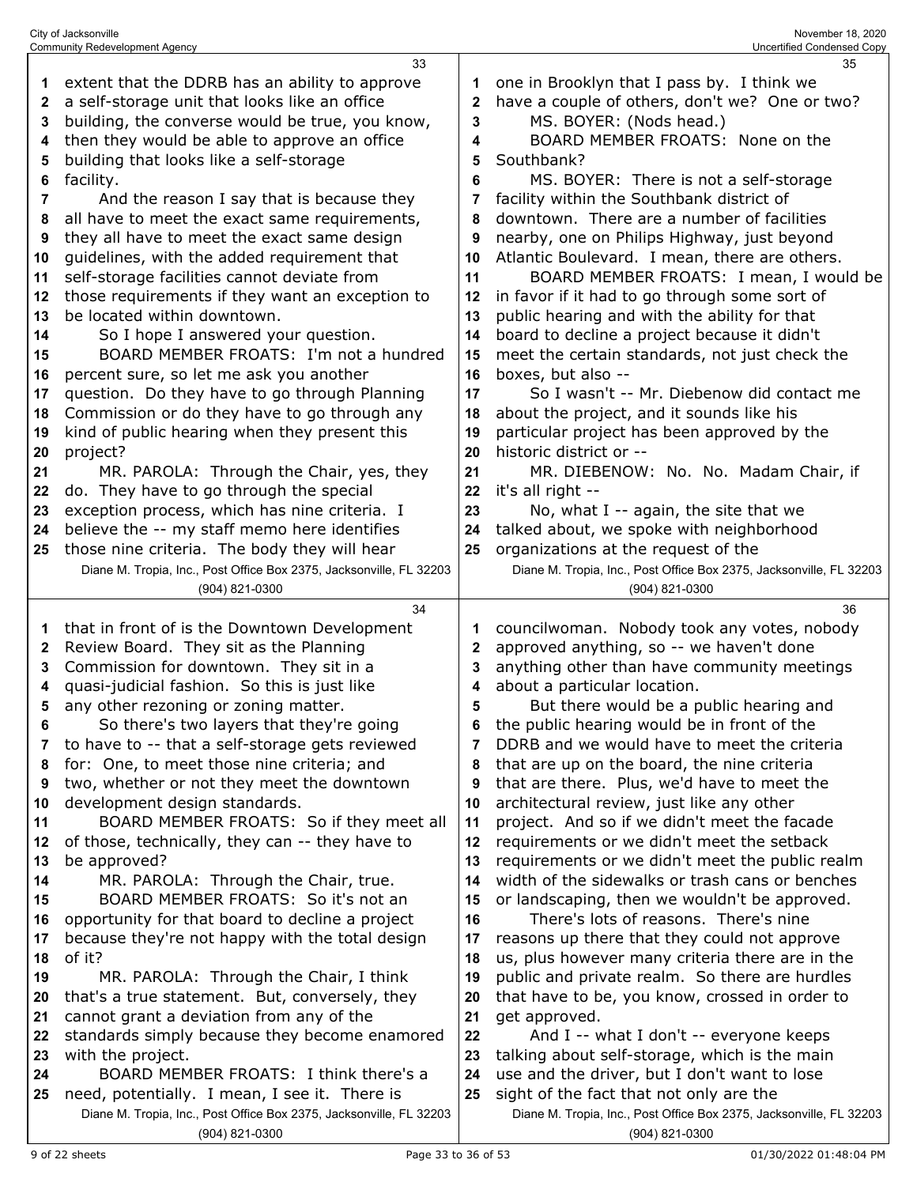extent that the DDRB has an ability to approve a self-storage unit that looks like an office building, the converse would be true, you know, then they would be able to approve an office building that looks like a self-storage facility.

And the reason I say that is because they all have to meet the exact same requirements, they all have to meet the exact same design guidelines, with the added requirement that self-storage facilities cannot deviate from those requirements if they want an exception to be located within downtown.

So I hope I answered your question.

BOARD MEMBER FROATS: I'm not a hundred percent sure, so let me ask you another question. Do they have to go through Planning Commission or do they have to go through any kind of public hearing when they present this project?

MR. PAROLA: Through the Chair, yes, they do. They have to go through the special exception process, which has nine criteria. I believe the -- my staff memo here identifies those nine criteria. The body they will hear that in front of is the Downtown Development Review Board. They sit as the Planning Commission for downtown. They sit in a quasi-judicial fashion. So this is just like any other rezoning or zoning matter.

So there's two layers that they're going to have to -- that a self-storage gets reviewed for: One, to meet those nine criteria; and two, whether or not they meet the downtown development design standards.

BOARD MEMBER FROATS: So if they meet all of those, technically, they can -- they have to be approved?

MR. PAROLA: Through the Chair, true.

BOARD MEMBER FROATS: So it's not an opportunity for that board to decline a project because they're not happy with the total design of it?

MR. PAROLA: Through the Chair, I think that's a true statement. But, conversely, they cannot grant a deviation from any of the standards simply because they become enamored with the project.

BOARD MEMBER FROATS: I think there's a need, potentially. I mean, I see it. There is one in Brooklyn that I pass by. I think we have a couple of others, don't we? One or two?

MS. BOYER: (Nods head.)

BOARD MEMBER FROATS: None on the Southbank?

MS. BOYER: There is not a self-storage facility within the Southbank district of downtown. There are a number of facilities nearby, one on Philips Highway, just beyond Atlantic Boulevard. I mean, there are others.

BOARD MEMBER FROATS: I mean, I would be in favor if it had to go through some sort of public hearing and with the ability for that board to decline a project because it didn't meet the certain standards, not just check the boxes, but also --

So I wasn't -- Mr. Diebenow did contact me about the project, and it sounds like his particular project has been approved by the historic district or --

MR. DIEBENOW: No. No. Madam Chair, if it's all right --

No, what I -- again, the site that we talked about, we spoke with neighborhood organizations at the request of the councilwoman. Nobody took any votes, nobody approved anything, so -- we haven't done anything other than have community meetings about a particular location.

But there would be a public hearing and the public hearing would be in front of the DDRB and we would have to meet the criteria that are up on the board, the nine criteria that are there. Plus, we'd have to meet the architectural review, just like any other project. And so if we didn't meet the facade requirements or we didn't meet the setback requirements or we didn't meet the public realm width of the sidewalks or trash cans or benches or landscaping, then we wouldn't be approved.

There's lots of reasons. There's nine reasons up there that they could not approve us, plus however many criteria there are in the public and private realm. So there are hurdles that have to be, you know, crossed in order to get approved.

And I -- what I don't -- everyone keeps talking about self-storage, which is the main use and the driver, but I don't want to lose sight of the fact that not only are the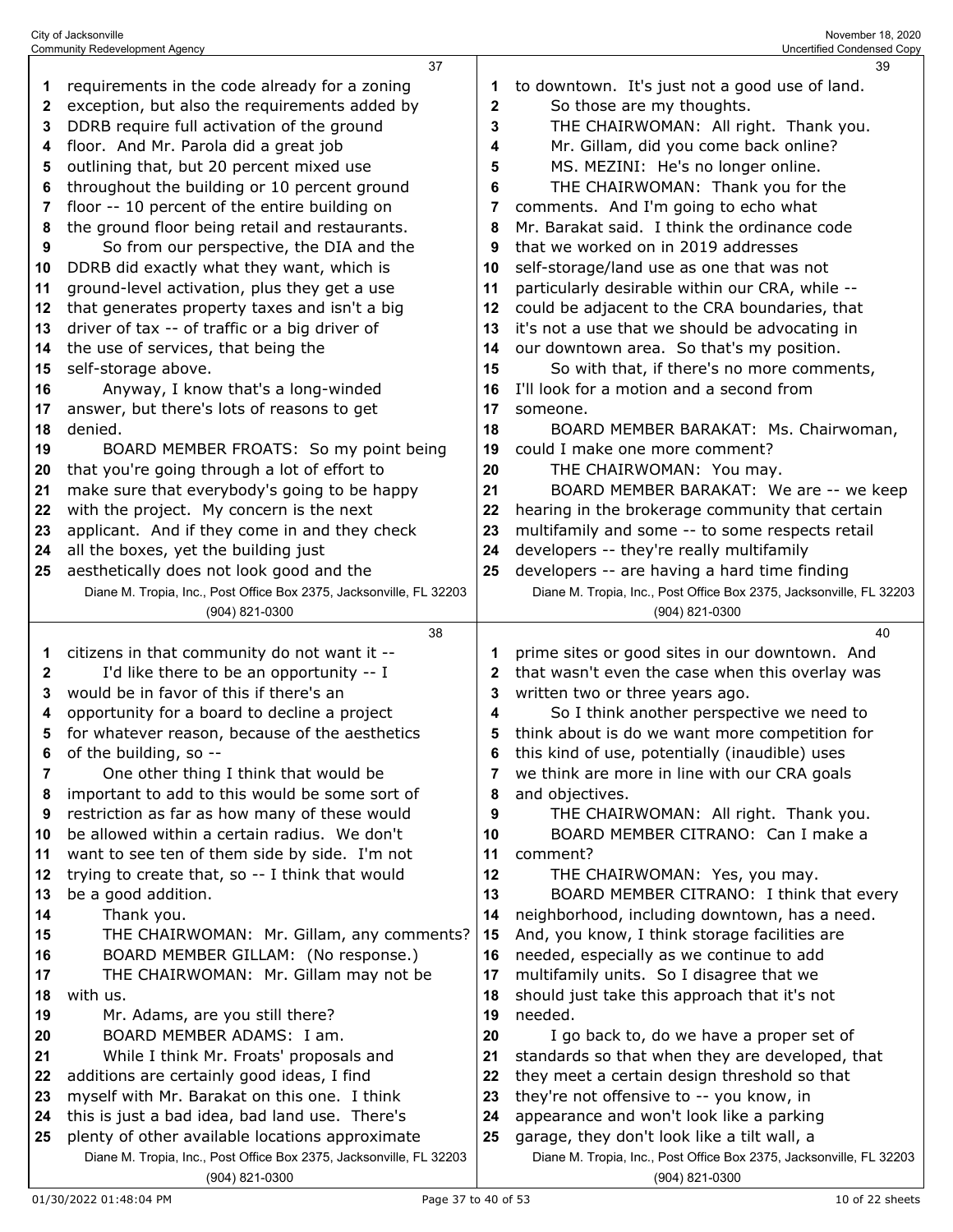requirements in the code already for a zoning exception, but also the requirements added by DDRB require full activation of the ground floor. And Mr. Parola did a great job outlining that, but 20 percent mixed use throughout the building or 10 percent ground floor -- 10 percent of the entire building on the ground floor being retail and restaurants.

So from our perspective, the DIA and the DDRB did exactly what they want, which is ground-level activation, plus they get a use that generates property taxes and isn't a big driver of tax -- of traffic or a big driver of the use of services, that being the self-storage above.

Anyway, I know that's a long-winded answer, but there's lots of reasons to get denied.

BOARD MEMBER FROATS: So my point being that you're going through a lot of effort to make sure that everybody's going to be happy with the project. My concern is the next applicant. And if they come in and they check all the boxes, yet the building just aesthetically does not look good and the citizens in that community do not want it --

I'd like there to be an opportunity -- I would be in favor of this if there's an opportunity for a board to decline a project for whatever reason, because of the aesthetics of the building, so --

One other thing I think that would be important to add to this would be some sort of restriction as far as how many of these would be allowed within a certain radius. We don't want to see ten of them side by side. I'm not trying to create that, so -- I think that would be a good addition.

Thank you.

THE CHAIRWOMAN: Mr. Gillam, any comments?

BOARD MEMBER GILLAM: (No response.)

THE CHAIRWOMAN: Mr. Gillam may not be with us.

Mr. Adams, are you still there?

BOARD MEMBER ADAMS: I am.

While I think Mr. Froats' proposals and additions are certainly good ideas, I find myself with Mr. Barakat on this one. I think this is just a bad idea, bad land use. There's plenty of other available locations approximate to downtown. It's just not a good use of land.

So those are my thoughts.

THE CHAIRWOMAN: All right. Thank you.

Mr. Gillam, did you come back online?

MS. MEZINI: He's no longer online.

THE CHAIRWOMAN: Thank you for the comments. And I'm going to echo what Mr. Barakat said. I think the ordinance code that we worked on in 2019 addresses self-storage/land use as one that was not particularly desirable within our CRA, while -- could be adjacent to the CRA boundaries, that it's not a use that we should be advocating in our downtown area. So that's my position.

So with that, if there's no more comments, I'll look for a motion and a second from someone.

BOARD MEMBER BARAKAT: Ms. Chairwoman, could I make one more comment?

THE CHAIRWOMAN: You may.

BOARD MEMBER BARAKAT: We are -- we keep hearing in the brokerage community that certain multifamily and some -- to some respects retail developers -- they're really multifamily developers -- are having a hard time finding prime sites or good sites in our downtown. And that wasn't even the case when this overlay was written two or three years ago.

So I think another perspective we need to think about is do we want more competition for this kind of use, potentially (inaudible) uses we think are more in line with our CRA goals and objectives.

THE CHAIRWOMAN: All right. Thank you.

BOARD MEMBER CITRANO: Can I make a comment?

THE CHAIRWOMAN: Yes, you may.

BOARD MEMBER CITRANO: I think that every neighborhood, including downtown, has a need. And, you know, I think storage facilities are needed, especially as we continue to add multifamily units. So I disagree that we should just take this approach that it's not needed.

I go back to, do we have a proper set of standards so that when they are developed, that they meet a certain design threshold so that they're not offensive to -- you know, in appearance and won't look like a parking garage, they don't look like a tilt wall, a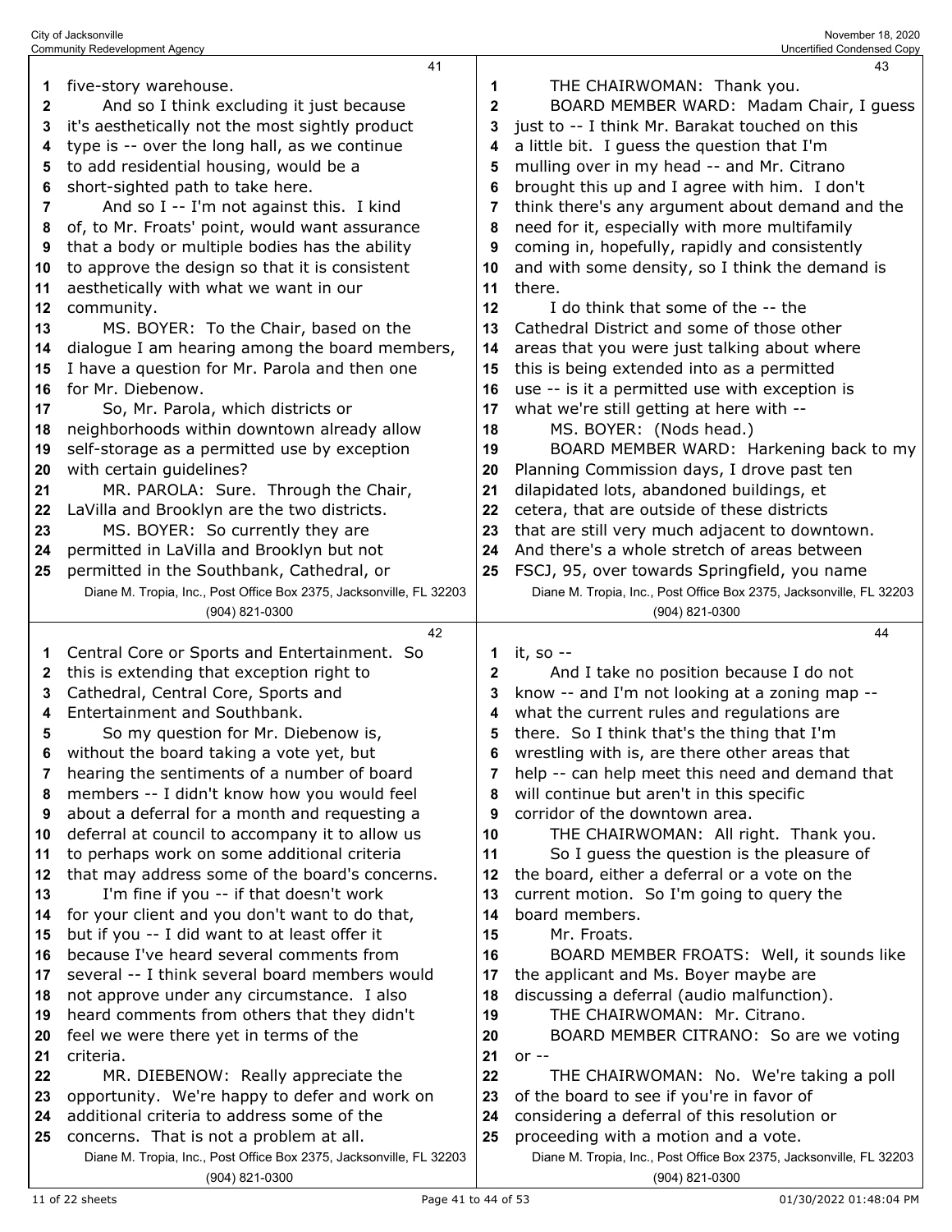41

1 five-story warehouse.
2 And so I think excluding it just because
3 it's aesthetically not the most sightly product
4 type is -- over the long hall, as we continue
5 to add residential housing, would be a
6 short-sighted path to take here.
7 And so I -- I'm not against this. I kind
8 of, to Mr. Froats' point, would want assurance
9 that a body or multiple bodies has the ability
10 to approve the design so that it is consistent
11 aesthetically with what we want in our
12 community.
13 MS. BOYER: To the Chair, based on the
14 dialogue I am hearing among the board members,
15 I have a question for Mr. Parola and then one
16 for Mr. Diebenow.
17 So, Mr. Parola, which districts or
18 neighborhoods within downtown already allow
19 self-storage as a permitted use by exception
20 with certain guidelines?
21 MR. PAROLA: Sure. Through the Chair,
22 LaVilla and Brooklyn are the two districts.
23 MS. BOYER: So currently they are
24 permitted in LaVilla and Brooklyn but not
25 permitted in the Southbank, Cathedral, or

42

1 Central Core or Sports and Entertainment. So
2 this is extending that exception right to
3 Cathedral, Central Core, Sports and
4 Entertainment and Southbank.
5 So my question for Mr. Diebenow is,
6 without the board taking a vote yet, but
7 hearing the sentiments of a number of board
8 members -- I didn't know how you would feel
9 about a deferral for a month and requesting a
10 deferral at council to accompany it to allow us
11 to perhaps work on some additional criteria
12 that may address some of the board's concerns.
13 I'm fine if you -- if that doesn't work
14 for your client and you don't want to do that,
15 but if you -- I did want to at least offer it
16 because I've heard several comments from
17 several -- I think several board members would
18 not approve under any circumstance. I also
19 heard comments from others that they didn't
20 feel we were there yet in terms of the
21 criteria.
22 MR. DIEBENOW: Really appreciate the
23 opportunity. We're happy to defer and work on
24 additional criteria to address some of the
25 concerns. That is not a problem at all.

43

1 THE CHAIRWOMAN: Thank you.
2 BOARD MEMBER WARD: Madam Chair, I guess
3 just to -- I think Mr. Barakat touched on this
4 a little bit. I guess the question that I'm
5 mulling over in my head -- and Mr. Citrano
6 brought this up and I agree with him. I don't
7 think there's any argument about demand and the
8 need for it, especially with more multifamily
9 coming in, hopefully, rapidly and consistently
10 and with some density, so I think the demand is
11 there.
12 I do think that some of the -- the
13 Cathedral District and some of those other
14 areas that you were just talking about where
15 this is being extended into as a permitted
16 use -- is it a permitted use with exception is
17 what we're still getting at here with --
18 MS. BOYER: (Nods head.)
19 BOARD MEMBER WARD: Harkening back to my
20 Planning Commission days, I drove past ten
21 dilapidated lots, abandoned buildings, et
22 cetera, that are outside of these districts
23 that are still very much adjacent to downtown.
24 And there's a whole stretch of areas between
25 FSCJ, 95, over towards Springfield, you name

44

1 it, so --
2 And I take no position because I do not
3 know -- and I'm not looking at a zoning map --
4 what the current rules and regulations are
5 there. So I think that's the thing that I'm
6 wrestling with is, are there other areas that
7 help -- can help meet this need and demand that
8 will continue but aren't in this specific
9 corridor of the downtown area.
10 THE CHAIRWOMAN: All right. Thank you.
11 So I guess the question is the pleasure of
12 the board, either a deferral or a vote on the
13 current motion. So I'm going to query the
14 board members.
15 Mr. Froats.
16 BOARD MEMBER FROATS: Well, it sounds like
17 the applicant and Ms. Boyer maybe are
18 discussing a deferral (audio malfunction).
19 THE CHAIRWOMAN: Mr. Citrano.
20 BOARD MEMBER CITRANO: So are we voting
21 or --
22 THE CHAIRWOMAN: No. We're taking a poll
23 of the board to see if you're in favor of
24 considering a deferral of this resolution or
25 proceeding with a motion and a vote.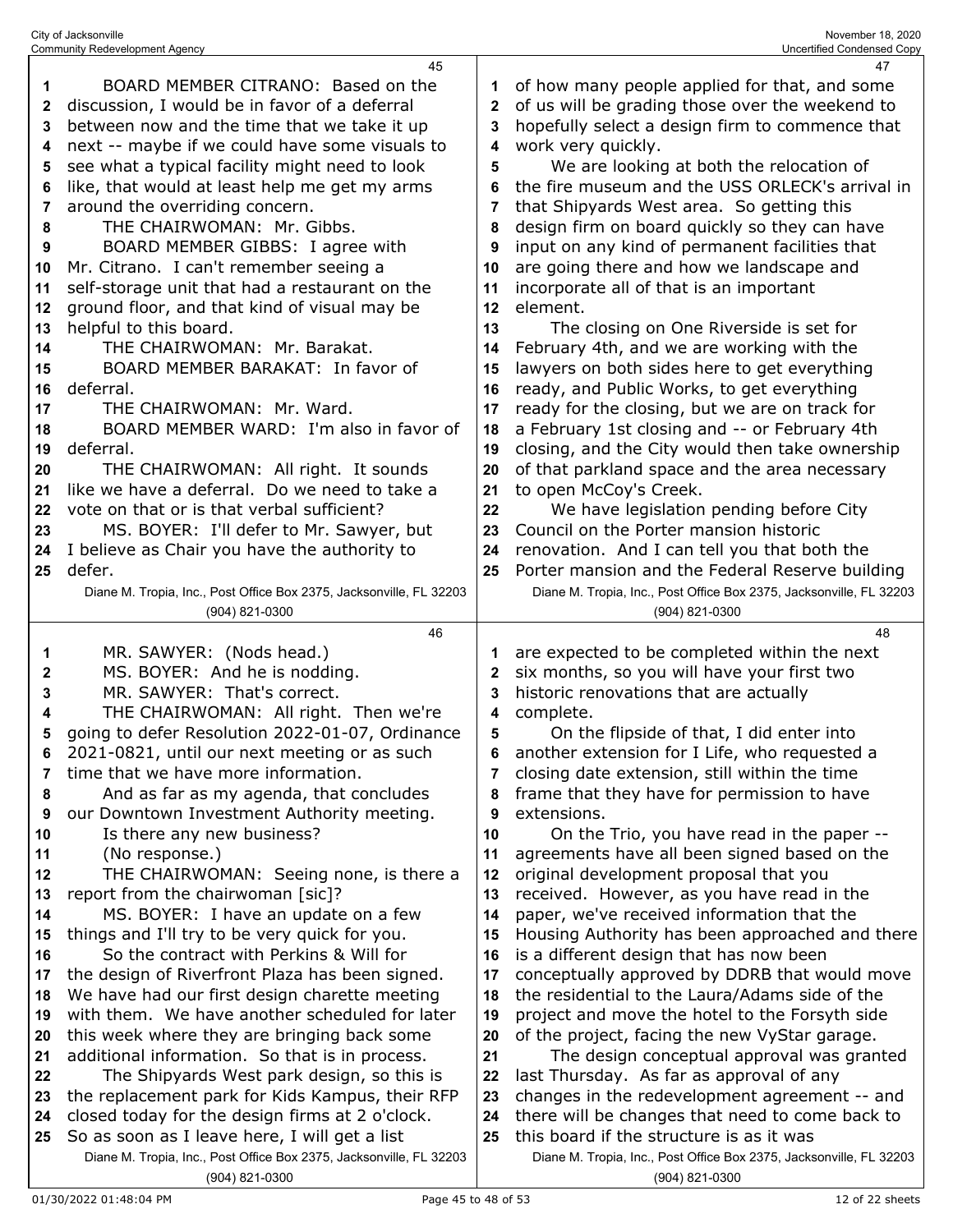BOARD MEMBER CITRANO: Based on the discussion, I would be in favor of a deferral between now and the time that we take it up next -- maybe if we could have some visuals to see what a typical facility might need to look like, that would at least help me get my arms around the overriding concern.

THE CHAIRWOMAN: Mr. Gibbs.

BOARD MEMBER GIBBS: I agree with Mr. Citrano. I can't remember seeing a self-storage unit that had a restaurant on the ground floor, and that kind of visual may be helpful to this board.

THE CHAIRWOMAN: Mr. Barakat.

BOARD MEMBER BARAKAT: In favor of deferral.

THE CHAIRWOMAN: Mr. Ward.

BOARD MEMBER WARD: I'm also in favor of deferral.

THE CHAIRWOMAN: All right. It sounds like we have a deferral. Do we need to take a vote on that or is that verbal sufficient?

MS. BOYER: I'll defer to Mr. Sawyer, but I believe as Chair you have the authority to defer.

MR. SAWYER: (Nods head.)

MS. BOYER: And he is nodding.

MR. SAWYER: That's correct.

THE CHAIRWOMAN: All right. Then we're going to defer Resolution 2022-01-07, Ordinance 2021-0821, until our next meeting or as such time that we have more information.

And as far as my agenda, that concludes our Downtown Investment Authority meeting.

Is there any new business?

(No response.)

THE CHAIRWOMAN: Seeing none, is there a report from the chairwoman [sic]?

MS. BOYER: I have an update on a few things and I'll try to be very quick for you.

So the contract with Perkins & Will for the design of Riverfront Plaza has been signed. We have had our first design charette meeting with them. We have another scheduled for later this week where they are bringing back some additional information. So that is in process.

The Shipyards West park design, so this is the replacement park for Kids Kampus, their RFP closed today for the design firms at 2 o'clock. So as soon as I leave here, I will get a list of how many people applied for that, and some of us will be grading those over the weekend to hopefully select a design firm to commence that work very quickly.

We are looking at both the relocation of the fire museum and the USS ORLECK's arrival in that Shipyards West area. So getting this design firm on board quickly so they can have input on any kind of permanent facilities that are going there and how we landscape and incorporate all of that is an important element.

The closing on One Riverside is set for February 4th, and we are working with the lawyers on both sides here to get everything ready, and Public Works, to get everything ready for the closing, but we are on track for a February 1st closing and -- or February 4th closing, and the City would then take ownership of that parkland space and the area necessary to open McCoy's Creek.

We have legislation pending before City Council on the Porter mansion historic renovation. And I can tell you that both the Porter mansion and the Federal Reserve building are expected to be completed within the next six months, so you will have your first two historic renovations that are actually complete.

On the flipside of that, I did enter into another extension for I Life, who requested a closing date extension, still within the time frame that they have for permission to have extensions.

On the Trio, you have read in the paper -- agreements have all been signed based on the original development proposal that you received. However, as you have read in the paper, we've received information that the Housing Authority has been approached and there is a different design that has now been conceptually approved by DDRB that would move the residential to the Laura/Adams side of the project and move the hotel to the Forsyth side of the project, facing the new VyStar garage.

The design conceptual approval was granted last Thursday. As far as approval of any changes in the redevelopment agreement -- and there will be changes that need to come back to this board if the structure is as it was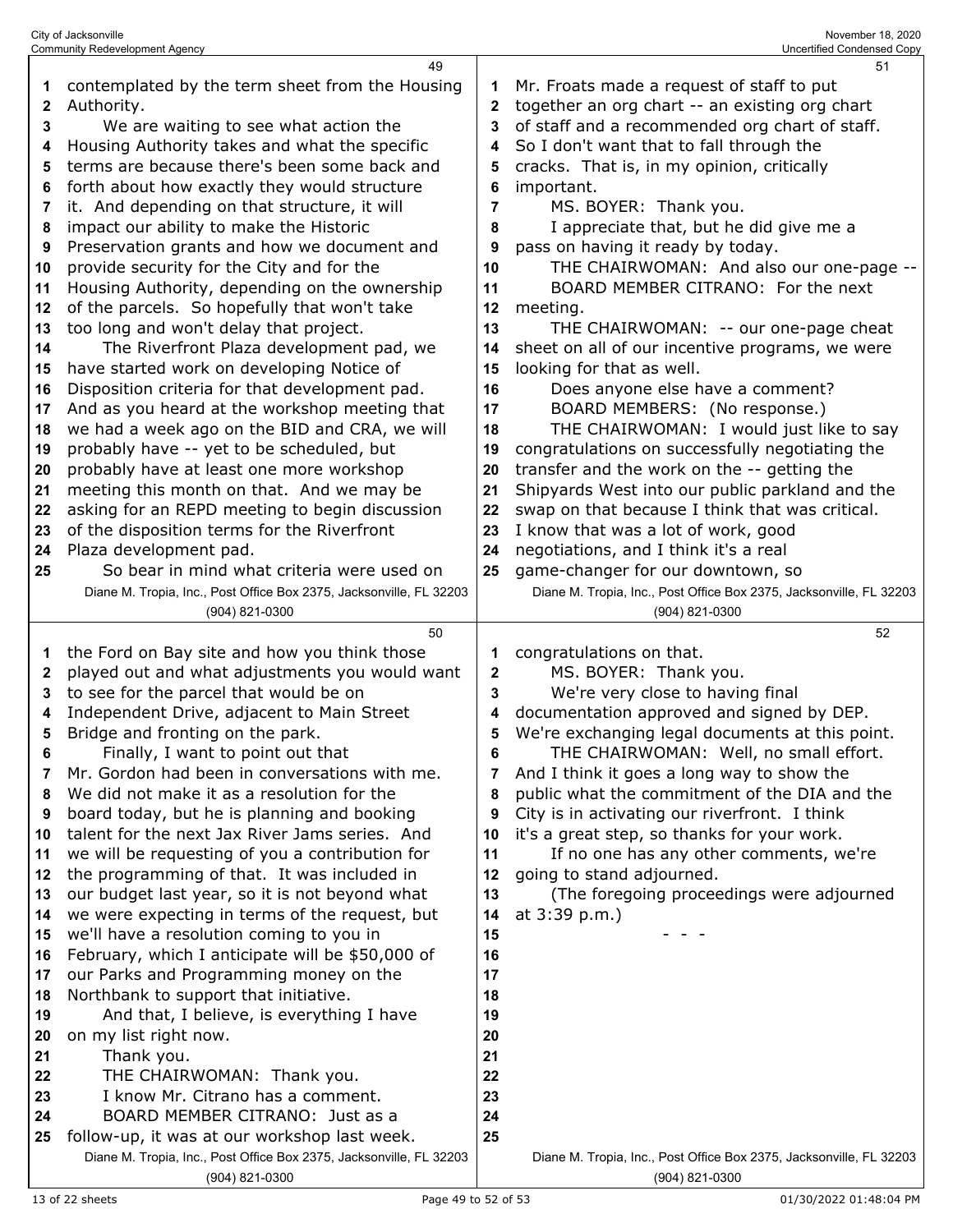contemplated by the term sheet from the Housing Authority.

We are waiting to see what action the Housing Authority takes and what the specific terms are because there's been some back and forth about how exactly they would structure it. And depending on that structure, it will impact our ability to make the Historic Preservation grants and how we document and provide security for the City and for the Housing Authority, depending on the ownership of the parcels. So hopefully that won't take too long and won't delay that project.

The Riverfront Plaza development pad, we have started work on developing Notice of Disposition criteria for that development pad. And as you heard at the workshop meeting that we had a week ago on the BID and CRA, we will probably have -- yet to be scheduled, but probably have at least one more workshop meeting this month on that. And we may be asking for an REPD meeting to begin discussion of the disposition terms for the Riverfront Plaza development pad.

So bear in mind what criteria were used on the Ford on Bay site and how you think those played out and what adjustments you would want to see for the parcel that would be on Independent Drive, adjacent to Main Street Bridge and fronting on the park.

Finally, I want to point out that Mr. Gordon had been in conversations with me. We did not make it as a resolution for the board today, but he is planning and booking talent for the next Jax River Jams series. And we will be requesting of you a contribution for the programming of that. It was included in our budget last year, so it is not beyond what we were expecting in terms of the request, but we'll have a resolution coming to you in February, which I anticipate will be $50,000 of our Parks and Programming money on the Northbank to support that initiative.

And that, I believe, is everything I have on my list right now.

Thank you.

THE CHAIRWOMAN: Thank you.

I know Mr. Citrano has a comment.

BOARD MEMBER CITRANO: Just as a follow-up, it was at our workshop last week. Mr. Froats made a request of staff to put together an org chart -- an existing org chart of staff and a recommended org chart of staff. So I don't want that to fall through the cracks. That is, in my opinion, critically important.

MS. BOYER: Thank you.

I appreciate that, but he did give me a pass on having it ready by today.

THE CHAIRWOMAN: And also our one-page --

BOARD MEMBER CITRANO: For the next meeting.

THE CHAIRWOMAN: -- our one-page cheat sheet on all of our incentive programs, we were looking for that as well.

Does anyone else have a comment?

BOARD MEMBERS: (No response.)

THE CHAIRWOMAN: I would just like to say congratulations on successfully negotiating the transfer and the work on the -- getting the Shipyards West into our public parkland and the swap on that because I think that was critical. I know that was a lot of work, good negotiations, and I think it's a real game-changer for our downtown, so congratulations on that.

MS. BOYER: Thank you.

We're very close to having final documentation approved and signed by DEP. We're exchanging legal documents at this point.

THE CHAIRWOMAN: Well, no small effort. And I think it goes a long way to show the public what the commitment of the DIA and the City is in activating our riverfront. I think it's a great step, so thanks for your work.

If no one has any other comments, we're going to stand adjourned.

(The foregoing proceedings were adjourned at 3:39 p.m.)

\- - -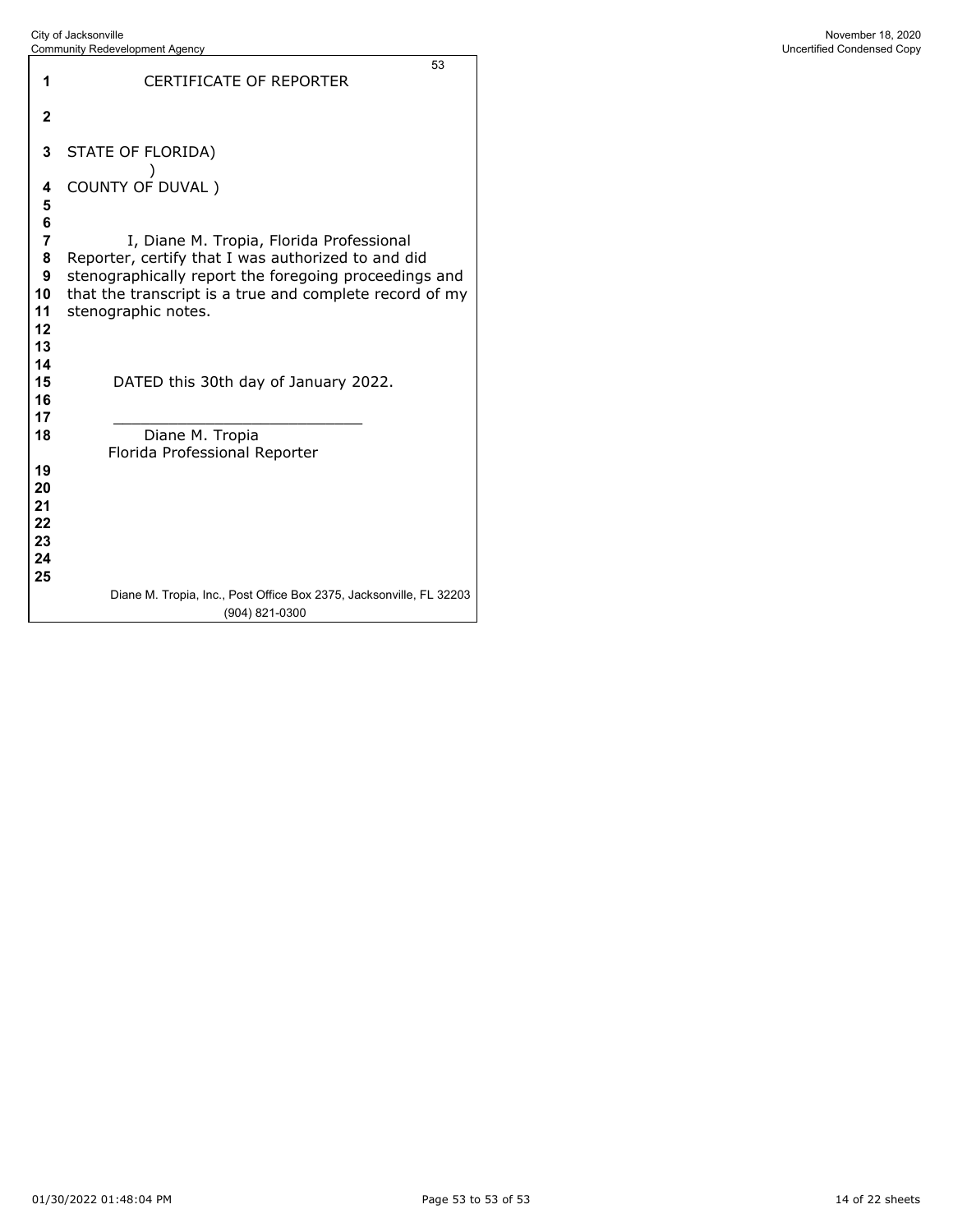# CERTIFICATE OF REPORTER

STATE OF FLORIDA)
)
COUNTY OF DUVAL )

I, Diane M. Tropia, Florida Professional Reporter, certify that I was authorized to and did stenographically report the foregoing proceedings and that the transcript is a true and complete record of my stenographic notes.

DATED this 30th day of January 2022.

\_\_\_\_\_\_\_\_\_\_\_\_\_\_\_\_\_\_\_\_\_\_\_\_\_\_\_\_

Diane M. Tropia
Florida Professional Reporter

Diane M. Tropia, Inc., Post Office Box 2375, Jacksonville, FL 32203
(904) 821-0300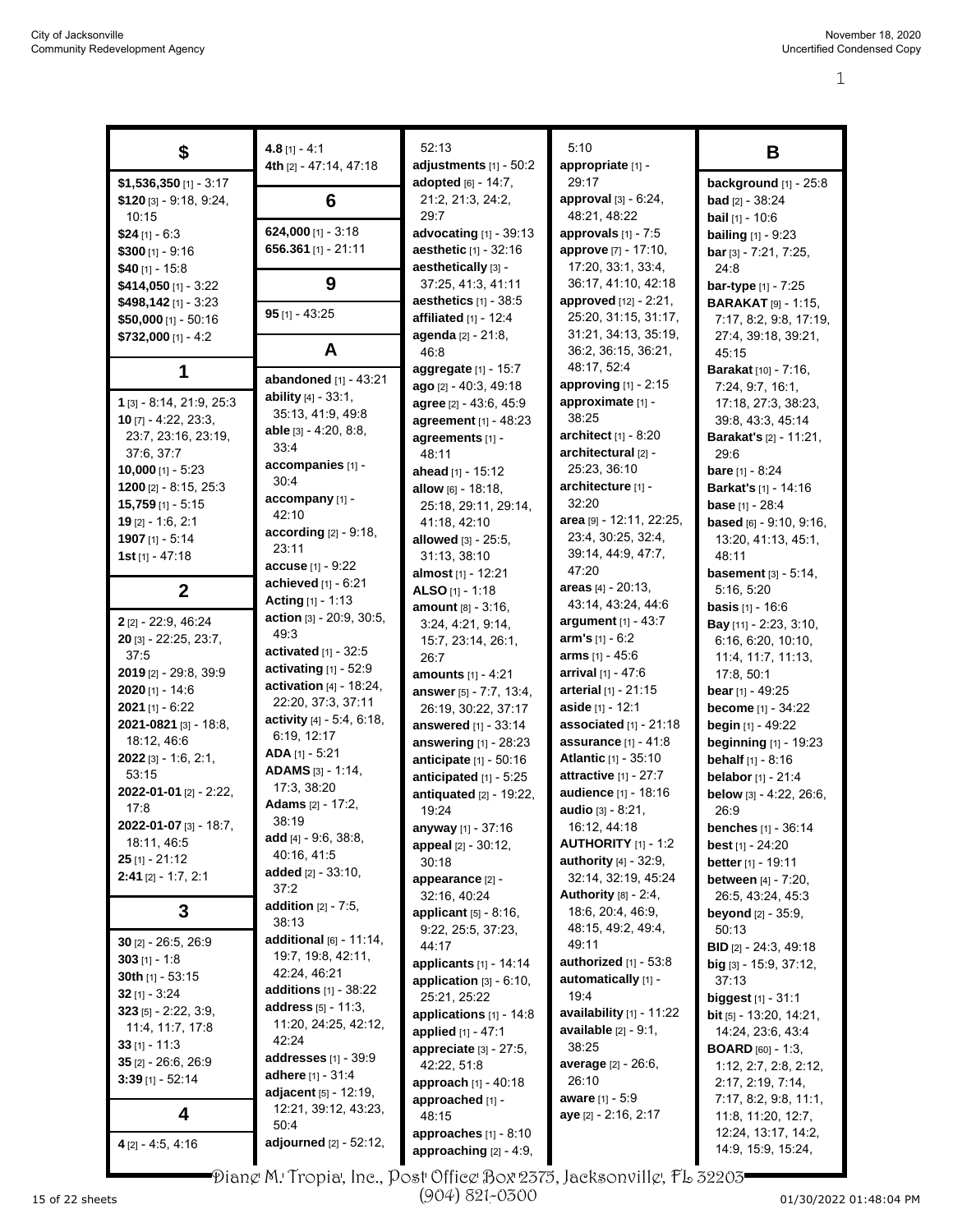## $

**$1,536,350** [1] - 3:17
**$120** [3] - 9:18, 9:24, 10:15
**$24** [1] - 6:3
**$300** [1] - 9:16
**$40** [1] - 15:8
**$414,050** [1] - 3:22
**$498,142** [1] - 3:23
**$50,000** [1] - 50:16
**$732,000** [1] - 4:2

## 1

**1** [3] - 8:14, 21:9, 25:3
**10** [7] - 4:22, 23:3, 23:7, 23:16, 23:19, 37:6, 37:7
**10,000** [1] - 5:23
**1200** [2] - 8:15, 25:3
**15,759** [1] - 5:15
**19** [2] - 1:6, 2:1
**1907** [1] - 5:14
**1st** [1] - 47:18

## 2

**2** [2] - 22:9, 46:24
**20** [3] - 22:25, 23:7, 37:5
**2019** [2] - 29:8, 39:9
**2020** [1] - 14:6
**2021** [1] - 6:22
**2021-0821** [3] - 18:8, 18:12, 46:6
**2022** [3] - 1:6, 2:1, 53:15
**2022-01-01** [2] - 2:22, 17:8
**2022-01-07** [3] - 18:7, 18:11, 46:5
**25** [1] - 21:12
**2:41** [2] - 1:7, 2:1

## 3

**30** [2] - 26:5, 26:9
**303** [1] - 1:8
**30th** [1] - 53:15
**32** [1] - 3:24
**323** [5] - 2:22, 3:9, 11:4, 11:7, 17:8
**33** [1] - 11:3
**35** [2] - 26:6, 26:9
**3:39** [1] - 52:14

## 4

**4** [2] - 4:5, 4:16
**4.8** [1] - 4:1
**4th** [2] - 47:14, 47:18

## 6

**624,000** [1] - 3:18
**656.361** [1] - 21:11

## 9

**95** [1] - 43:25

## A

**abandoned** [1] - 43:21
**ability** [4] - 33:1, 35:13, 41:9, 49:8
**able** [3] - 4:20, 8:8, 33:4
**accompanies** [1] - 30:4
**accompany** [1] - 42:10
**according** [2] - 9:18, 23:11
**accuse** [1] - 9:22
**achieved** [1] - 6:21
**Acting** [1] - 1:13
**action** [3] - 20:9, 30:5, 49:3
**activated** [1] - 32:5
**activating** [1] - 52:9
**activation** [4] - 18:24, 22:20, 37:3, 37:11
**activity** [4] - 5:4, 6:18, 6:19, 12:17
**ADA** [1] - 5:21
**ADAMS** [3] - 1:14, 17:3, 38:20
**Adams** [2] - 17:2, 38:19
**add** [4] - 9:6, 38:8, 40:16, 41:5
**added** [2] - 33:10, 37:2
**addition** [2] - 7:5, 38:13
**additional** [6] - 11:14, 19:7, 19:8, 42:11, 42:24, 46:21
**additions** [1] - 38:22
**address** [5] - 11:3, 11:20, 24:25, 42:12, 42:24
**addresses** [1] - 39:9
**adhere** [1] - 31:4
**adjacent** [5] - 12:19, 12:21, 39:12, 43:23, 50:4
**adjourned** [2] - 52:12, 52:13
**adjustments** [1] - 50:2
**adopted** [6] - 14:7, 21:2, 21:3, 24:2, 29:7
**advocating** [1] - 39:13
**aesthetic** [1] - 32:16
**aesthetically** [3] - 37:25, 41:3, 41:11
**aesthetics** [1] - 38:5
**affiliated** [1] - 12:4
**agenda** [2] - 21:8, 46:8
**aggregate** [1] - 15:7
**ago** [2] - 40:3, 49:18
**agree** [2] - 43:6, 45:9
**agreement** [1] - 48:23
**agreements** [1] - 48:11
**ahead** [1] - 15:12
**allow** [6] - 18:18, 25:18, 29:11, 29:14, 41:18, 42:10
**allowed** [3] - 25:5, 31:13, 38:10
**almost** [1] - 12:21
**ALSO** [1] - 1:18
**amount** [8] - 3:16, 3:24, 4:21, 9:14, 15:7, 23:14, 26:1, 26:7
**amounts** [1] - 4:21
**answer** [5] - 7:7, 13:4, 26:19, 30:22, 37:17
**answered** [1] - 33:14
**answering** [1] - 28:23
**anticipate** [1] - 50:16
**anticipated** [1] - 5:25
**antiquated** [2] - 19:22, 19:24
**anyway** [1] - 37:16
**appeal** [2] - 30:12, 30:18
**appearance** [2] - 32:16, 40:24
**applicant** [5] - 8:16, 9:22, 25:5, 37:23, 44:17
**applicants** [1] - 14:14
**application** [3] - 6:10, 25:21, 25:22
**applications** [1] - 14:8
**applied** [1] - 47:1
**appreciate** [3] - 27:5, 42:22, 51:8
**approach** [1] - 40:18
**approached** [1] - 48:15
**approaches** [1] - 8:10
**approaching** [2] - 4:9, 5:10
**appropriate** [1] - 29:17
**approval** [3] - 6:24, 48:21, 48:22
**approvals** [1] - 7:5
**approve** [7] - 17:10, 17:20, 33:1, 33:4, 36:17, 41:10, 42:18
**approved** [12] - 2:21, 25:20, 31:15, 31:17, 31:21, 34:13, 35:19, 36:2, 36:15, 36:21, 48:17, 52:4
**approving** [1] - 2:15
**approximate** [1] - 38:25
**architect** [1] - 8:20
**architectural** [2] - 25:23, 36:10
**architecture** [1] - 32:20
**area** [9] - 12:11, 22:25, 23:4, 30:25, 32:4, 39:14, 44:9, 47:7, 47:20
**areas** [4] - 20:13, 43:14, 43:24, 44:6
**argument** [1] - 43:7
**arm's** [1] - 6:2
**arms** [1] - 45:6
**arrival** [1] - 47:6
**arterial** [1] - 21:15
**aside** [1] - 12:1
**associated** [1] - 21:18
**assurance** [1] - 41:8
**Atlantic** [1] - 35:10
**attractive** [1] - 27:7
**audience** [1] - 18:16
**audio** [3] - 8:21, 16:12, 44:18
**AUTHORITY** [1] - 1:2
**authority** [4] - 32:9, 32:14, 32:19, 45:24
**Authority** [8] - 2:4, 18:6, 20:4, 46:9, 48:15, 49:2, 49:4, 49:11
**authorized** [1] - 53:8
**automatically** [1] - 19:4
**availability** [1] - 11:22
**available** [2] - 9:1, 38:25
**average** [2] - 26:6, 26:10
**aware** [1] - 5:9
**aye** [2] - 2:16, 2:17

## B

**background** [1] - 25:8
**bad** [2] - 38:24
**bail** [1] - 10:6
**bailing** [1] - 9:23
**bar** [3] - 7:21, 7:25, 24:8
**bar-type** [1] - 7:25
**BARAKAT** [9] - 1:15, 7:17, 8:2, 9:8, 17:19, 27:4, 39:18, 39:21, 45:15
**Barakat** [10] - 7:16, 7:24, 9:7, 16:1, 17:18, 27:3, 38:23, 39:8, 43:3, 45:14
**Barakat's** [2] - 11:21, 29:6
**bare** [1] - 8:24
**Barkat's** [1] - 14:16
**base** [1] - 28:4
**based** [6] - 9:10, 9:16, 13:20, 41:13, 45:1, 48:11
**basement** [3] - 5:14, 5:16, 5:20
**basis** [1] - 16:6
**Bay** [11] - 2:23, 3:10, 6:16, 6:20, 10:10, 11:4, 11:7, 11:13, 17:8, 50:1
**bear** [1] - 49:25
**become** [1] - 34:22
**begin** [1] - 49:22
**beginning** [1] - 19:23
**behalf** [1] - 8:16
**belabor** [1] - 21:4
**below** [3] - 4:22, 26:6, 26:9
**benches** [1] - 36:14
**best** [1] - 24:20
**better** [1] - 19:11
**between** [4] - 7:20, 26:5, 43:24, 45:3
**beyond** [2] - 35:9, 50:13
**BID** [2] - 24:3, 49:18
**big** [3] - 15:9, 37:12, 37:13
**biggest** [1] - 31:1
**bit** [5] - 13:20, 14:21, 14:24, 23:6, 43:4
**BOARD** [60] - 1:3, 1:12, 2:7, 2:8, 2:12, 2:17, 2:19, 7:14, 7:17, 8:2, 9:8, 11:1, 11:8, 11:20, 12:7, 12:24, 13:17, 14:2, 14:9, 15:9, 15:24,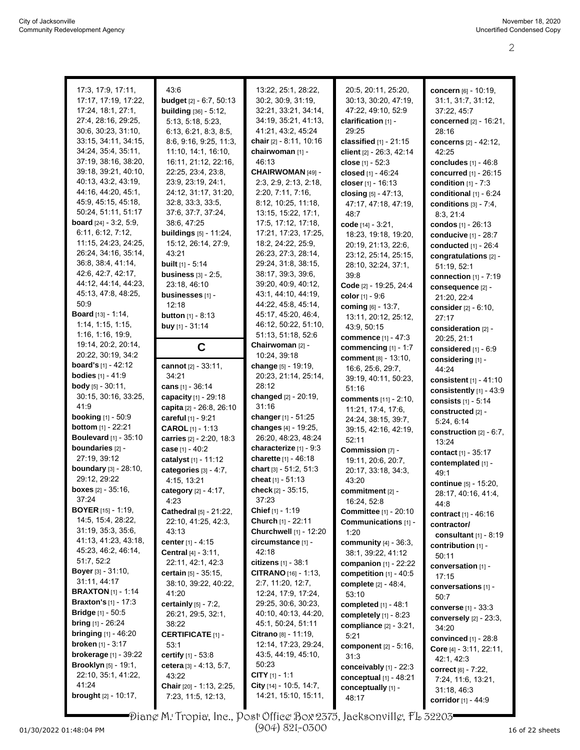17:3, 17:9, 17:11, 17:17, 17:19, 17:22, 17:24, 18:1, 27:1, 27:4, 28:16, 29:25, 30:6, 30:23, 31:10, 33:15, 34:11, 34:15, 34:24, 35:4, 35:11, 37:19, 38:16, 38:20, 39:18, 39:21, 40:10, 40:13, 43:2, 43:19, 44:16, 44:20, 45:1, 45:9, 45:15, 45:18, 50:24, 51:11, 51:17

**board** [24] - 3:2, 5:9, 6:11, 6:12, 7:12, 11:15, 24:23, 24:25, 26:24, 34:16, 35:14, 36:8, 38:4, 41:14, 42:6, 42:7, 42:17, 44:12, 44:14, 44:23, 45:13, 47:8, 48:25, 50:9

**Board** [13] - 1:14, 1:14, 1:15, 1:15, 1:16, 1:16, 19:9, 19:14, 20:2, 20:14, 20:22, 30:19, 34:2

**board's** [1] - 42:12

**bodies** [1] - 41:9

**body** [5] - 30:11, 30:15, 30:16, 33:25, 41:9

**booking** [1] - 50:9

**bottom** [1] - 22:21

**Boulevard** [1] - 35:10

**boundaries** [2] - 27:19, 39:12

**boundary** [3] - 28:10, 29:12, 29:22

**boxes** [2] - 35:16, 37:24

**BOYER** [15] - 1:19, 14:5, 15:4, 28:22, 31:19, 35:3, 35:6, 41:13, 41:23, 43:18, 45:23, 46:2, 46:14, 51:7, 52:2

**Boyer** [3] - 31:10, 31:11, 44:17

**BRAXTON** [1] - 1:14

**Braxton's** [1] - 17:3

**Bridge** [1] - 50:5

**bring** [1] - 26:24

**bringing** [1] - 46:20

**broken** [1] - 3:17

**brokerage** [1] - 39:22

**Brooklyn** [5] - 19:1, 22:10, 35:1, 41:22, 41:24

**brought** [2] - 10:17, 43:6

**budget** [2] - 6:7, 50:13

**building** [36] - 5:12, 5:13, 5:18, 5:23, 6:13, 6:21, 8:3, 8:5, 8:6, 9:16, 9:25, 11:3, 11:10, 14:1, 16:10, 16:11, 21:12, 22:16, 22:25, 23:4, 23:8, 23:9, 23:19, 24:1, 24:12, 31:17, 31:20, 32:8, 33:3, 33:5, 37:6, 37:7, 37:24, 38:6, 47:25

**buildings** [5] - 11:24, 15:12, 26:14, 27:9, 43:21

**built** [1] - 5:14

**business** [3] - 2:5, 23:18, 46:10

**businesses** [1] - 12:18

**button** [1] - 8:13

**buy** [1] - 31:14

## C

**cannot** [2] - 33:11, 34:21

**cans** [1] - 36:14

**capacity** [1] - 29:18

**capita** [2] - 26:8, 26:10

**careful** [1] - 9:21

**CAROL** [1] - 1:13

**carries** [2] - 2:20, 18:3

**case** [1] - 40:2

**catalyst** [1] - 11:12

**categories** [3] - 4:7, 4:15, 13:21

**category** [2] - 4:17, 4:23

**Cathedral** [5] - 21:22, 22:10, 41:25, 42:3, 43:13

**center** [1] - 4:15

**Central** [4] - 3:11, 22:11, 42:1, 42:3

**certain** [5] - 35:15, 38:10, 39:22, 40:22, 41:20

**certainly** [5] - 7:2, 26:21, 29:5, 32:1, 38:22

**CERTIFICATE** [1] - 53:1

**certify** [1] - 53:8

**cetera** [3] - 4:13, 5:7, 43:22

**Chair** [20] - 1:13, 2:25, 7:23, 11:5, 12:13, 13:22, 25:1, 28:22, 30:2, 30:9, 31:19, 32:21, 33:21, 34:14, 34:19, 35:21, 41:13, 41:21, 43:2, 45:24

**chair** [2] - 8:11, 10:16

**chairwoman** [1] - 46:13

**CHAIRWOMAN** [49] - 2:3, 2:9, 2:13, 2:18, 2:20, 7:11, 7:16, 8:12, 10:25, 11:18, 13:15, 15:22, 17:1, 17:5, 17:12, 17:18, 17:21, 17:23, 17:25, 18:2, 24:22, 25:9, 26:23, 27:3, 28:14, 29:24, 31:8, 38:15, 38:17, 39:3, 39:6, 39:20, 40:9, 40:12, 43:1, 44:10, 44:19, 44:22, 45:8, 45:14, 45:17, 45:20, 46:4, 46:12, 50:22, 51:10, 51:13, 51:18, 52:6

**Chairwoman** [2] - 10:24, 39:18

**change** [5] - 19:19, 20:23, 21:14, 25:14, 28:12

**changed** [2] - 20:19, 31:16

**changer** [1] - 51:25

**changes** [4] - 19:25, 26:20, 48:23, 48:24

**characterize** [1] - 9:3

**charette** [1] - 46:18

**chart** [3] - 51:2, 51:3

**cheat** [1] - 51:13

**check** [2] - 35:15, 37:23

**Chief** [1] - 1:19

**Church** [1] - 22:11

**Churchwell** [1] - 12:20

**circumstance** [1] - 42:18

**citizens** [1] - 38:1

**CITRANO** [16] - 1:13, 2:7, 11:20, 12:7, 12:24, 17:9, 17:24, 29:25, 30:6, 30:23, 40:10, 40:13, 44:20, 45:1, 50:24, 51:11

**Citrano** [8] - 11:19, 12:14, 17:23, 29:24, 43:5, 44:19, 45:10, 50:23

**CITY** [1] - 1:1

**City** [14] - 10:5, 14:7, 14:21, 15:10, 15:11, 20:5, 20:11, 25:20, 30:13, 30:20, 47:19, 47:22, 49:10, 52:9

**clarification** [1] - 29:25

**classified** [1] - 21:15

**client** [2] - 26:3, 42:14

**close** [1] - 52:3

**closed** [1] - 46:24

**closer** [1] - 16:13

**closing** [5] - 47:13, 47:17, 47:18, 47:19, 48:7

**code** [14] - 3:21, 18:23, 19:18, 19:20, 20:19, 21:13, 22:6, 23:12, 25:14, 25:15, 28:10, 32:24, 37:1, 39:8

**Code** [2] - 19:25, 24:4

**color** [1] - 9:6

**coming** [6] - 13:7, 13:11, 20:12, 25:12, 43:9, 50:15

**commence** [1] - 47:3

**commencing** [1] - 1:7

**comment** [8] - 13:10, 16:6, 25:6, 29:7, 39:19, 40:11, 50:23, 51:16

**comments** [11] - 2:10, 11:21, 17:4, 17:6, 24:24, 38:15, 39:7, 39:15, 42:16, 42:19, 52:11

**Commission** [7] - 19:11, 20:6, 20:7, 20:17, 33:18, 34:3, 43:20

**commitment** [2] - 16:24, 52:8

**Committee** [1] - 20:10

**Communications** [1] - 1:20

**community** [4] - 36:3, 38:1, 39:22, 41:12

**companion** [1] - 22:22

**competition** [1] - 40:5

**complete** [2] - 48:4, 53:10

**completed** [1] - 48:1

**completely** [1] - 8:23

**compliance** [2] - 3:21, 5:21

**component** [2] - 5:16, 31:3

**conceivably** [1] - 22:3

**conceptual** [1] - 48:21

**conceptually** [1] - 48:17

**concern** [6] - 10:19, 31:1, 31:7, 31:12, 37:22, 45:7

**concerned** [2] - 16:21, 28:16

**concerns** [2] - 42:12, 42:25

**concludes** [1] - 46:8

**concurred** [1] - 26:15

**condition** [1] - 7:3

**conditional** [1] - 6:24

**conditions** [3] - 7:4, 8:3, 21:4

**condos** [1] - 26:13

**conducive** [1] - 28:7

**conducted** [1] - 26:4

**congratulations** [2] - 51:19, 52:1

**connection** [1] - 7:19

**consequence** [2] - 21:20, 22:4

**consider** [2] - 6:10, 27:17

**consideration** [2] - 20:25, 21:1

**considered** [1] - 6:9

**considering** [1] - 44:24

**consistent** [1] - 41:10

**consistently** [1] - 43:9

**consists** [1] - 5:14

**constructed** [2] - 5:24, 6:14

**construction** [2] - 6:7, 13:24

**contact** [1] - 35:17

**contemplated** [1] - 49:1

**continue** [5] - 15:20, 28:17, 40:16, 41:4, 44:8

**contract** [1] - 46:16

**contractor/ consultant** [1] - 8:19

**contribution** [1] - 50:11

**conversation** [1] - 17:15

**conversations** [1] - 50:7

**converse** [1] - 33:3

**conversely** [2] - 23:3, 34:20

**convinced** [1] - 28:8

**Core** [4] - 3:11, 22:11, 42:1, 42:3

**correct** [6] - 7:22, 7:24, 11:6, 13:21, 31:18, 46:3

**corridor** [1] - 44:9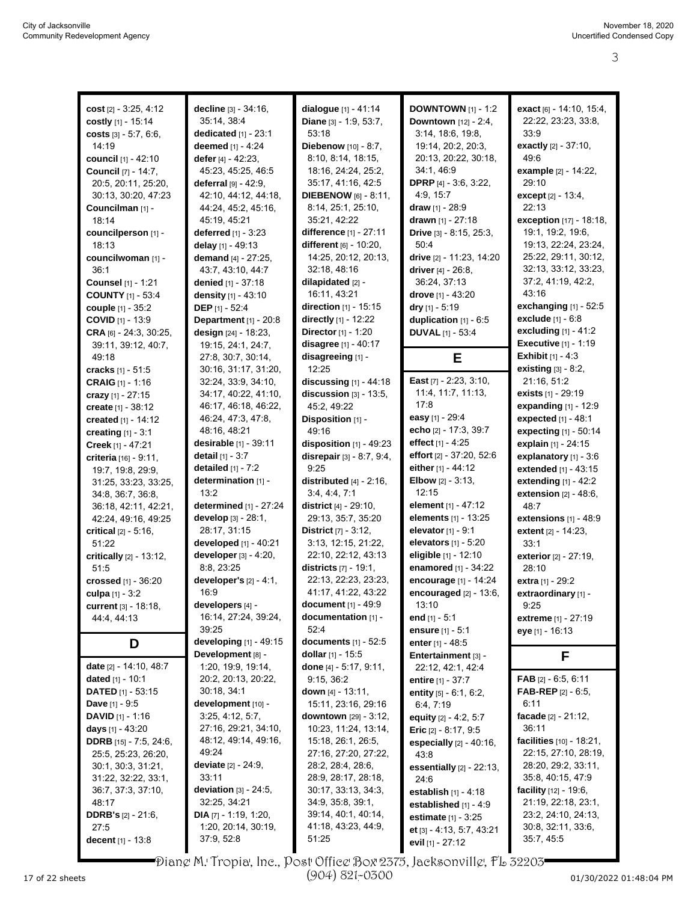**cost** [2] - 3:25, 4:12
**costly** [1] - 15:14
**costs** [3] - 5:7, 6:6, 14:19
**council** [1] - 42:10
**Council** [7] - 14:7, 20:5, 20:11, 25:20, 30:13, 30:20, 47:23
**Councilman** [1] - 18:14
**councilperson** [1] - 18:13
**councilwoman** [1] - 36:1
**Counsel** [1] - 1:21
**COUNTY** [1] - 53:4
**couple** [1] - 35:2
**COVID** [1] - 13:9
**CRA** [6] - 24:3, 30:25, 39:11, 39:12, 40:7, 49:18
**cracks** [1] - 51:5
**CRAIG** [1] - 1:16
**crazy** [1] - 27:15
**create** [1] - 38:12
**created** [1] - 14:12
**creating** [1] - 3:1
**Creek** [1] - 47:21
**criteria** [16] - 9:11, 19:7, 19:8, 29:9, 31:25, 33:23, 33:25, 34:8, 36:7, 36:8, 36:18, 42:11, 42:21, 42:24, 49:16, 49:25
**critical** [2] - 5:16, 51:22
**critically** [2] - 13:12, 51:5
**crossed** [1] - 36:20
**culpa** [1] - 3:2
**current** [3] - 18:18, 44:4, 44:13

## D

**date** [2] - 14:10, 48:7
**dated** [1] - 10:1
**DATED** [1] - 53:15
**Dave** [1] - 9:5
**DAVID** [1] - 1:16
**days** [1] - 43:20
**DDRB** [15] - 7:5, 24:6, 25:5, 25:23, 26:20, 30:1, 30:3, 31:21, 31:22, 32:22, 33:1, 36:7, 37:3, 37:10, 48:17
**DDRB's** [2] - 21:6, 27:5
**decent** [1] - 13:8
**decline** [3] - 34:16, 35:14, 38:4
**dedicated** [1] - 23:1
**deemed** [1] - 4:24
**defer** [4] - 42:23, 45:23, 45:25, 46:5
**deferral** [9] - 42:9, 42:10, 44:12, 44:18, 44:24, 45:2, 45:16, 45:19, 45:21
**deferred** [1] - 3:23
**delay** [1] - 49:13
**demand** [4] - 27:25, 43:7, 43:10, 44:7
**denied** [1] - 37:18
**density** [1] - 43:10
**DEP** [1] - 52:4
**Department** [1] - 20:8
**design** [24] - 18:23, 19:15, 24:1, 24:7, 27:8, 30:7, 30:14, 30:16, 31:17, 31:20, 32:24, 33:9, 34:10, 34:17, 40:22, 41:10, 46:17, 46:18, 46:22, 46:24, 47:3, 47:8, 48:16, 48:21
**desirable** [1] - 39:11
**detail** [1] - 3:7
**detailed** [1] - 7:2
**determination** [1] - 13:2
**determined** [1] - 27:24
**develop** [3] - 28:1, 28:17, 31:15
**developed** [1] - 40:21
**developer** [3] - 4:20, 8:8, 23:25
**developer's** [2] - 4:1, 16:9
**developers** [4] - 16:14, 27:24, 39:24, 39:25
**developing** [1] - 49:15
**Development** [8] - 1:20, 19:9, 19:14, 20:2, 20:13, 20:22, 30:18, 34:1
**development** [10] - 3:25, 4:12, 5:7, 27:16, 29:21, 34:10, 48:12, 49:14, 49:16, 49:24
**deviate** [2] - 24:9, 33:11
**deviation** [3] - 24:5, 32:25, 34:21
**DIA** [7] - 1:19, 1:20, 1:20, 20:14, 30:19, 37:9, 52:8
**dialogue** [1] - 41:14
**Diane** [3] - 1:9, 53:7, 53:18
**Diebenow** [10] - 8:7, 8:10, 8:14, 18:15, 18:16, 24:24, 25:2, 35:17, 41:16, 42:5
**DIEBENOW** [6] - 8:11, 8:14, 25:1, 25:10, 35:21, 42:22
**difference** [1] - 27:11
**different** [6] - 10:20, 14:25, 20:12, 20:13, 32:18, 48:16
**dilapidated** [2] - 16:11, 43:21
**direction** [1] - 15:15
**directly** [1] - 12:22
**Director** [1] - 1:20
**disagree** [1] - 40:17
**disagreeing** [1] - 12:25
**discussing** [1] - 44:18
**discussion** [3] - 13:5, 45:2, 49:22
**Disposition** [1] - 49:16
**disposition** [1] - 49:23
**disrepair** [3] - 8:7, 9:4, 9:25
**distributed** [4] - 2:16, 3:4, 4:4, 7:1
**district** [4] - 29:10, 29:13, 35:7, 35:20
**District** [7] - 3:12, 3:13, 12:15, 21:22, 22:10, 22:12, 43:13
**districts** [7] - 19:1, 22:13, 22:23, 23:23, 41:17, 41:22, 43:22
**document** [1] - 49:9
**documentation** [1] - 52:4
**documents** [1] - 52:5
**dollar** [1] - 15:5
**done** [4] - 5:17, 9:11, 9:15, 36:2
**down** [4] - 13:11, 15:11, 23:16, 29:16
**downtown** [29] - 3:12, 10:23, 11:24, 13:14, 15:18, 26:1, 26:5, 27:16, 27:20, 27:22, 28:2, 28:4, 28:6, 28:9, 28:17, 28:18, 30:17, 33:13, 34:3, 34:9, 35:8, 39:1, 39:14, 40:1, 40:14, 41:18, 43:23, 44:9, 51:25
**DOWNTOWN** [1] - 1:2
**Downtown** [12] - 2:4, 3:14, 18:6, 19:8, 19:14, 20:2, 20:3, 20:13, 20:22, 30:18, 34:1, 46:9
**DPRP** [4] - 3:6, 3:22, 4:9, 15:7
**draw** [1] - 28:9
**drawn** [1] - 27:18
**Drive** [3] - 8:15, 25:3, 50:4
**drive** [2] - 11:23, 14:20
**driver** [4] - 26:8, 36:24, 37:13
**drove** [1] - 43:20
**dry** [1] - 5:19
**duplication** [1] - 6:5
**DUVAL** [1] - 53:4

## E

**East** [7] - 2:23, 3:10, 11:4, 11:7, 11:13, 17:8
**easy** [1] - 29:4
**echo** [2] - 17:3, 39:7
**effect** [1] - 4:25
**effort** [2] - 37:20, 52:6
**either** [1] - 44:12
**Elbow** [2] - 3:13, 12:15
**element** [1] - 47:12
**elements** [1] - 13:25
**elevator** [1] - 9:1
**elevators** [1] - 5:20
**eligible** [1] - 12:10
**enamored** [1] - 34:22
**encourage** [1] - 14:24
**encouraged** [2] - 13:6, 13:10
**end** [1] - 5:1
**ensure** [1] - 5:1
**enter** [1] - 48:5
**Entertainment** [3] - 22:12, 42:1, 42:4
**entire** [1] - 37:7
**entity** [5] - 6:1, 6:2, 6:4, 7:19
**equity** [2] - 4:2, 5:7
**Eric** [2] - 8:17, 9:5
**especially** [2] - 40:16, 43:8
**essentially** [2] - 22:13, 24:6
**establish** [1] - 4:18
**established** [1] - 4:9
**estimate** [1] - 3:25
**et** [3] - 4:13, 5:7, 43:21
**evil** [1] - 27:12
**exact** [6] - 14:10, 15:4, 22:22, 23:23, 33:8, 33:9
**exactly** [2] - 37:10, 49:6
**example** [2] - 14:22, 29:10
**except** [2] - 13:4, 22:13
**exception** [17] - 18:18, 19:1, 19:2, 19:6, 19:13, 22:24, 23:24, 25:22, 29:11, 30:12, 32:13, 33:12, 33:23, 37:2, 41:19, 42:2, 43:16
**exchanging** [1] - 52:5
**exclude** [1] - 6:8
**excluding** [1] - 41:2
**Executive** [1] - 1:19
**Exhibit** [1] - 4:3
**existing** [3] - 8:2, 21:16, 51:2
**exists** [1] - 29:19
**expanding** [1] - 12:9
**expected** [1] - 48:1
**expecting** [1] - 50:14
**explain** [1] - 24:15
**explanatory** [1] - 3:6
**extended** [1] - 43:15
**extending** [1] - 42:2
**extension** [2] - 48:6, 48:7
**extensions** [1] - 48:9
**extent** [2] - 14:23, 33:1
**exterior** [2] - 27:19, 28:10
**extra** [1] - 29:2
**extraordinary** [1] - 9:25
**extreme** [1] - 27:19
**eye** [1] - 16:13

## F

**FAB** [2] - 6:5, 6:11
**FAB-REP** [2] - 6:5, 6:11
**facade** [2] - 21:12, 36:11
**facilities** [10] - 18:21, 22:15, 27:10, 28:19, 28:20, 29:2, 33:11, 35:8, 40:15, 47:9
**facility** [12] - 19:6, 21:19, 22:18, 23:1, 23:2, 24:10, 24:13, 30:8, 32:11, 33:6, 35:7, 45:5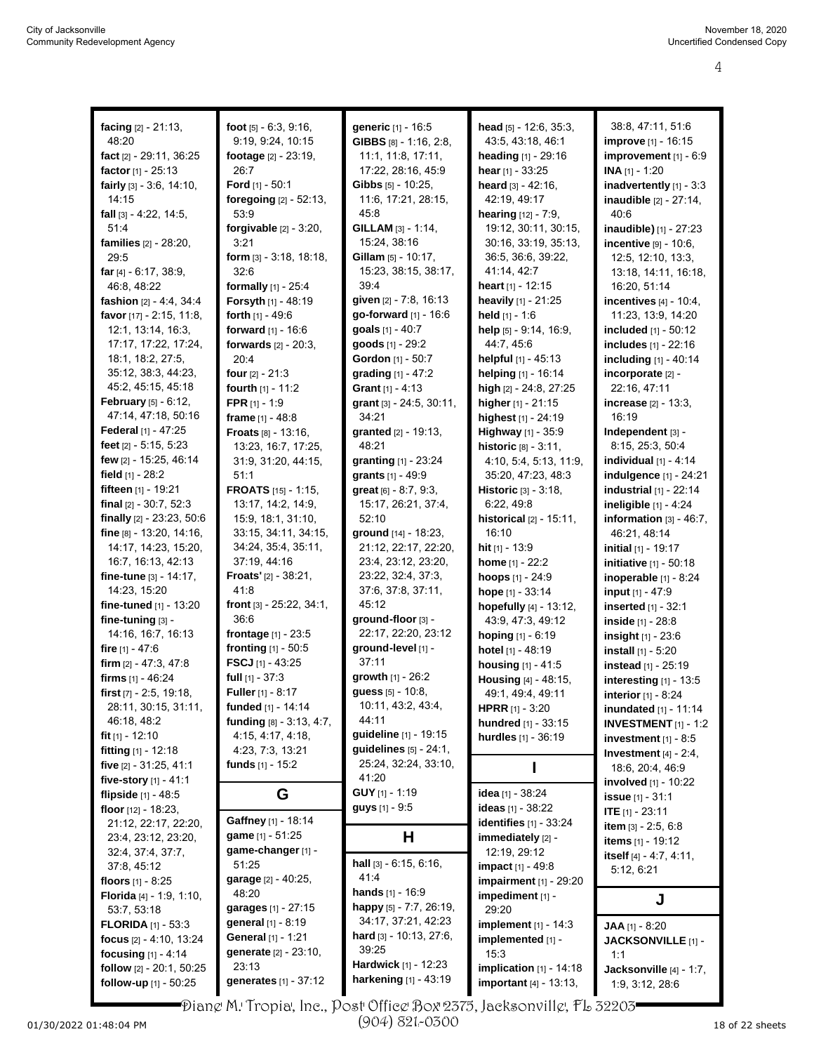**facing** [2] - 21:13, 48:20
**fact** [2] - 29:11, 36:25
**factor** [1] - 25:13
**fairly** [3] - 3:6, 14:10, 14:15
**fall** [3] - 4:22, 14:5, 51:4
**families** [2] - 28:20, 29:5
**far** [4] - 6:17, 38:9, 46:8, 48:22
**fashion** [2] - 4:4, 34:4
**favor** [17] - 2:15, 11:8, 12:1, 13:14, 16:3, 17:17, 17:22, 17:24, 18:1, 18:2, 27:5, 35:12, 38:3, 44:23, 45:2, 45:15, 45:18
**February** [5] - 6:12, 47:14, 47:18, 50:16
**Federal** [1] - 47:25
**feet** [2] - 5:15, 5:23
**few** [2] - 15:25, 46:14
**field** [1] - 28:2
**fifteen** [1] - 19:21
**final** [2] - 30:7, 52:3
**finally** [2] - 23:23, 50:6
**fine** [8] - 13:20, 14:16, 14:17, 14:23, 15:20, 16:7, 16:13, 42:13
**fine-tune** [3] - 14:17, 14:23, 15:20
**fine-tuned** [1] - 13:20
**fine-tuning** [3] - 14:16, 16:7, 16:13
**fire** [1] - 47:6
**firm** [2] - 47:3, 47:8
**firms** [1] - 46:24
**first** [7] - 2:5, 19:18, 28:11, 30:15, 31:11, 46:18, 48:2
**fit** [1] - 12:10
**fitting** [1] - 12:18
**five** [2] - 31:25, 41:1
**five-story** [1] - 41:1
**flipside** [1] - 48:5
**floor** [12] - 18:23, 21:12, 22:17, 22:20, 23:4, 23:12, 23:20, 32:4, 37:4, 37:7, 37:8, 45:12
**floors** [1] - 8:25
**Florida** [4] - 1:9, 1:10, 53:7, 53:18
**FLORIDA** [1] - 53:3
**focus** [2] - 4:10, 13:24
**focusing** [1] - 4:14
**follow** [2] - 20:1, 50:25
**follow-up** [1] - 50:25
**foot** [5] - 6:3, 9:16, 9:19, 9:24, 10:15
**footage** [2] - 23:19, 26:7
**Ford** [1] - 50:1
**foregoing** [2] - 52:13, 53:9
**forgivable** [2] - 3:20, 3:21
**form** [3] - 3:18, 18:18, 32:6
**formally** [1] - 25:4
**Forsyth** [1] - 48:19
**forth** [1] - 49:6
**forward** [1] - 16:6
**forwards** [2] - 20:3, 20:4
**four** [2] - 21:3
**fourth** [1] - 11:2
**FPR** [1] - 1:9
**frame** [1] - 48:8
**Froats** [8] - 13:16, 13:23, 16:7, 17:25, 31:9, 31:20, 44:15, 51:1
**FROATS** [15] - 1:15, 13:17, 14:2, 14:9, 15:9, 18:1, 31:10, 33:15, 34:11, 34:15, 34:24, 35:4, 35:11, 37:19, 44:16
**Froats'** [2] - 38:21, 41:8
**front** [3] - 25:22, 34:1, 36:6
**frontage** [1] - 23:5
**fronting** [1] - 50:5
**FSCJ** [1] - 43:25
**full** [1] - 37:3
**Fuller** [1] - 8:17
**funded** [1] - 14:14
**funding** [8] - 3:13, 4:7, 4:15, 4:17, 4:18, 4:23, 7:3, 13:21
**funds** [1] - 15:2

## G

**Gaffney** [1] - 18:14
**game** [1] - 51:25
**game-changer** [1] - 51:25
**garage** [2] - 40:25, 48:20
**garages** [1] - 27:15
**general** [1] - 8:19
**General** [1] - 1:21
**generate** [2] - 23:10, 23:13
**generates** [1] - 37:12
**generic** [1] - 16:5
**GIBBS** [8] - 1:16, 2:8, 11:1, 11:8, 17:11, 17:22, 28:16, 45:9
**Gibbs** [5] - 10:25, 11:6, 17:21, 28:15, 45:8
**GILLAM** [3] - 1:14, 15:24, 38:16
**Gillam** [5] - 10:17, 15:23, 38:15, 38:17, 39:4
**given** [2] - 7:8, 16:13
**go-forward** [1] - 16:6
**goals** [1] - 40:7
**goods** [1] - 29:2
**Gordon** [1] - 50:7
**grading** [1] - 47:2
**Grant** [1] - 4:13
**grant** [3] - 24:5, 30:11, 34:21
**granted** [2] - 19:13, 48:21
**granting** [1] - 23:24
**grants** [1] - 49:9
**great** [6] - 8:7, 9:3, 15:17, 26:21, 37:4, 52:10
**ground** [14] - 18:23, 21:12, 22:17, 22:20, 23:4, 23:12, 23:20, 23:22, 32:4, 37:3, 37:6, 37:8, 37:11, 45:12
**ground-floor** [3] - 22:17, 22:20, 23:12
**ground-level** [1] - 37:11
**growth** [1] - 26:2
**guess** [5] - 10:8, 10:11, 43:2, 43:4, 44:11
**guideline** [1] - 19:15
**guidelines** [5] - 24:1, 25:24, 32:24, 33:10, 41:20
**GUY** [1] - 1:19
**guys** [1] - 9:5

## H

**hall** [3] - 6:15, 6:16, 41:4
**hands** [1] - 16:9
**happy** [5] - 7:7, 26:19, 34:17, 37:21, 42:23
**hard** [3] - 10:13, 27:6, 39:25
**Hardwick** [1] - 12:23
**harkening** [1] - 43:19
**head** [5] - 12:6, 35:3, 43:5, 43:18, 46:1
**heading** [1] - 29:16
**hear** [1] - 33:25
**heard** [3] - 42:16, 42:19, 49:17
**hearing** [12] - 7:9, 19:12, 30:11, 30:15, 30:16, 33:19, 35:13, 36:5, 36:6, 39:22, 41:14, 42:7
**heart** [1] - 12:15
**heavily** [1] - 21:25
**held** [1] - 1:6
**help** [5] - 9:14, 16:9, 44:7, 45:6
**helpful** [1] - 45:13
**helping** [1] - 16:14
**high** [2] - 24:8, 27:25
**higher** [1] - 21:15
**highest** [1] - 24:19
**Highway** [1] - 35:9
**historic** [8] - 3:11, 4:10, 5:4, 5:13, 11:9, 35:20, 47:23, 48:3
**Historic** [3] - 3:18, 6:22, 49:8
**historical** [2] - 15:11, 16:10
**hit** [1] - 13:9
**home** [1] - 22:2
**hoops** [1] - 24:9
**hope** [1] - 33:14
**hopefully** [4] - 13:12, 43:9, 47:3, 49:12
**hoping** [1] - 6:19
**hotel** [1] - 48:19
**housing** [1] - 41:5
**Housing** [4] - 48:15, 49:1, 49:4, 49:11
**HPRR** [1] - 3:20
**hundred** [1] - 33:15
**hurdles** [1] - 36:19

## I

**idea** [1] - 38:24
**ideas** [1] - 38:22
**identifies** [1] - 33:24
**immediately** [2] - 12:19, 29:12
**impact** [1] - 49:8
**impairment** [1] - 29:20
**impediment** [1] - 29:20
**implement** [1] - 14:3
**implemented** [1] - 15:3
**implication** [1] - 14:18
**important** [4] - 13:13, 38:8, 47:11, 51:6
**improve** [1] - 16:15
**improvement** [1] - 6:9
**INA** [1] - 1:20
**inadvertently** [1] - 3:3
**inaudible** [2] - 27:14, 40:6
**inaudible)** [1] - 27:23
**incentive** [9] - 10:6, 12:5, 12:10, 13:3, 13:18, 14:11, 16:18, 16:20, 51:14
**incentives** [4] - 10:4, 11:23, 13:9, 14:20
**included** [1] - 50:12
**includes** [1] - 22:16
**including** [1] - 40:14
**incorporate** [2] - 22:16, 47:11
**increase** [2] - 13:3, 16:19
**Independent** [3] - 8:15, 25:3, 50:4
**individual** [1] - 4:14
**indulgence** [1] - 24:21
**industrial** [1] - 22:14
**ineligible** [1] - 4:24
**information** [3] - 46:7, 46:21, 48:14
**initial** [1] - 19:17
**initiative** [1] - 50:18
**inoperable** [1] - 8:24
**input** [1] - 47:9
**inserted** [1] - 32:1
**inside** [1] - 28:8
**insight** [1] - 23:6
**install** [1] - 5:20
**instead** [1] - 25:19
**interesting** [1] - 13:5
**interior** [1] - 8:24
**inundated** [1] - 11:14
**INVESTMENT** [1] - 1:2
**investment** [1] - 8:5
**Investment** [4] - 2:4, 18:6, 20:4, 46:9
**involved** [1] - 10:22
**issue** [1] - 31:1
**ITE** [1] - 23:11
**item** [3] - 2:5, 6:8
**items** [1] - 19:12
**itself** [4] - 4:7, 4:11, 5:12, 6:21

## J

**JAA** [1] - 8:20
**JACKSONVILLE** [1] - 1:1
**Jacksonville** [4] - 1:7, 1:9, 3:12, 28:6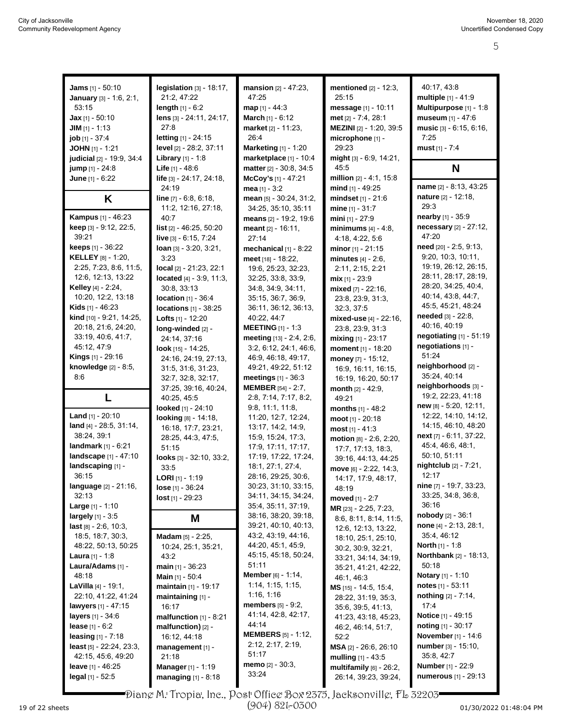**Jams** [1] - 50:10
**January** [3] - 1:6, 2:1, 53:15
**Jax** [1] - 50:10
**JIM** [1] - 1:13
**job** [1] - 37:4
**JOHN** [1] - 1:21
**judicial** [2] - 19:9, 34:4
**jump** [1] - 24:8
**June** [1] - 6:22

## K

**Kampus** [1] - 46:23
**keep** [3] - 9:12, 22:5, 39:21
**keeps** [1] - 36:22
**KELLEY** [8] - 1:20, 2:25, 7:23, 8:6, 11:5, 12:6, 12:13, 13:22
**Kelley** [4] - 2:24, 10:20, 12:2, 13:18
**Kids** [1] - 46:23
**kind** [10] - 9:21, 14:25, 20:18, 21:6, 24:20, 33:19, 40:6, 41:7, 45:12, 47:9
**Kings** [1] - 29:16
**knowledge** [2] - 8:5, 8:6

## L

**Land** [1] - 20:10
**land** [4] - 28:5, 31:14, 38:24, 39:1
**landmark** [1] - 6:21
**landscape** [1] - 47:10
**landscaping** [1] - 36:15
**language** [2] - 21:16, 32:13
**Large** [1] - 1:10
**largely** [1] - 3:5
**last** [8] - 2:6, 10:3, 18:5, 18:7, 30:3, 48:22, 50:13, 50:25
**Laura** [1] - 1:8
**Laura/Adams** [1] - 48:18
**LaVilla** [4] - 19:1, 22:10, 41:22, 41:24
**lawyers** [1] - 47:15
**layers** [1] - 34:6
**lease** [1] - 6:2
**leasing** [1] - 7:18
**least** [5] - 22:24, 23:3, 42:15, 45:6, 49:20
**leave** [1] - 46:25
**legal** [1] - 52:5
**legislation** [3] - 18:17, 21:2, 47:22
**length** [1] - 6:2
**lens** [3] - 24:11, 24:17, 27:8
**letting** [1] - 24:15
**level** [2] - 28:2, 37:11
**Library** [1] - 1:8
**Life** [1] - 48:6
**life** [3] - 24:17, 24:18, 24:19
**line** [7] - 6:8, 6:18, 11:2, 12:16, 27:18, 40:7
**list** [2] - 46:25, 50:20
**live** [3] - 6:15, 7:24
**loan** [3] - 3:20, 3:21, 3:23
**local** [2] - 21:23, 22:1
**located** [4] - 3:9, 11:3, 30:8, 33:13
**location** [1] - 36:4
**locations** [1] - 38:25
**Lofts** [1] - 12:20
**long-winded** [2] - 24:14, 37:16
**look** [15] - 14:25, 24:16, 24:19, 27:13, 31:5, 31:6, 31:23, 32:7, 32:8, 32:17, 37:25, 39:16, 40:24, 40:25, 45:5
**looked** [1] - 24:10
**looking** [8] - 14:18, 16:18, 17:7, 23:21, 28:25, 44:3, 47:5, 51:15
**looks** [3] - 32:10, 33:2, 33:5
**LORI** [1] - 1:19
**lose** [1] - 36:24
**lost** [1] - 29:23

## M

**Madam** [5] - 2:25, 10:24, 25:1, 35:21, 43:2
**main** [1] - 36:23
**Main** [1] - 50:4
**maintain** [1] - 19:17
**maintaining** [1] - 16:17
**malfunction** [1] - 8:21
**malfunction)** [2] - 16:12, 44:18
**management** [1] - 21:18
**Manager** [1] - 1:19
**managing** [1] - 8:18
**mansion** [2] - 47:23, 47:25
**map** [1] - 44:3
**March** [1] - 6:12
**market** [2] - 11:23, 26:4
**Marketing** [1] - 1:20
**marketplace** [1] - 10:4
**matter** [2] - 30:8, 34:5
**McCoy's** [1] - 47:21
**mea** [1] - 3:2
**mean** [5] - 30:24, 31:2, 34:25, 35:10, 35:11
**means** [2] - 19:2, 19:6
**meant** [2] - 16:11, 27:14
**mechanical** [1] - 8:22
**meet** [18] - 18:22, 19:6, 25:23, 32:23, 32:25, 33:8, 33:9, 34:8, 34:9, 34:11, 35:15, 36:7, 36:9, 36:11, 36:12, 36:13, 40:22, 44:7
**MEETING** [1] - 1:3
**meeting** [13] - 2:4, 2:6, 3:2, 6:12, 24:1, 46:6, 46:9, 46:18, 49:17, 49:21, 49:22, 51:12
**meetings** [1] - 36:3
**MEMBER** [54] - 2:7, 2:8, 7:14, 7:17, 8:2, 9:8, 11:1, 11:8, 11:20, 12:7, 12:24, 13:17, 14:2, 14:9, 15:9, 15:24, 17:3, 17:9, 17:11, 17:17, 17:19, 17:22, 17:24, 18:1, 27:1, 27:4, 28:16, 29:25, 30:6, 30:23, 31:10, 33:15, 34:11, 34:15, 34:24, 35:4, 35:11, 37:19, 38:16, 38:20, 39:18, 39:21, 40:10, 40:13, 43:2, 43:19, 44:16, 44:20, 45:1, 45:9, 45:15, 45:18, 50:24, 51:11
**Member** [6] - 1:14, 1:14, 1:15, 1:15, 1:16, 1:16
**members** [5] - 9:2, 41:14, 42:8, 42:17, 44:14
**MEMBERS** [5] - 1:12, 2:12, 2:17, 2:19, 51:17
**memo** [2] - 30:3, 33:24
**mentioned** [2] - 12:3, 25:15
**message** [1] - 10:11
**met** [2] - 7:4, 28:1
**MEZINI** [2] - 1:20, 39:5
**microphone** [1] - 29:23
**might** [3] - 6:9, 14:21, 45:5
**million** [2] - 4:1, 15:8
**mind** [1] - 49:25
**mindset** [1] - 21:6
**mine** [1] - 31:7
**mini** [1] - 27:9
**minimums** [4] - 4:8, 4:18, 4:22, 5:6
**minor** [1] - 21:15
**minutes** [4] - 2:6, 2:11, 2:15, 2:21
**mix** [1] - 23:9
**mixed** [7] - 22:16, 23:8, 23:9, 31:3, 32:3, 37:5
**mixed-use** [4] - 22:16, 23:8, 23:9, 31:3
**mixing** [1] - 23:17
**moment** [1] - 18:20
**money** [7] - 15:12, 16:9, 16:11, 16:15, 16:19, 16:20, 50:17
**month** [2] - 42:9, 49:21
**months** [1] - 48:2
**moot** [1] - 20:18
**most** [1] - 41:3
**motion** [8] - 2:6, 2:20, 17:7, 17:13, 18:3, 39:16, 44:13, 44:25
**move** [6] - 2:22, 14:3, 14:17, 17:9, 48:17, 48:19
**moved** [1] - 2:7
**MR** [23] - 2:25, 7:23, 8:6, 8:11, 8:14, 11:5, 12:6, 12:13, 13:22, 18:10, 25:1, 25:10, 30:2, 30:9, 32:21, 33:21, 34:14, 34:19, 35:21, 41:21, 42:22, 46:1, 46:3
**MS** [15] - 14:5, 15:4, 28:22, 31:19, 35:3, 35:6, 39:5, 41:13, 41:23, 43:18, 45:23, 46:2, 46:14, 51:7, 52:2
**MSA** [2] - 26:6, 26:10
**mulling** [1] - 43:5
**multifamily** [6] - 26:2, 26:14, 39:23, 39:24, 40:17, 43:8
**multiple** [1] - 41:9
**Multipurpose** [1] - 1:8
**museum** [1] - 47:6
**music** [3] - 6:15, 6:16, 7:25
**must** [1] - 7:4

## N

**name** [2] - 8:13, 43:25
**nature** [2] - 12:18, 29:3
**nearby** [1] - 35:9
**necessary** [2] - 27:12, 47:20
**need** [20] - 2:5, 9:13, 9:20, 10:3, 10:11, 19:19, 26:12, 26:15, 28:11, 28:17, 28:19, 28:20, 34:25, 40:4, 40:14, 43:8, 44:7, 45:5, 45:21, 48:24
**needed** [3] - 22:8, 40:16, 40:19
**negotiating** [1] - 51:19
**negotiations** [1] - 51:24
**neighborhood** [2] - 35:24, 40:14
**neighborhoods** [3] - 19:2, 22:23, 41:18
**new** [8] - 5:20, 12:11, 12:22, 14:10, 14:12, 14:15, 46:10, 48:20
**next** [7] - 6:11, 37:22, 45:4, 46:6, 48:1, 50:10, 51:11
**nightclub** [2] - 7:21, 12:17
**nine** [7] - 19:7, 33:23, 33:25, 34:8, 36:8, 36:16
**nobody** [2] - 36:1
**none** [4] - 2:13, 28:1, 35:4, 46:12
**North** [1] - 1:8
**Northbank** [2] - 18:13, 50:18
**Notary** [1] - 1:10
**notes** [1] - 53:11
**nothing** [2] - 7:14, 17:4
**Notice** [1] - 49:15
**noting** [1] - 30:17
**November** [1] - 14:6
**number** [3] - 15:10, 35:8, 42:7
**Number** [1] - 22:9
**numerous** [1] - 29:13

Diane M. Tropia, Inc., Post Office Box 2375, Jacksonville, FL 32203
(904) 821-0300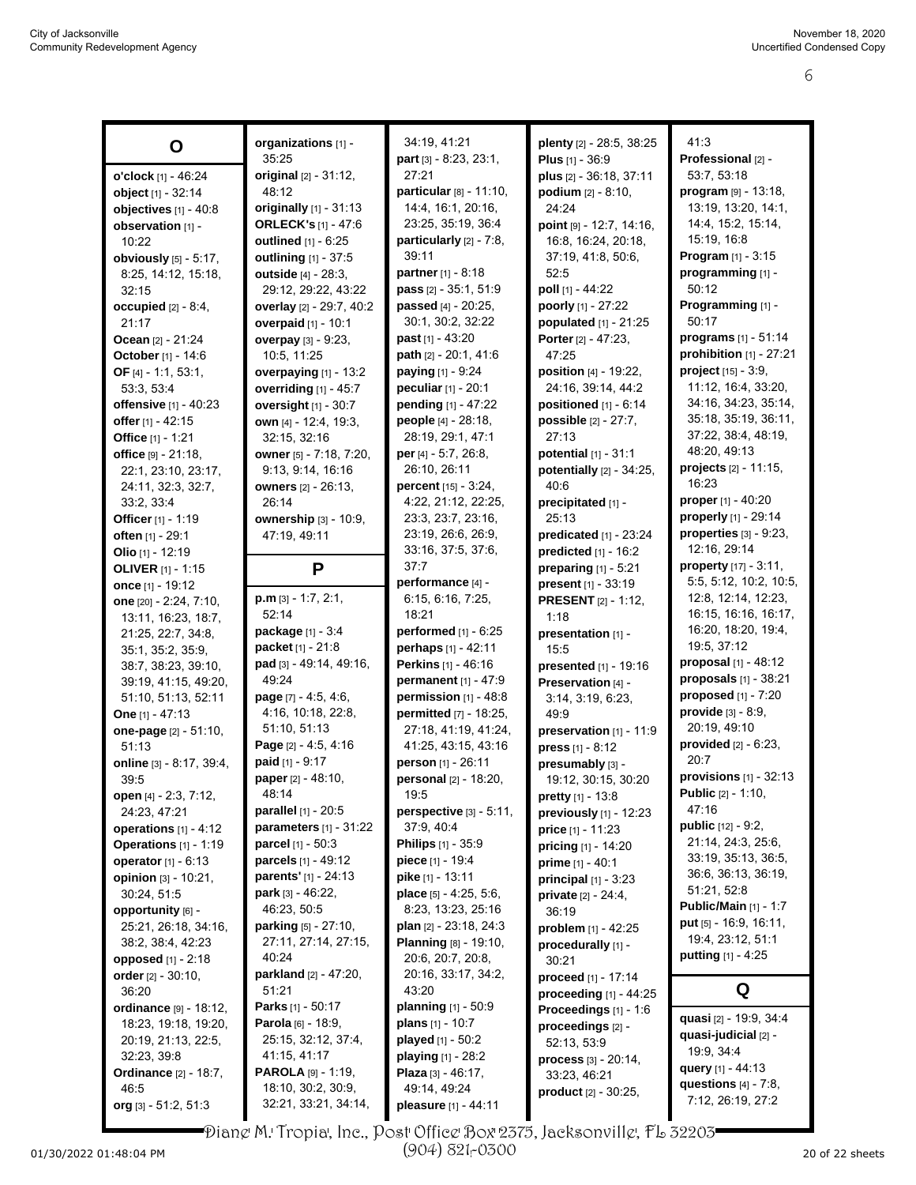## O

**o'clock** [1] - 46:24
**object** [1] - 32:14
**objectives** [1] - 40:8
**observation** [1] - 10:22
**obviously** [5] - 5:17, 8:25, 14:12, 15:18, 32:15
**occupied** [2] - 8:4, 21:17
**Ocean** [2] - 21:24
**October** [1] - 14:6
**OF** [4] - 1:1, 53:1, 53:3, 53:4
**offensive** [1] - 40:23
**offer** [1] - 42:15
**Office** [1] - 1:21
**office** [9] - 21:18, 22:1, 23:10, 23:17, 24:11, 32:3, 32:7, 33:2, 33:4
**Officer** [1] - 1:19
**often** [1] - 29:1
**Olio** [1] - 12:19
**OLIVER** [1] - 1:15
**once** [1] - 19:12
**one** [20] - 2:24, 7:10, 13:11, 16:23, 18:7, 21:25, 22:7, 34:8, 35:1, 35:2, 35:9, 38:7, 38:23, 39:10, 39:19, 41:15, 49:20, 51:10, 51:13, 52:11
**One** [1] - 47:13
**one-page** [2] - 51:10, 51:13
**online** [3] - 8:17, 39:4, 39:5
**open** [4] - 2:3, 7:12, 24:23, 47:21
**operations** [1] - 4:12
**Operations** [1] - 1:19
**operator** [1] - 6:13
**opinion** [3] - 10:21, 30:24, 51:5
**opportunity** [6] - 25:21, 26:18, 34:16, 38:2, 38:4, 42:23
**opposed** [1] - 2:18
**order** [2] - 30:10, 36:20
**ordinance** [9] - 18:12, 18:23, 19:18, 19:20, 20:19, 21:13, 22:5, 32:23, 39:8
**Ordinance** [2] - 18:7, 46:5
**org** [3] - 51:2, 51:3
**organizations** [1] - 35:25
**original** [2] - 31:12, 48:12
**originally** [1] - 31:13
**ORLECK's** [1] - 47:6
**outlined** [1] - 6:25
**outlining** [1] - 37:5
**outside** [4] - 28:3, 29:12, 29:22, 43:22
**overlay** [2] - 29:7, 40:2
**overpaid** [1] - 10:1
**overpay** [3] - 9:23, 10:5, 11:25
**overpaying** [1] - 13:2
**overriding** [1] - 45:7
**oversight** [1] - 30:7
**own** [4] - 12:4, 19:3, 32:15, 32:16
**owner** [5] - 7:18, 7:20, 9:13, 9:14, 16:16
**owners** [2] - 26:13, 26:14
**ownership** [3] - 10:9, 47:19, 49:11

## P

**p.m** [3] - 1:7, 2:1, 52:14
**package** [1] - 3:4
**packet** [1] - 21:8
**pad** [3] - 49:14, 49:16, 49:24
**page** [7] - 4:5, 4:6, 4:16, 10:18, 22:8, 51:10, 51:13
**Page** [2] - 4:5, 4:16
**paid** [1] - 9:17
**paper** [2] - 48:10, 48:14
**parallel** [1] - 20:5
**parameters** [1] - 31:22
**parcel** [1] - 50:3
**parcels** [1] - 49:12
**parents'** [1] - 24:13
**park** [3] - 46:22, 46:23, 50:5
**parking** [5] - 27:10, 27:11, 27:14, 27:15, 40:24
**parkland** [2] - 47:20, 51:21
**Parks** [1] - 50:17
**Parola** [6] - 18:9, 25:15, 32:12, 37:4, 41:15, 41:17
**PAROLA** [9] - 1:19, 18:10, 30:2, 30:9, 32:21, 33:21, 34:14, 34:19, 41:21
**part** [3] - 8:23, 23:1, 27:21
**particular** [8] - 11:10, 14:4, 16:1, 20:16, 23:25, 35:19, 36:4
**particularly** [2] - 7:8, 39:11
**partner** [1] - 8:18
**pass** [2] - 35:1, 51:9
**passed** [4] - 20:25, 30:1, 30:2, 32:22
**past** [1] - 43:20
**path** [2] - 20:1, 41:6
**paying** [1] - 9:24
**peculiar** [1] - 20:1
**pending** [1] - 47:22
**people** [4] - 28:18, 28:19, 29:1, 47:1
**per** [4] - 5:7, 26:8, 26:10, 26:11
**percent** [15] - 3:24, 4:22, 21:12, 22:25, 23:3, 23:7, 23:16, 23:19, 26:6, 26:9, 33:16, 37:5, 37:6, 37:7
**performance** [4] - 6:15, 6:16, 7:25, 18:21
**performed** [1] - 6:25
**perhaps** [1] - 42:11
**Perkins** [1] - 46:16
**permanent** [1] - 47:9
**permission** [1] - 48:8
**permitted** [7] - 18:25, 27:18, 41:19, 41:24, 41:25, 43:15, 43:16
**person** [1] - 26:11
**personal** [2] - 18:20, 19:5
**perspective** [3] - 5:11, 37:9, 40:4
**Philips** [1] - 35:9
**piece** [1] - 19:4
**pike** [1] - 13:11
**place** [5] - 4:25, 5:6, 8:23, 13:23, 25:16
**plan** [2] - 23:18, 24:3
**Planning** [8] - 19:10, 20:6, 20:7, 20:8, 20:16, 33:17, 34:2, 43:20
**planning** [1] - 50:9
**plans** [1] - 10:7
**played** [1] - 50:2
**playing** [1] - 28:2
**Plaza** [3] - 46:17, 49:14, 49:24
**pleasure** [1] - 44:11
**plenty** [2] - 28:5, 38:25
**Plus** [1] - 36:9
**plus** [2] - 36:18, 37:11
**podium** [2] - 8:10, 24:24
**point** [9] - 12:7, 14:16, 16:8, 16:24, 20:18, 37:19, 41:8, 50:6, 52:5
**poll** [1] - 44:22
**poorly** [1] - 27:22
**populated** [1] - 21:25
**Porter** [2] - 47:23, 47:25
**position** [4] - 19:22, 24:16, 39:14, 44:2
**positioned** [1] - 6:14
**possible** [2] - 27:7, 27:13
**potential** [1] - 31:1
**potentially** [2] - 34:25, 40:6
**precipitated** [1] - 25:13
**predicated** [1] - 23:24
**predicted** [1] - 16:2
**preparing** [1] - 5:21
**present** [1] - 33:19
**PRESENT** [2] - 1:12, 1:18
**presentation** [1] - 15:5
**presented** [1] - 19:16
**Preservation** [4] - 3:14, 3:19, 6:23, 49:9
**preservation** [1] - 11:9
**press** [1] - 8:12
**presumably** [3] - 19:12, 30:15, 30:20
**pretty** [1] - 13:8
**previously** [1] - 12:23
**price** [1] - 11:23
**pricing** [1] - 14:20
**prime** [1] - 40:1
**principal** [1] - 3:23
**private** [2] - 24:4, 36:19
**problem** [1] - 42:25
**procedurally** [1] - 30:21
**proceed** [1] - 17:14
**proceeding** [1] - 44:25
**Proceedings** [1] - 1:6
**proceedings** [2] - 52:13, 53:9
**process** [3] - 20:14, 33:23, 46:21
**product** [2] - 30:25, 41:3
**Professional** [2] - 53:7, 53:18
**program** [9] - 13:18, 13:19, 13:20, 14:1, 14:4, 15:2, 15:14, 15:19, 16:8
**Program** [1] - 3:15
**programming** [1] - 50:12
**Programming** [1] - 50:17
**programs** [1] - 51:14
**prohibition** [1] - 27:21
**project** [15] - 3:9, 11:12, 16:4, 33:20, 34:16, 34:23, 35:14, 35:18, 35:19, 36:11, 37:22, 38:4, 48:19, 48:20, 49:13
**projects** [2] - 11:15, 16:23
**proper** [1] - 40:20
**properly** [1] - 29:14
**properties** [3] - 9:23, 12:16, 29:14
**property** [17] - 3:11, 5:5, 5:12, 10:2, 10:5, 12:8, 12:14, 12:23, 16:15, 16:16, 16:17, 16:20, 18:20, 19:4, 19:5, 37:12
**proposal** [1] - 48:12
**proposals** [1] - 38:21
**proposed** [1] - 7:20
**provide** [3] - 8:9, 20:19, 49:10
**provided** [2] - 6:23, 20:7
**provisions** [1] - 32:13
**Public** [2] - 1:10, 47:16
**public** [12] - 9:2, 21:14, 24:3, 25:6, 33:19, 35:13, 36:5, 36:6, 36:13, 36:19, 51:21, 52:8
**Public/Main** [1] - 1:7
**put** [5] - 16:9, 16:11, 19:4, 23:12, 51:1
**putting** [1] - 4:25

## Q

**quasi** [2] - 19:9, 34:4
**quasi-judicial** [2] - 19:9, 34:4
**query** [1] - 44:13
**questions** [4] - 7:8, 7:12, 26:19, 27:2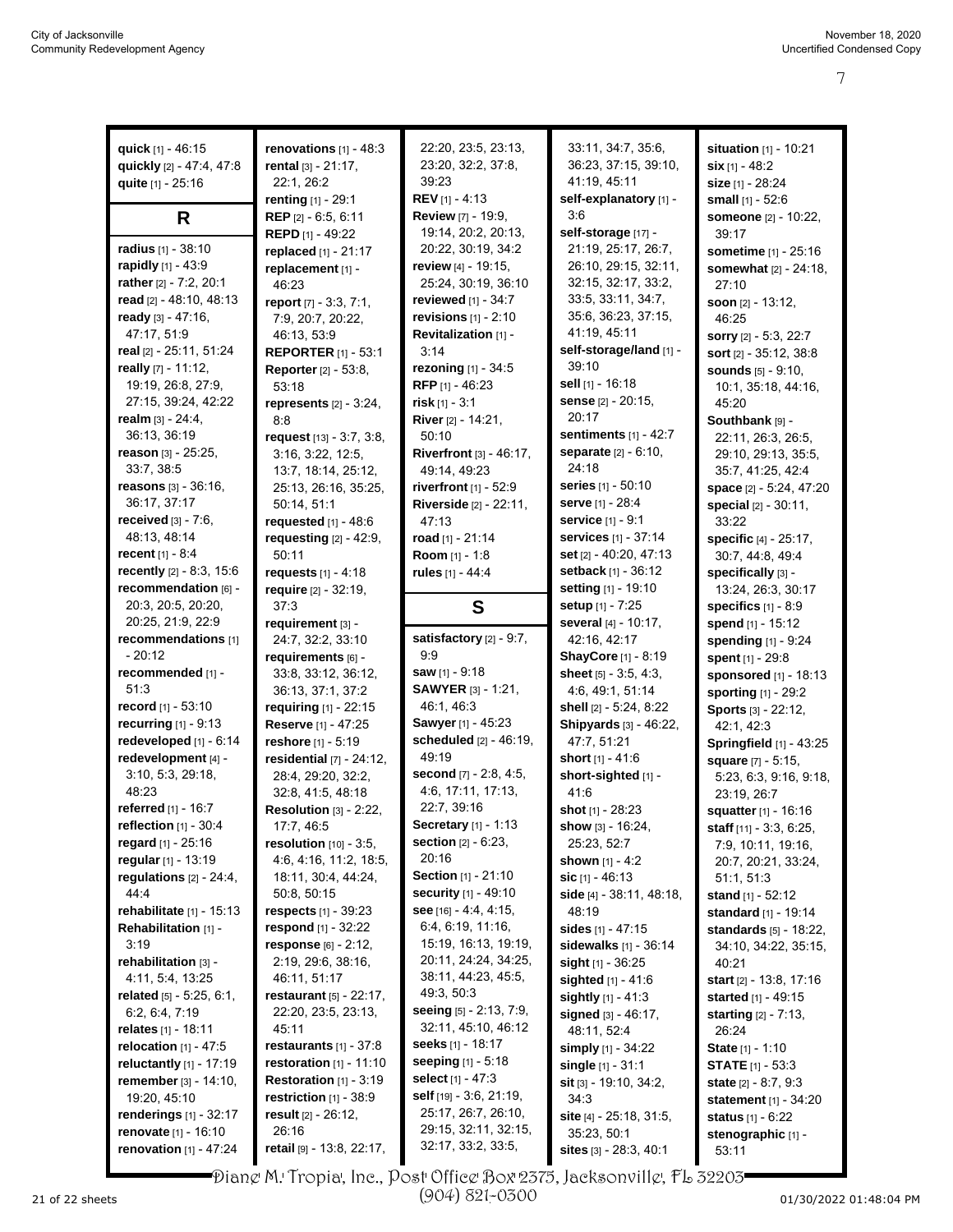**quick** [1] - 46:15
**quickly** [2] - 47:4, 47:8
**quite** [1] - 25:16

## R

**radius** [1] - 38:10
**rapidly** [1] - 43:9
**rather** [2] - 7:2, 20:1
**read** [2] - 48:10, 48:13
**ready** [3] - 47:16, 47:17, 51:9
**real** [2] - 25:11, 51:24
**really** [7] - 11:12, 19:19, 26:8, 27:9, 27:15, 39:24, 42:22
**realm** [3] - 24:4, 36:13, 36:19
**reason** [3] - 25:25, 33:7, 38:5
**reasons** [3] - 36:16, 36:17, 37:17
**received** [3] - 7:6, 48:13, 48:14
**recent** [1] - 8:4
**recently** [2] - 8:3, 15:6
**recommendation** [6] - 20:3, 20:5, 20:20, 20:25, 21:9, 22:9
**recommendations** [1] - 20:12
**recommended** [1] - 51:3
**record** [1] - 53:10
**recurring** [1] - 9:13
**redeveloped** [1] - 6:14
**redevelopment** [4] - 3:10, 5:3, 29:18, 48:23
**referred** [1] - 16:7
**reflection** [1] - 30:4
**regard** [1] - 25:16
**regular** [1] - 13:19
**regulations** [2] - 24:4, 44:4
**rehabilitate** [1] - 15:13
**Rehabilitation** [1] - 3:19
**rehabilitation** [3] - 4:11, 5:4, 13:25
**related** [5] - 5:25, 6:1, 6:2, 6:4, 7:19
**relates** [1] - 18:11
**relocation** [1] - 47:5
**reluctantly** [1] - 17:19
**remember** [3] - 14:10, 19:20, 45:10
**renderings** [1] - 32:17
**renovate** [1] - 16:10
**renovation** [1] - 47:24
**renovations** [1] - 48:3
**rental** [3] - 21:17, 22:1, 26:2
**renting** [1] - 29:1
**REP** [2] - 6:5, 6:11
**REPD** [1] - 49:22
**replaced** [1] - 21:17
**replacement** [1] - 46:23
**report** [7] - 3:3, 7:1, 7:9, 20:7, 20:22, 46:13, 53:9
**REPORTER** [1] - 53:1
**Reporter** [2] - 53:8, 53:18
**represents** [2] - 3:24, 8:8
**request** [13] - 3:7, 3:8, 3:16, 3:22, 12:5, 13:7, 18:14, 25:12, 25:13, 26:16, 35:25, 50:14, 51:1
**requested** [1] - 48:6
**requesting** [2] - 42:9, 50:11
**requests** [1] - 4:18
**require** [2] - 32:19, 37:3
**requirement** [3] - 24:7, 32:2, 33:10
**requirements** [6] - 33:8, 33:12, 36:12, 36:13, 37:1, 37:2
**requiring** [1] - 22:15
**Reserve** [1] - 47:25
**reshore** [1] - 5:19
**residential** [7] - 24:12, 28:4, 29:20, 32:2, 32:8, 41:5, 48:18
**Resolution** [3] - 2:22, 17:7, 46:5
**resolution** [10] - 3:5, 4:6, 4:16, 11:2, 18:5, 18:11, 30:4, 44:24, 50:8, 50:15
**respects** [1] - 39:23
**respond** [1] - 32:22
**response** [6] - 2:12, 2:19, 29:6, 38:16, 46:11, 51:17
**restaurant** [5] - 22:17, 22:20, 23:5, 23:13, 45:11
**restaurants** [1] - 37:8
**restoration** [1] - 11:10
**Restoration** [1] - 3:19
**restriction** [1] - 38:9
**result** [2] - 26:12, 26:16
**retail** [9] - 13:8, 22:17, 22:20, 23:5, 23:13, 23:20, 32:2, 37:8, 39:23
**REV** [1] - 4:13
**Review** [7] - 19:9, 19:14, 20:2, 20:13, 20:22, 30:19, 34:2
**review** [4] - 19:15, 25:24, 30:19, 36:10
**reviewed** [1] - 34:7
**revisions** [1] - 2:10
**Revitalization** [1] - 3:14
**rezoning** [1] - 34:5
**RFP** [1] - 46:23
**risk** [1] - 3:1
**River** [2] - 14:21, 50:10
**Riverfront** [3] - 46:17, 49:14, 49:23
**riverfront** [1] - 52:9
**Riverside** [2] - 22:11, 47:13
**road** [1] - 21:14
**Room** [1] - 1:8
**rules** [1] - 44:4

## S

**satisfactory** [2] - 9:7, 9:9
**saw** [1] - 9:18
**SAWYER** [3] - 1:21, 46:1, 46:3
**Sawyer** [1] - 45:23
**scheduled** [2] - 46:19, 49:19
**second** [7] - 2:8, 4:5, 4:6, 17:11, 17:13, 22:7, 39:16
**Secretary** [1] - 1:13
**section** [2] - 6:23, 20:16
**Section** [1] - 21:10
**security** [1] - 49:10
**see** [16] - 4:4, 4:15, 6:4, 6:19, 11:16, 15:19, 16:13, 19:19, 20:11, 24:24, 34:25, 38:11, 44:23, 45:5, 49:3, 50:3
**seeing** [5] - 2:13, 7:9, 32:11, 45:10, 46:12
**seeks** [1] - 18:17
**seeping** [1] - 5:18
**select** [1] - 47:3
**self** [19] - 3:6, 21:19, 25:17, 26:7, 26:10, 29:15, 32:11, 32:15, 32:17, 33:2, 33:5, 33:11, 34:7, 35:6, 36:23, 37:15, 39:10, 41:19, 45:11
**self-explanatory** [1] - 3:6
**self-storage** [17] - 21:19, 25:17, 26:7, 26:10, 29:15, 32:11, 32:15, 32:17, 33:2, 33:5, 33:11, 34:7, 35:6, 36:23, 37:15, 41:19, 45:11
**self-storage/land** [1] - 39:10
**sell** [1] - 16:18
**sense** [2] - 20:15, 20:17
**sentiments** [1] - 42:7
**separate** [2] - 6:10, 24:18
**series** [1] - 50:10
**serve** [1] - 28:4
**service** [1] - 9:1
**services** [1] - 37:14
**set** [2] - 40:20, 47:13
**setback** [1] - 36:12
**setting** [1] - 19:10
**setup** [1] - 7:25
**several** [4] - 10:17, 42:16, 42:17
**ShayCore** [1] - 8:19
**sheet** [5] - 3:5, 4:3, 4:6, 49:1, 51:14
**shell** [2] - 5:24, 8:22
**Shipyards** [3] - 46:22, 47:7, 51:21
**short** [1] - 41:6
**short-sighted** [1] - 41:6
**shot** [1] - 28:23
**show** [3] - 16:24, 25:23, 52:7
**shown** [1] - 4:2
**sic** [1] - 46:13
**side** [4] - 38:11, 48:18, 48:19
**sides** [1] - 47:15
**sidewalks** [1] - 36:14
**sight** [1] - 36:25
**sighted** [1] - 41:6
**sightly** [1] - 41:3
**signed** [3] - 46:17, 48:11, 52:4
**simply** [1] - 34:22
**single** [1] - 31:1
**sit** [3] - 19:10, 34:2, 34:3
**site** [4] - 25:18, 31:5, 35:23, 50:1
**sites** [3] - 28:3, 40:1
**situation** [1] - 10:21
**six** [1] - 48:2
**size** [1] - 28:24
**small** [1] - 52:6
**someone** [2] - 10:22, 39:17
**sometime** [1] - 25:16
**somewhat** [2] - 24:18, 27:10
**soon** [2] - 13:12, 46:25
**sorry** [2] - 5:3, 22:7
**sort** [2] - 35:12, 38:8
**sounds** [5] - 9:10, 10:1, 35:18, 44:16, 45:20
**Southbank** [9] - 22:11, 26:3, 26:5, 29:10, 29:13, 35:5, 35:7, 41:25, 42:4
**space** [2] - 5:24, 47:20
**special** [2] - 30:11, 33:22
**specific** [4] - 25:17, 30:7, 44:8, 49:4
**specifically** [3] - 13:24, 26:3, 30:17
**specifics** [1] - 8:9
**spend** [1] - 15:12
**spending** [1] - 9:24
**spent** [1] - 29:8
**sponsored** [1] - 18:13
**sporting** [1] - 29:2
**Sports** [3] - 22:12, 42:1, 42:3
**Springfield** [1] - 43:25
**square** [7] - 5:15, 5:23, 6:3, 9:16, 9:18, 23:19, 26:7
**squatter** [1] - 16:16
**staff** [11] - 3:3, 6:25, 7:9, 10:11, 19:16, 20:7, 20:21, 33:24, 51:1, 51:3
**stand** [1] - 52:12
**standard** [1] - 19:14
**standards** [5] - 18:22, 34:10, 34:22, 35:15, 40:21
**start** [2] - 13:8, 17:16
**started** [1] - 49:15
**starting** [2] - 7:13, 26:24
**State** [1] - 1:10
**STATE** [1] - 53:3
**state** [2] - 8:7, 9:3
**statement** [1] - 34:20
**status** [1] - 6:22
**stenographic** [1] - 53:11

Diane M. Tropia, Inc., Post Office Box 2375, Jacksonville, FL 32203
(904) 821-0300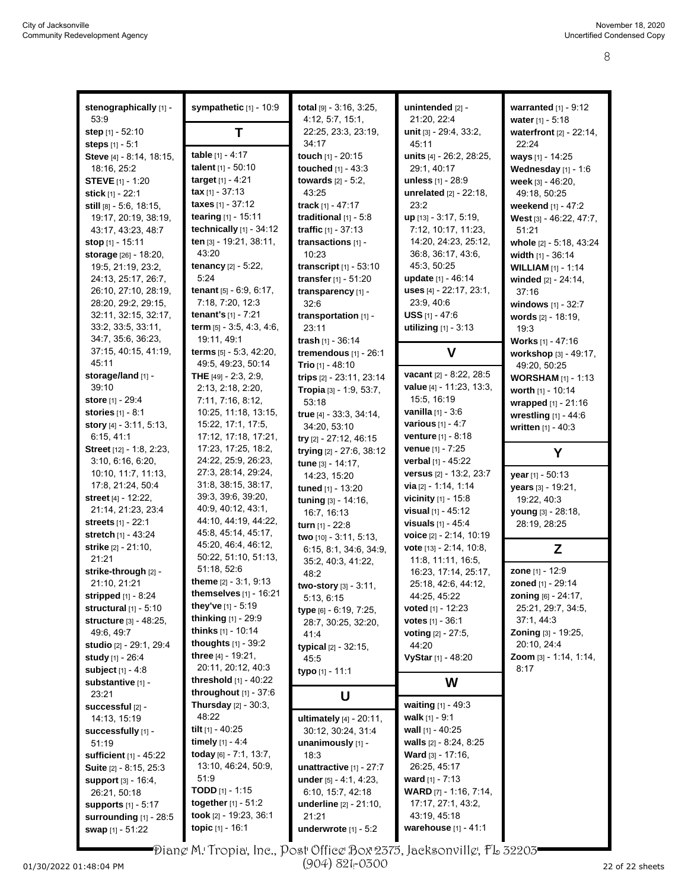**stenographically** [1] - 53:9
**step** [1] - 52:10
**steps** [1] - 5:1
**Steve** [4] - 8:14, 18:15, 18:16, 25:2
**STEVE** [1] - 1:20
**stick** [1] - 22:1
**still** [8] - 5:6, 18:15, 19:17, 20:19, 38:19, 43:17, 43:23, 48:7
**stop** [1] - 15:11
**storage** [26] - 18:20, 19:5, 21:19, 23:2, 24:13, 25:17, 26:7, 26:10, 27:10, 28:19, 28:20, 29:2, 29:15, 32:11, 32:15, 32:17, 33:2, 33:5, 33:11, 34:7, 35:6, 36:23, 37:15, 40:15, 41:19, 45:11
**storage/land** [1] - 39:10
**store** [1] - 29:4
**stories** [1] - 8:1
**story** [4] - 3:11, 5:13, 6:15, 41:1
**Street** [12] - 1:8, 2:23, 3:10, 6:16, 6:20, 10:10, 11:7, 11:13, 17:8, 21:24, 50:4
**street** [4] - 12:22, 21:14, 21:23, 23:4
**streets** [1] - 22:1
**stretch** [1] - 43:24
**strike** [2] - 21:10, 21:21
**strike-through** [2] - 21:10, 21:21
**stripped** [1] - 8:24
**structural** [1] - 5:10
**structure** [3] - 48:25, 49:6, 49:7
**studio** [2] - 29:1, 29:4
**study** [1] - 26:4
**subject** [1] - 4:8
**substantive** [1] - 23:21
**successful** [2] - 14:13, 15:19
**successfully** [1] - 51:19
**sufficient** [1] - 45:22
**Suite** [2] - 8:15, 25:3
**support** [3] - 16:4, 26:21, 50:18
**supports** [1] - 5:17
**surrounding** [1] - 28:5
**swap** [1] - 51:22
**sympathetic** [1] - 10:9

## T

**table** [1] - 4:17
**talent** [1] - 50:10
**target** [1] - 4:21
**tax** [1] - 37:13
**taxes** [1] - 37:12
**tearing** [1] - 15:11
**technically** [1] - 34:12
**ten** [3] - 19:21, 38:11, 43:20
**tenancy** [2] - 5:22, 5:24
**tenant** [5] - 6:9, 6:17, 7:18, 7:20, 12:3
**tenant's** [1] - 7:21
**term** [5] - 3:5, 4:3, 4:6, 19:11, 49:1
**terms** [5] - 5:3, 42:20, 49:5, 49:23, 50:14
**THE** [49] - 2:3, 2:9, 2:13, 2:18, 2:20, 7:11, 7:16, 8:12, 10:25, 11:18, 13:15, 15:22, 17:1, 17:5, 17:12, 17:18, 17:21, 17:23, 17:25, 18:2, 24:22, 25:9, 26:23, 27:3, 28:14, 29:24, 31:8, 38:15, 38:17, 39:3, 39:6, 39:20, 40:9, 40:12, 43:1, 44:10, 44:19, 44:22, 45:8, 45:14, 45:17, 45:20, 46:4, 46:12, 50:22, 51:10, 51:13, 51:18, 52:6
**theme** [2] - 3:1, 9:13
**themselves** [1] - 16:21
**they've** [1] - 5:19
**thinking** [1] - 29:9
**thinks** [1] - 10:14
**thoughts** [1] - 39:2
**three** [4] - 19:21, 20:11, 20:12, 40:3
**threshold** [1] - 40:22
**throughout** [1] - 37:6
**Thursday** [2] - 30:3, 48:22
**tilt** [1] - 40:25
**timely** [1] - 4:4
**today** [6] - 7:1, 13:7, 13:10, 46:24, 50:9, 51:9
**TODD** [1] - 1:15
**together** [1] - 51:2
**took** [2] - 19:23, 36:1
**topic** [1] - 16:1
**total** [9] - 3:16, 3:25, 4:12, 5:7, 15:1, 22:25, 23:3, 23:19, 34:17
**touch** [1] - 20:15
**touched** [1] - 43:3
**towards** [2] - 5:2, 43:25
**track** [1] - 47:17
**traditional** [1] - 5:8
**traffic** [1] - 37:13
**transactions** [1] - 10:23
**transcript** [1] - 53:10
**transfer** [1] - 51:20
**transparency** [1] - 32:6
**transportation** [1] - 23:11
**trash** [1] - 36:14
**tremendous** [1] - 26:1
**Trio** [1] - 48:10
**trips** [2] - 23:11, 23:14
**Tropia** [3] - 1:9, 53:7, 53:18
**true** [4] - 33:3, 34:14, 34:20, 53:10
**try** [2] - 27:12, 46:15
**trying** [2] - 27:6, 38:12
**tune** [3] - 14:17, 14:23, 15:20
**tuned** [1] - 13:20
**tuning** [3] - 14:16, 16:7, 16:13
**turn** [1] - 22:8
**two** [10] - 3:11, 5:13, 6:15, 8:1, 34:6, 34:9, 35:2, 40:3, 41:22, 48:2
**two-story** [3] - 3:11, 5:13, 6:15
**type** [6] - 6:19, 7:25, 28:7, 30:25, 32:20, 41:4
**typical** [2] - 32:15, 45:5
**typo** [1] - 11:1

## U

**ultimately** [4] - 20:11, 30:12, 30:24, 31:4
**unanimously** [1] - 18:3
**unattractive** [1] - 27:7
**under** [5] - 4:1, 4:23, 6:10, 15:7, 42:18
**underline** [2] - 21:10, 21:21
**underwrote** [1] - 5:2
**unintended** [2] - 21:20, 22:4
**unit** [3] - 29:4, 33:2, 45:11
**units** [4] - 26:2, 28:25, 29:1, 40:17
**unless** [1] - 28:9
**unrelated** [2] - 22:18, 23:2
**up** [13] - 3:17, 5:19, 7:12, 10:17, 11:23, 14:20, 24:23, 25:12, 36:8, 36:17, 43:6, 45:3, 50:25
**update** [1] - 46:14
**uses** [4] - 22:17, 23:1, 23:9, 40:6
**USS** [1] - 47:6
**utilizing** [1] - 3:13

## V

**vacant** [2] - 8:22, 28:5
**value** [4] - 11:23, 13:3, 15:5, 16:19
**vanilla** [1] - 3:6
**various** [1] - 4:7
**venture** [1] - 8:18
**venue** [1] - 7:25
**verbal** [1] - 45:22
**versus** [2] - 13:2, 23:7
**via** [2] - 1:14, 1:14
**vicinity** [1] - 15:8
**visual** [1] - 45:12
**visuals** [1] - 45:4
**voice** [2] - 2:14, 10:19
**vote** [13] - 2:14, 10:8, 11:8, 11:11, 16:5, 16:23, 17:14, 25:17, 25:18, 42:6, 44:12, 44:25, 45:22
**voted** [1] - 12:23
**votes** [1] - 36:1
**voting** [2] - 27:5, 44:20
**VyStar** [1] - 48:20

## W

**waiting** [1] - 49:3
**walk** [1] - 9:1
**wall** [1] - 40:25
**walls** [2] - 8:24, 8:25
**Ward** [3] - 17:16, 26:25, 45:17
**ward** [1] - 7:13
**WARD** [7] - 1:16, 7:14, 17:17, 27:1, 43:2, 43:19, 45:18
**warehouse** [1] - 41:1
**warranted** [1] - 9:12
**water** [1] - 5:18
**waterfront** [2] - 22:14, 22:24
**ways** [1] - 14:25
**Wednesday** [1] - 1:6
**week** [3] - 46:20, 49:18, 50:25
**weekend** [1] - 47:2
**West** [3] - 46:22, 47:7, 51:21
**whole** [2] - 5:18, 43:24
**width** [1] - 36:14
**WILLIAM** [1] - 1:14
**winded** [2] - 24:14, 37:16
**windows** [1] - 32:7
**words** [2] - 18:19, 19:3
**Works** [1] - 47:16
**workshop** [3] - 49:17, 49:20, 50:25
**WORSHAM** [1] - 1:13
**worth** [1] - 10:14
**wrapped** [1] - 21:16
**wrestling** [1] - 44:6
**written** [1] - 40:3

## Y

**year** [1] - 50:13
**years** [3] - 19:21, 19:22, 40:3
**young** [3] - 28:18, 28:19, 28:25

## Z

**zone** [1] - 12:9
**zoned** [1] - 29:14
**zoning** [6] - 24:17, 25:21, 29:7, 34:5, 37:1, 44:3
**Zoning** [3] - 19:25, 20:10, 24:4
**Zoom** [3] - 1:14, 1:14, 8:17

Diane M. Tropia, Inc., Post Office Box 2375, Jacksonville, FL 32203
(904) 821-0300